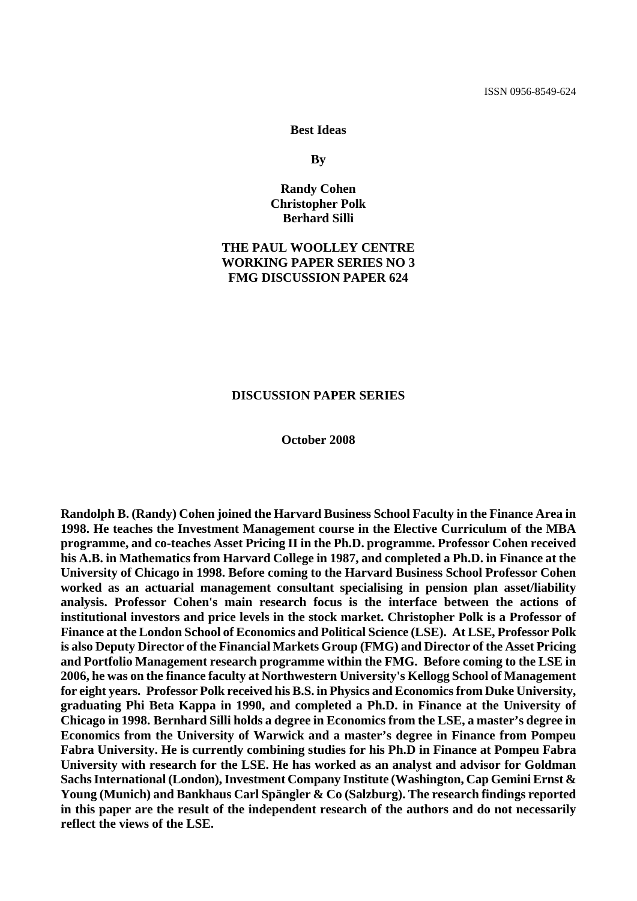ISSN 0956-8549-624

**Best Ideas**

**By**

**Randy Cohen**
**Christopher Polk**
**Berhard Silli**

**THE PAUL WOOLLEY CENTRE**
**WORKING PAPER SERIES NO 3**
**FMG DISCUSSION PAPER 624**

**DISCUSSION PAPER SERIES**

**October 2008**

**Randolph B. (Randy) Cohen joined the Harvard Business School Faculty in the Finance Area in 1998. He teaches the Investment Management course in the Elective Curriculum of the MBA programme, and co-teaches Asset Pricing II in the Ph.D. programme. Professor Cohen received his A.B. in Mathematics from Harvard College in 1987, and completed a Ph.D. in Finance at the University of Chicago in 1998. Before coming to the Harvard Business School Professor Cohen worked as an actuarial management consultant specialising in pension plan asset/liability analysis. Professor Cohen's main research focus is the interface between the actions of institutional investors and price levels in the stock market. Christopher Polk is a Professor of Finance at the London School of Economics and Political Science (LSE). At LSE, Professor Polk is also Deputy Director of the Financial Markets Group (FMG) and Director of the Asset Pricing and Portfolio Management research programme within the FMG. Before coming to the LSE in 2006, he was on the finance faculty at Northwestern University's Kellogg School of Management for eight years. Professor Polk received his B.S. in Physics and Economics from Duke University, graduating Phi Beta Kappa in 1990, and completed a Ph.D. in Finance at the University of Chicago in 1998. Bernhard Silli holds a degree in Economics from the LSE, a master's degree in Economics from the University of Warwick and a master's degree in Finance from Pompeu Fabra University. He is currently combining studies for his Ph.D in Finance at Pompeu Fabra University with research for the LSE. He has worked as an analyst and advisor for Goldman Sachs International (London), Investment Company Institute (Washington, Cap Gemini Ernst & Young (Munich) and Bankhaus Carl Spängler & Co (Salzburg). The research findings reported in this paper are the result of the independent research of the authors and do not necessarily reflect the views of the LSE.**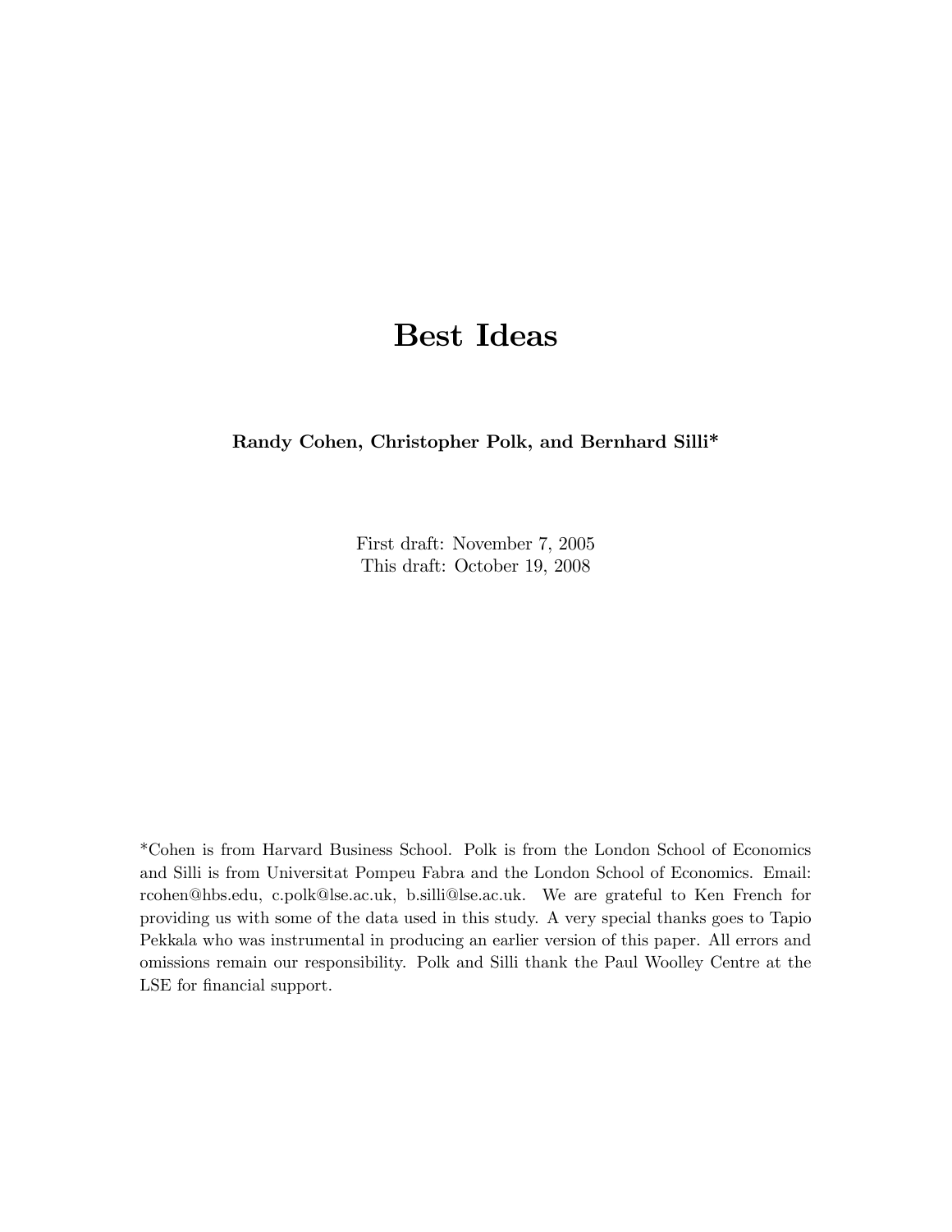# Best Ideas

**Randy Cohen, Christopher Polk, and Bernhard Silli***

First draft: November 7, 2005
This draft: October 19, 2008

*Cohen is from Harvard Business School. Polk is from the London School of Economics and Silli is from Universitat Pompeu Fabra and the London School of Economics. Email: rcohen@hbs.edu, c.polk@lse.ac.uk, b.silli@lse.ac.uk. We are grateful to Ken French for providing us with some of the data used in this study. A very special thanks goes to Tapio Pekkala who was instrumental in producing an earlier version of this paper. All errors and omissions remain our responsibility. Polk and Silli thank the Paul Woolley Centre at the LSE for financial support.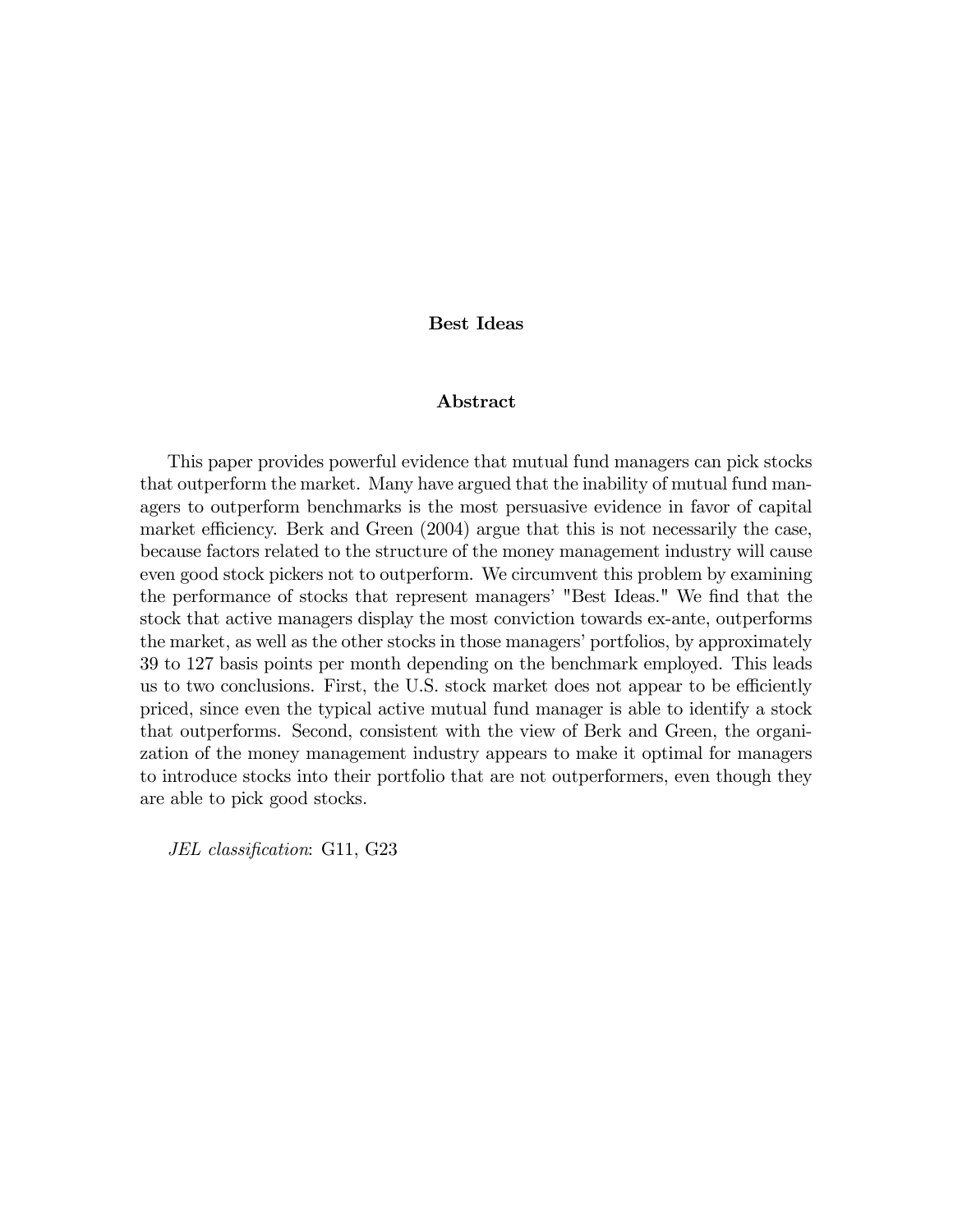# Best Ideas

## Abstract

This paper provides powerful evidence that mutual fund managers can pick stocks that outperform the market. Many have argued that the inability of mutual fund managers to outperform benchmarks is the most persuasive evidence in favor of capital market efficiency. Berk and Green (2004) argue that this is not necessarily the case, because factors related to the structure of the money management industry will cause even good stock pickers not to outperform. We circumvent this problem by examining the performance of stocks that represent managers' "Best Ideas." We find that the stock that active managers display the most conviction towards ex-ante, outperforms the market, as well as the other stocks in those managers' portfolios, by approximately 39 to 127 basis points per month depending on the benchmark employed. This leads us to two conclusions. First, the U.S. stock market does not appear to be efficiently priced, since even the typical active mutual fund manager is able to identify a stock that outperforms. Second, consistent with the view of Berk and Green, the organization of the money management industry appears to make it optimal for managers to introduce stocks into their portfolio that are not outperformers, even though they are able to pick good stocks.

*JEL classification*: G11, G23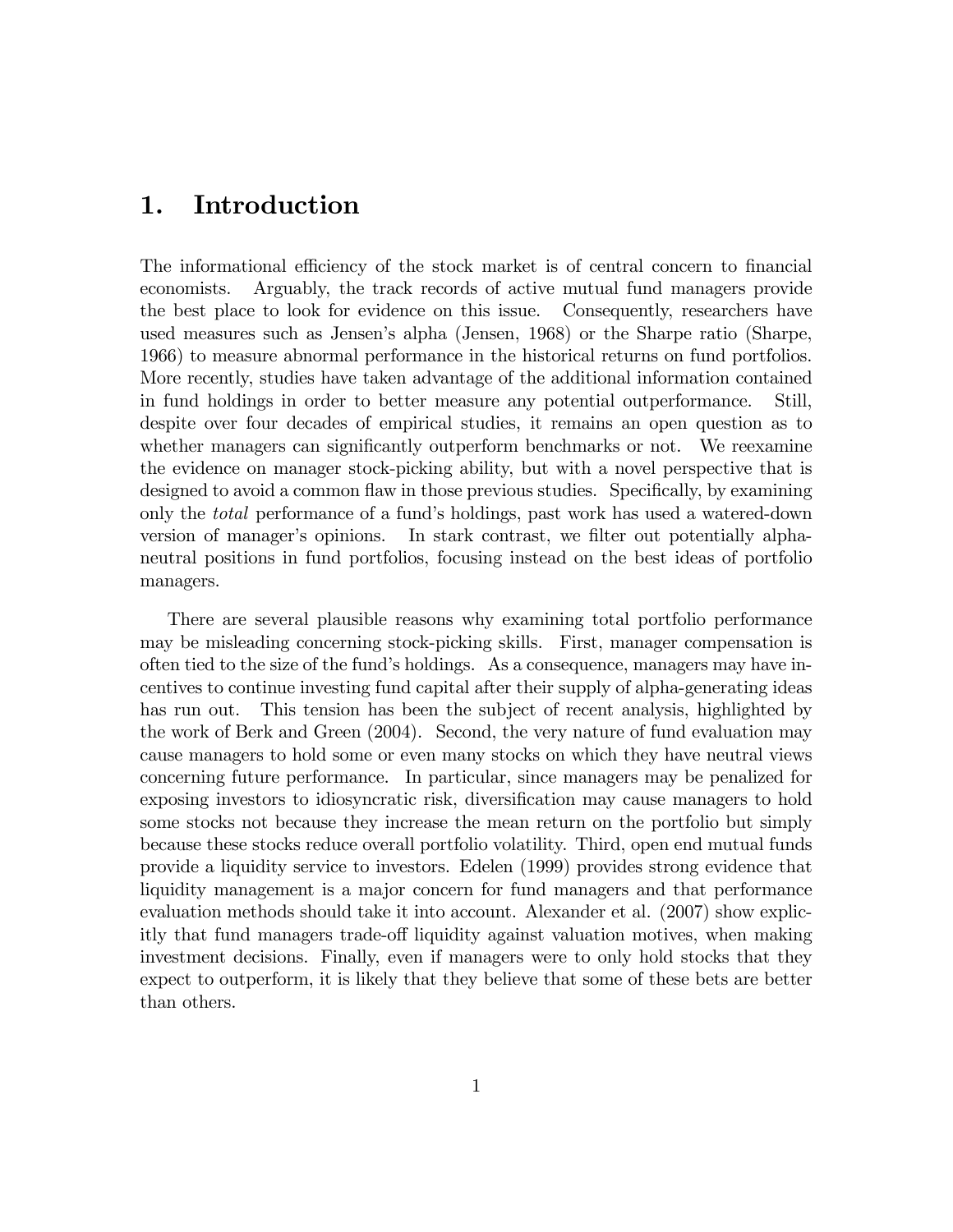# 1. Introduction

The informational efficiency of the stock market is of central concern to financial economists. Arguably, the track records of active mutual fund managers provide the best place to look for evidence on this issue. Consequently, researchers have used measures such as Jensen's alpha (Jensen, 1968) or the Sharpe ratio (Sharpe, 1966) to measure abnormal performance in the historical returns on fund portfolios. More recently, studies have taken advantage of the additional information contained in fund holdings in order to better measure any potential outperformance. Still, despite over four decades of empirical studies, it remains an open question as to whether managers can significantly outperform benchmarks or not. We reexamine the evidence on manager stock-picking ability, but with a novel perspective that is designed to avoid a common flaw in those previous studies. Specifically, by examining only the *total* performance of a fund's holdings, past work has used a watered-down version of manager's opinions. In stark contrast, we filter out potentially alpha-neutral positions in fund portfolios, focusing instead on the best ideas of portfolio managers.

There are several plausible reasons why examining total portfolio performance may be misleading concerning stock-picking skills. First, manager compensation is often tied to the size of the fund's holdings. As a consequence, managers may have incentives to continue investing fund capital after their supply of alpha-generating ideas has run out. This tension has been the subject of recent analysis, highlighted by the work of Berk and Green (2004). Second, the very nature of fund evaluation may cause managers to hold some or even many stocks on which they have neutral views concerning future performance. In particular, since managers may be penalized for exposing investors to idiosyncratic risk, diversification may cause managers to hold some stocks not because they increase the mean return on the portfolio but simply because these stocks reduce overall portfolio volatility. Third, open end mutual funds provide a liquidity service to investors. Edelen (1999) provides strong evidence that liquidity management is a major concern for fund managers and that performance evaluation methods should take it into account. Alexander et al. (2007) show explicitly that fund managers trade-off liquidity against valuation motives, when making investment decisions. Finally, even if managers were to only hold stocks that they expect to outperform, it is likely that they believe that some of these bets are better than others.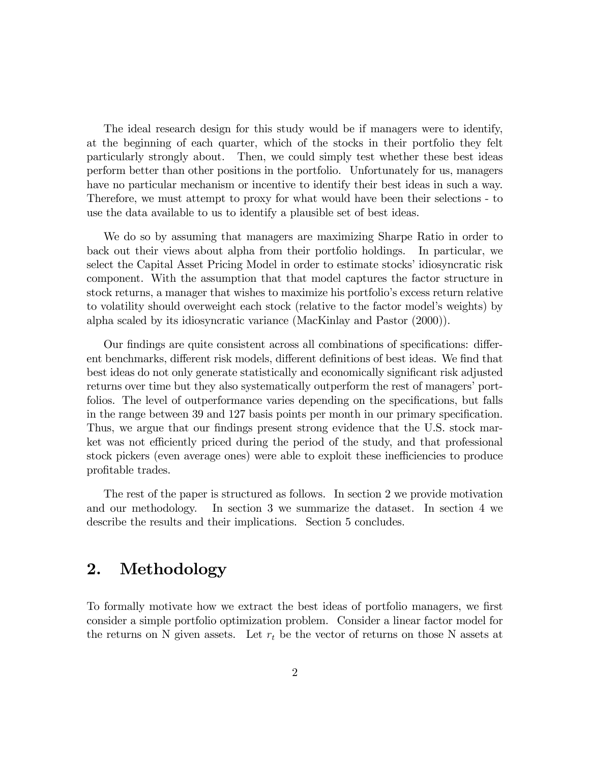The ideal research design for this study would be if managers were to identify, at the beginning of each quarter, which of the stocks in their portfolio they felt particularly strongly about. Then, we could simply test whether these best ideas perform better than other positions in the portfolio. Unfortunately for us, managers have no particular mechanism or incentive to identify their best ideas in such a way. Therefore, we must attempt to proxy for what would have been their selections - to use the data available to us to identify a plausible set of best ideas.

We do so by assuming that managers are maximizing Sharpe Ratio in order to back out their views about alpha from their portfolio holdings. In particular, we select the Capital Asset Pricing Model in order to estimate stocks' idiosyncratic risk component. With the assumption that that model captures the factor structure in stock returns, a manager that wishes to maximize his portfolio's excess return relative to volatility should overweight each stock (relative to the factor model's weights) by alpha scaled by its idiosyncratic variance (MacKinlay and Pastor (2000)).

Our findings are quite consistent across all combinations of specifications: different benchmarks, different risk models, different definitions of best ideas. We find that best ideas do not only generate statistically and economically significant risk adjusted returns over time but they also systematically outperform the rest of managers' portfolios. The level of outperformance varies depending on the specifications, but falls in the range between 39 and 127 basis points per month in our primary specification. Thus, we argue that our findings present strong evidence that the U.S. stock market was not efficiently priced during the period of the study, and that professional stock pickers (even average ones) were able to exploit these inefficiencies to produce profitable trades.

The rest of the paper is structured as follows. In section 2 we provide motivation and our methodology. In section 3 we summarize the dataset. In section 4 we describe the results and their implications. Section 5 concludes.

## 2. Methodology

To formally motivate how we extract the best ideas of portfolio managers, we first consider a simple portfolio optimization problem. Consider a linear factor model for the returns on N given assets. Let $r_t$ be the vector of returns on those N assets at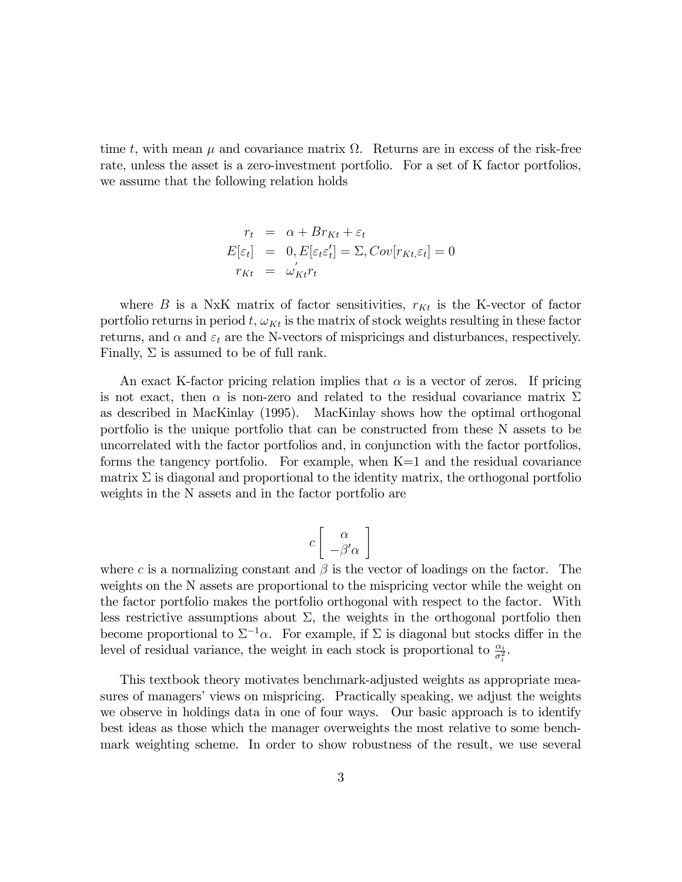time $t$, with mean $\mu$ and covariance matrix $\Omega$. Returns are in excess of the risk-free rate, unless the asset is a zero-investment portfolio. For a set of K factor portfolios, we assume that the following relation holds

$$
\begin{aligned}
r_t &= \alpha + B r_{Kt} + \varepsilon_t \\
E[\varepsilon_t] &= 0, E[\varepsilon_t \varepsilon_t'] = \Sigma, Cov[r_{Kt,}\varepsilon_t] = 0 \\
r_{Kt} &= \omega_{Kt}' r_t
\end{aligned}
$$

where $B$ is a NxK matrix of factor sensitivities, $r_{Kt}$ is the K-vector of factor portfolio returns in period $t$, $\omega_{Kt}$ is the matrix of stock weights resulting in these factor returns, and $\alpha$ and $\varepsilon_t$ are the N-vectors of mispricings and disturbances, respectively. Finally, $\Sigma$ is assumed to be of full rank.

An exact K-factor pricing relation implies that $\alpha$ is a vector of zeros. If pricing is not exact, then $\alpha$ is non-zero and related to the residual covariance matrix $\Sigma$ as described in MacKinlay (1995). MacKinlay shows how the optimal orthogonal portfolio is the unique portfolio that can be constructed from these N assets to be uncorrelated with the factor portfolios and, in conjunction with the factor portfolios, forms the tangency portfolio. For example, when K=1 and the residual covariance matrix $\Sigma$ is diagonal and proportional to the identity matrix, the orthogonal portfolio weights in the N assets and in the factor portfolio are

$$
c \begin{bmatrix} \alpha \\ -\beta' \alpha \end{bmatrix}
$$

where $c$ is a normalizing constant and $\beta$ is the vector of loadings on the factor. The weights on the N assets are proportional to the mispricing vector while the weight on the factor portfolio makes the portfolio orthogonal with respect to the factor. With less restrictive assumptions about $\Sigma$, the weights in the orthogonal portfolio then become proportional to $\Sigma^{-1}\alpha$. For example, if $\Sigma$ is diagonal but stocks differ in the level of residual variance, the weight in each stock is proportional to $\frac{\alpha_i}{\sigma_i^2}$.

This textbook theory motivates benchmark-adjusted weights as appropriate measures of managers' views on mispricing. Practically speaking, we adjust the weights we observe in holdings data in one of four ways. Our basic approach is to identify best ideas as those which the manager overweights the most relative to some benchmark weighting scheme. In order to show robustness of the result, we use several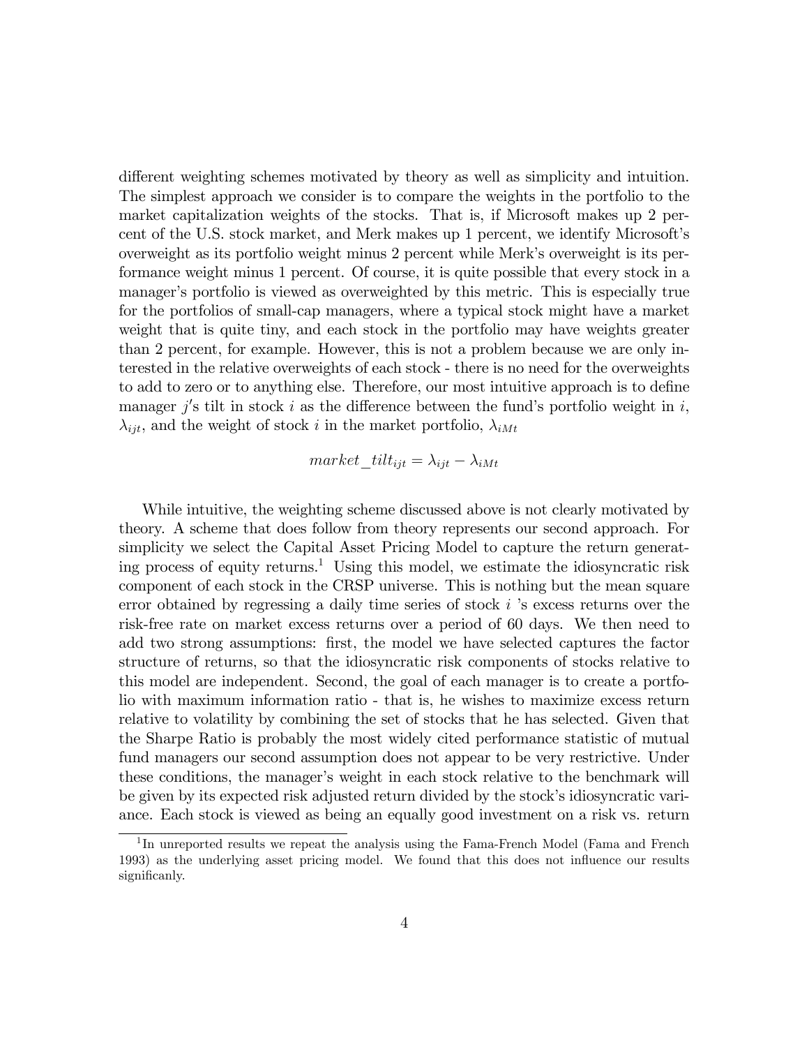different weighting schemes motivated by theory as well as simplicity and intuition. The simplest approach we consider is to compare the weights in the portfolio to the market capitalization weights of the stocks. That is, if Microsoft makes up 2 percent of the U.S. stock market, and Merk makes up 1 percent, we identify Microsoft's overweight as its portfolio weight minus 2 percent while Merk's overweight is its performance weight minus 1 percent. Of course, it is quite possible that every stock in a manager's portfolio is viewed as overweighted by this metric. This is especially true for the portfolios of small-cap managers, where a typical stock might have a market weight that is quite tiny, and each stock in the portfolio may have weights greater than 2 percent, for example. However, this is not a problem because we are only interested in the relative overweights of each stock - there is no need for the overweights to add to zero or to anything else. Therefore, our most intuitive approach is to define manager $j'$s tilt in stock $i$ as the difference between the fund's portfolio weight in $i$, $\lambda_{ijt}$, and the weight of stock $i$ in the market portfolio, $\lambda_{iMt}$

$$market\_tilt_{ijt} = \lambda_{ijt} - \lambda_{iMt}$$

While intuitive, the weighting scheme discussed above is not clearly motivated by theory. A scheme that does follow from theory represents our second approach. For simplicity we select the Capital Asset Pricing Model to capture the return generating process of equity returns.[1] Using this model, we estimate the idiosyncratic risk component of each stock in the CRSP universe. This is nothing but the mean square error obtained by regressing a daily time series of stock $i$ 's excess returns over the risk-free rate on market excess returns over a period of 60 days. We then need to add two strong assumptions: first, the model we have selected captures the factor structure of returns, so that the idiosyncratic risk components of stocks relative to this model are independent. Second, the goal of each manager is to create a portfolio with maximum information ratio - that is, he wishes to maximize excess return relative to volatility by combining the set of stocks that he has selected. Given that the Sharpe Ratio is probably the most widely cited performance statistic of mutual fund managers our second assumption does not appear to be very restrictive. Under these conditions, the manager's weight in each stock relative to the benchmark will be given by its expected risk adjusted return divided by the stock's idiosyncratic variance. Each stock is viewed as being an equally good investment on a risk vs. return

[1] In unreported results we repeat the analysis using the Fama-French Model (Fama and French 1993) as the underlying asset pricing model. We found that this does not influence our results significanly.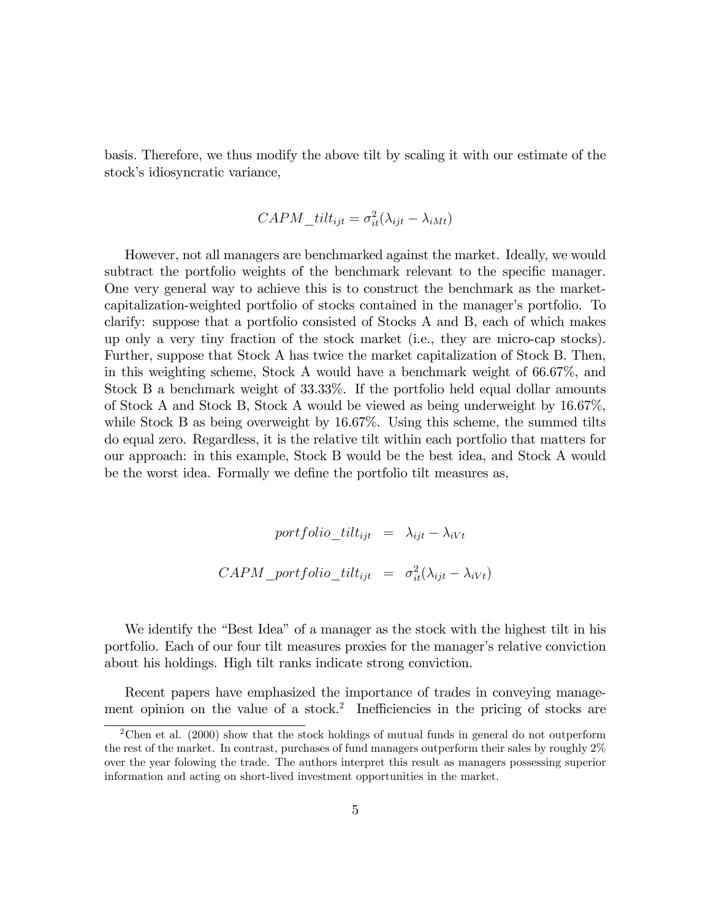basis. Therefore, we thus modify the above tilt by scaling it with our estimate of the stock's idiosyncratic variance,

$$CAPM\_tilt_{ijt} = \sigma_{it}^2(\lambda_{ijt} - \lambda_{iMt})$$

However, not all managers are benchmarked against the market. Ideally, we would subtract the portfolio weights of the benchmark relevant to the specific manager. One very general way to achieve this is to construct the benchmark as the market-capitalization-weighted portfolio of stocks contained in the manager's portfolio. To clarify: suppose that a portfolio consisted of Stocks A and B, each of which makes up only a very tiny fraction of the stock market (i.e., they are micro-cap stocks). Further, suppose that Stock A has twice the market capitalization of Stock B. Then, in this weighting scheme, Stock A would have a benchmark weight of 66.67%, and Stock B a benchmark weight of 33.33%. If the portfolio held equal dollar amounts of Stock A and Stock B, Stock A would be viewed as being underweight by 16.67%, while Stock B as being overweight by 16.67%. Using this scheme, the summed tilts do equal zero. Regardless, it is the relative tilt within each portfolio that matters for our approach: in this example, Stock B would be the best idea, and Stock A would be the worst idea. Formally we define the portfolio tilt measures as,

$$portfolio\_tilt_{ijt} = \lambda_{ijt} - \lambda_{iVt}$$

$$CAPM\_portfolio\_tilt_{ijt} = \sigma_{it}^2(\lambda_{ijt} - \lambda_{iVt})$$

We identify the "Best Idea" of a manager as the stock with the highest tilt in his portfolio. Each of our four tilt measures proxies for the manager's relative conviction about his holdings. High tilt ranks indicate strong conviction.

Recent papers have emphasized the importance of trades in conveying management opinion on the value of a stock.[2] Inefficiencies in the pricing of stocks are

[2] Chen et al. (2000) show that the stock holdings of mutual funds in general do not outperform the rest of the market. In contrast, purchases of fund managers outperform their sales by roughly 2% over the year folowing the trade. The authors interpret this result as managers possessing superior information and acting on short-lived investment opportunities in the market.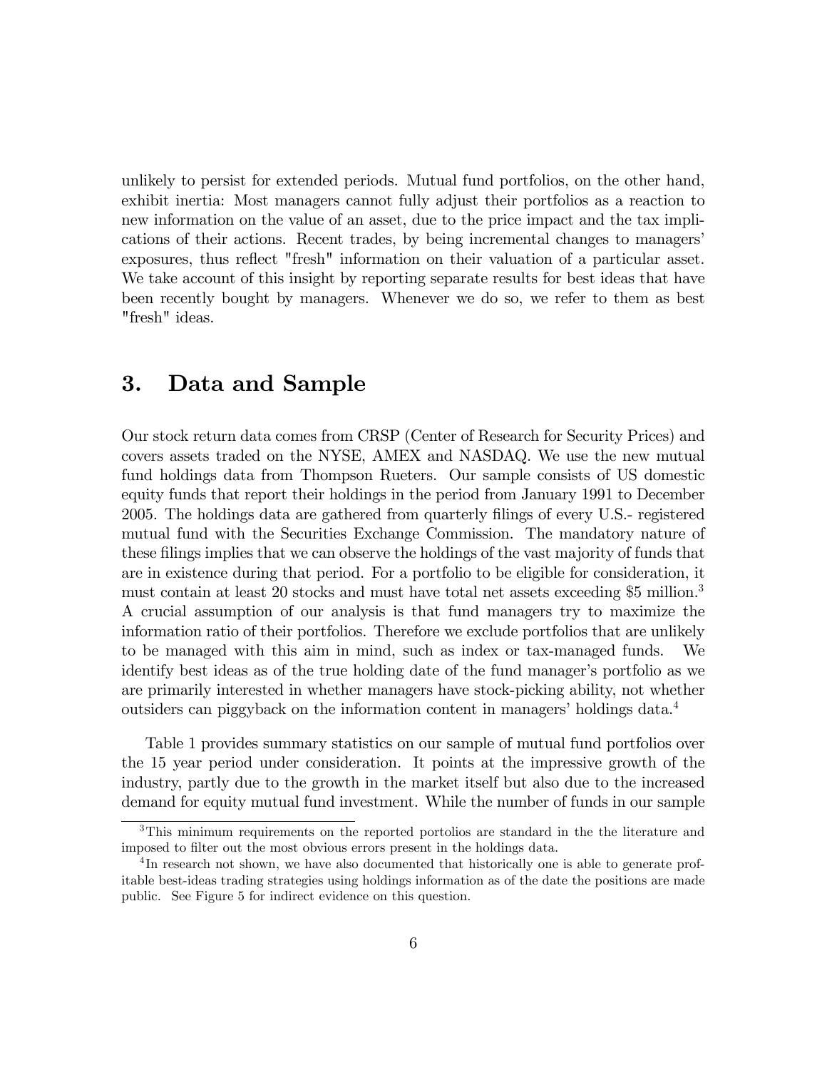unlikely to persist for extended periods. Mutual fund portfolios, on the other hand, exhibit inertia: Most managers cannot fully adjust their portfolios as a reaction to new information on the value of an asset, due to the price impact and the tax implications of their actions. Recent trades, by being incremental changes to managers' exposures, thus reflect "fresh" information on their valuation of a particular asset. We take account of this insight by reporting separate results for best ideas that have been recently bought by managers. Whenever we do so, we refer to them as best "fresh" ideas.

## 3. Data and Sample

Our stock return data comes from CRSP (Center of Research for Security Prices) and covers assets traded on the NYSE, AMEX and NASDAQ. We use the new mutual fund holdings data from Thompson Rueters. Our sample consists of US domestic equity funds that report their holdings in the period from January 1991 to December 2005. The holdings data are gathered from quarterly filings of every U.S.- registered mutual fund with the Securities Exchange Commission. The mandatory nature of these filings implies that we can observe the holdings of the vast majority of funds that are in existence during that period. For a portfolio to be eligible for consideration, it must contain at least 20 stocks and must have total net assets exceeding \$5 million.[3] A crucial assumption of our analysis is that fund managers try to maximize the information ratio of their portfolios. Therefore we exclude portfolios that are unlikely to be managed with this aim in mind, such as index or tax-managed funds. We identify best ideas as of the true holding date of the fund manager's portfolio as we are primarily interested in whether managers have stock-picking ability, not whether outsiders can piggyback on the information content in managers' holdings data.[4]

Table 1 provides summary statistics on our sample of mutual fund portfolios over the 15 year period under consideration. It points at the impressive growth of the industry, partly due to the growth in the market itself but also due to the increased demand for equity mutual fund investment. While the number of funds in our sample

[3] This minimum requirements on the reported portolios are standard in the the literature and imposed to filter out the most obvious errors present in the holdings data.

[4] In research not shown, we have also documented that historically one is able to generate profitable best-ideas trading strategies using holdings information as of the date the positions are made public. See Figure 5 for indirect evidence on this question.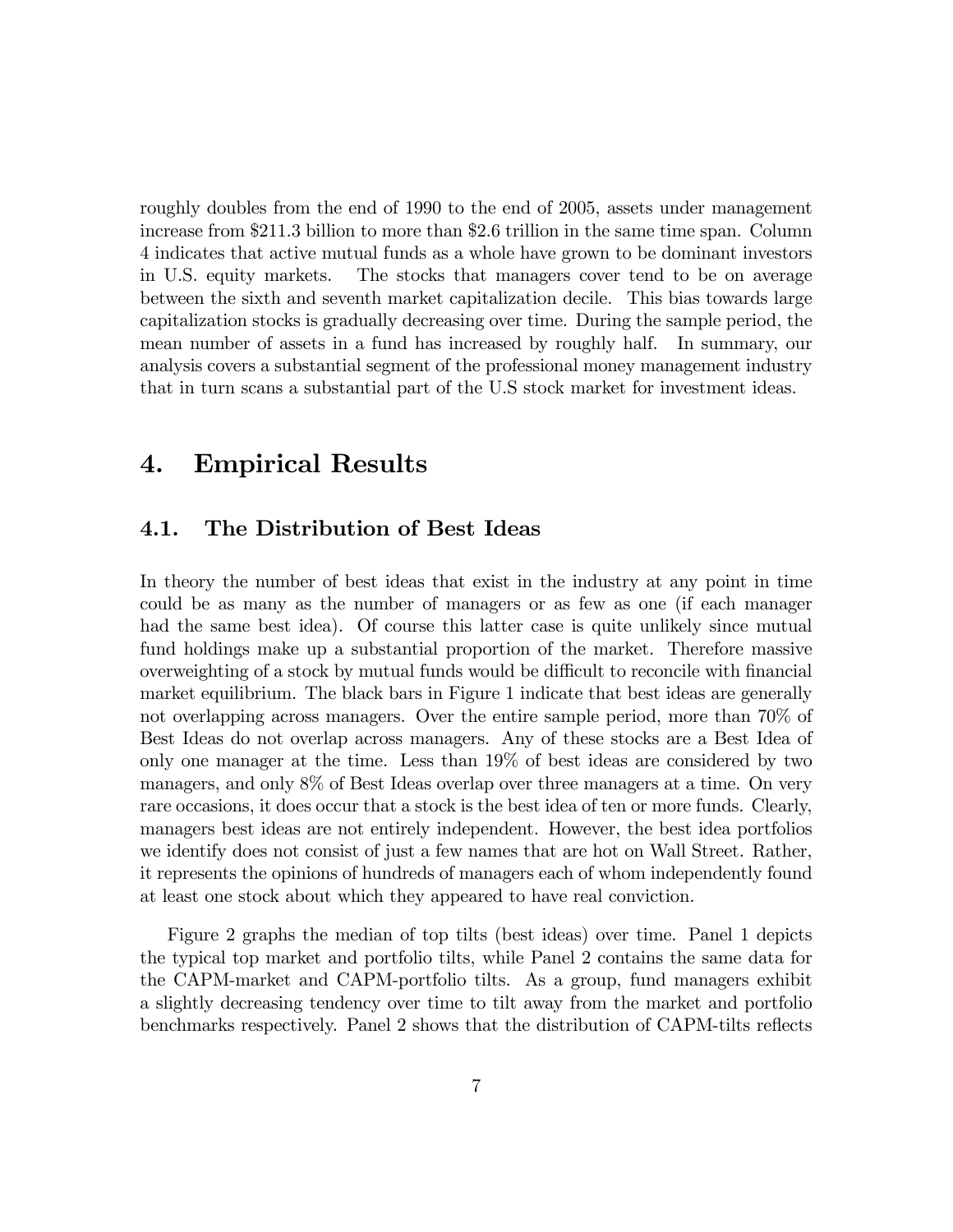roughly doubles from the end of 1990 to the end of 2005, assets under management increase from $211.3 billion to more than $2.6 trillion in the same time span. Column 4 indicates that active mutual funds as a whole have grown to be dominant investors in U.S. equity markets. The stocks that managers cover tend to be on average between the sixth and seventh market capitalization decile. This bias towards large capitalization stocks is gradually decreasing over time. During the sample period, the mean number of assets in a fund has increased by roughly half. In summary, our analysis covers a substantial segment of the professional money management industry that in turn scans a substantial part of the U.S stock market for investment ideas.

# 4. Empirical Results

## 4.1. The Distribution of Best Ideas

In theory the number of best ideas that exist in the industry at any point in time could be as many as the number of managers or as few as one (if each manager had the same best idea). Of course this latter case is quite unlikely since mutual fund holdings make up a substantial proportion of the market. Therefore massive overweighting of a stock by mutual funds would be difficult to reconcile with financial market equilibrium. The black bars in Figure 1 indicate that best ideas are generally not overlapping across managers. Over the entire sample period, more than 70% of Best Ideas do not overlap across managers. Any of these stocks are a Best Idea of only one manager at the time. Less than 19% of best ideas are considered by two managers, and only 8% of Best Ideas overlap over three managers at a time. On very rare occasions, it does occur that a stock is the best idea of ten or more funds. Clearly, managers best ideas are not entirely independent. However, the best idea portfolios we identify does not consist of just a few names that are hot on Wall Street. Rather, it represents the opinions of hundreds of managers each of whom independently found at least one stock about which they appeared to have real conviction.

Figure 2 graphs the median of top tilts (best ideas) over time. Panel 1 depicts the typical top market and portfolio tilts, while Panel 2 contains the same data for the CAPM-market and CAPM-portfolio tilts. As a group, fund managers exhibit a slightly decreasing tendency over time to tilt away from the market and portfolio benchmarks respectively. Panel 2 shows that the distribution of CAPM-tilts reflects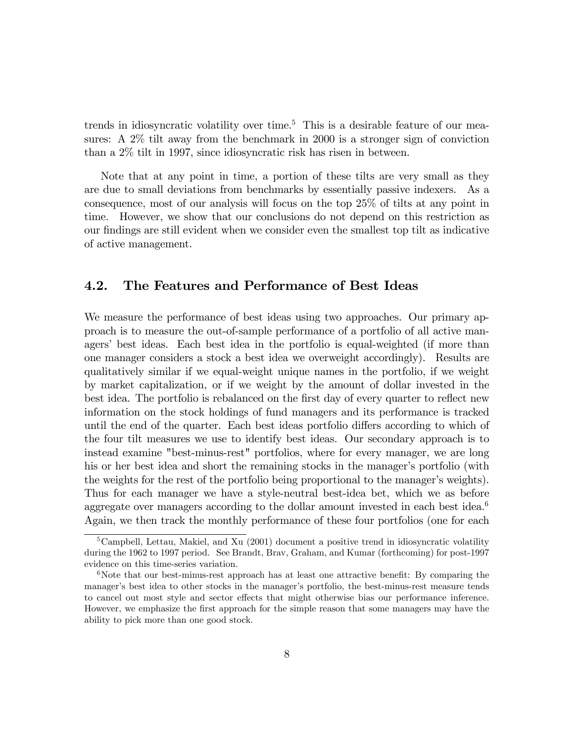trends in idiosyncratic volatility over time.[5] This is a desirable feature of our measures: A 2% tilt away from the benchmark in 2000 is a stronger sign of conviction than a 2% tilt in 1997, since idiosyncratic risk has risen in between.

Note that at any point in time, a portion of these tilts are very small as they are due to small deviations from benchmarks by essentially passive indexers. As a consequence, most of our analysis will focus on the top 25% of tilts at any point in time. However, we show that our conclusions do not depend on this restriction as our findings are still evident when we consider even the smallest top tilt as indicative of active management.

## 4.2. The Features and Performance of Best Ideas

We measure the performance of best ideas using two approaches. Our primary approach is to measure the out-of-sample performance of a portfolio of all active managers' best ideas. Each best idea in the portfolio is equal-weighted (if more than one manager considers a stock a best idea we overweight accordingly). Results are qualitatively similar if we equal-weight unique names in the portfolio, if we weight by market capitalization, or if we weight by the amount of dollar invested in the best idea. The portfolio is rebalanced on the first day of every quarter to reflect new information on the stock holdings of fund managers and its performance is tracked until the end of the quarter. Each best ideas portfolio differs according to which of the four tilt measures we use to identify best ideas. Our secondary approach is to instead examine "best-minus-rest" portfolios, where for every manager, we are long his or her best idea and short the remaining stocks in the manager's portfolio (with the weights for the rest of the portfolio being proportional to the manager's weights). Thus for each manager we have a style-neutral best-idea bet, which we as before aggregate over managers according to the dollar amount invested in each best idea.[6] Again, we then track the monthly performance of these four portfolios (one for each

[5] Campbell, Lettau, Makiel, and Xu (2001) document a positive trend in idiosyncratic volatility during the 1962 to 1997 period. See Brandt, Brav, Graham, and Kumar (forthcoming) for post-1997 evidence on this time-series variation.

[6] Note that our best-minus-rest approach has at least one attractive benefit: By comparing the manager's best idea to other stocks in the manager's portfolio, the best-minus-rest measure tends to cancel out most style and sector effects that might otherwise bias our performance inference. However, we emphasize the first approach for the simple reason that some managers may have the ability to pick more than one good stock.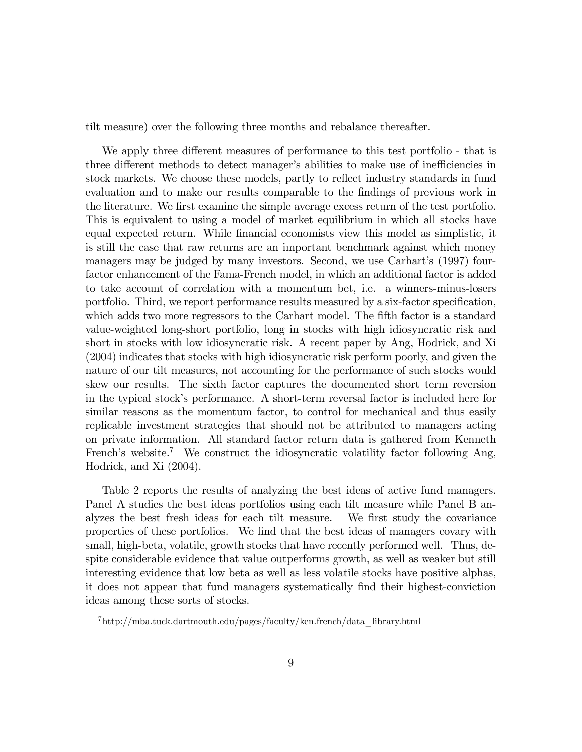tilt measure) over the following three months and rebalance thereafter.

We apply three different measures of performance to this test portfolio - that is three different methods to detect manager's abilities to make use of inefficiencies in stock markets. We choose these models, partly to reflect industry standards in fund evaluation and to make our results comparable to the findings of previous work in the literature. We first examine the simple average excess return of the test portfolio. This is equivalent to using a model of market equilibrium in which all stocks have equal expected return. While financial economists view this model as simplistic, it is still the case that raw returns are an important benchmark against which money managers may be judged by many investors. Second, we use Carhart's (1997) four-factor enhancement of the Fama-French model, in which an additional factor is added to take account of correlation with a momentum bet, i.e. a winners-minus-losers portfolio. Third, we report performance results measured by a six-factor specification, which adds two more regressors to the Carhart model. The fifth factor is a standard value-weighted long-short portfolio, long in stocks with high idiosyncratic risk and short in stocks with low idiosyncratic risk. A recent paper by Ang, Hodrick, and Xi (2004) indicates that stocks with high idiosyncratic risk perform poorly, and given the nature of our tilt measures, not accounting for the performance of such stocks would skew our results. The sixth factor captures the documented short term reversion in the typical stock's performance. A short-term reversal factor is included here for similar reasons as the momentum factor, to control for mechanical and thus easily replicable investment strategies that should not be attributed to managers acting on private information. All standard factor return data is gathered from Kenneth French's website.[7] We construct the idiosyncratic volatility factor following Ang, Hodrick, and Xi (2004).

Table 2 reports the results of analyzing the best ideas of active fund managers. Panel A studies the best ideas portfolios using each tilt measure while Panel B analyzes the best fresh ideas for each tilt measure. We first study the covariance properties of these portfolios. We find that the best ideas of managers covary with small, high-beta, volatile, growth stocks that have recently performed well. Thus, despite considerable evidence that value outperforms growth, as well as weaker but still interesting evidence that low beta as well as less volatile stocks have positive alphas, it does not appear that fund managers systematically find their highest-conviction ideas among these sorts of stocks.

[7] http://mba.tuck.dartmouth.edu/pages/faculty/ken.french/data_library.html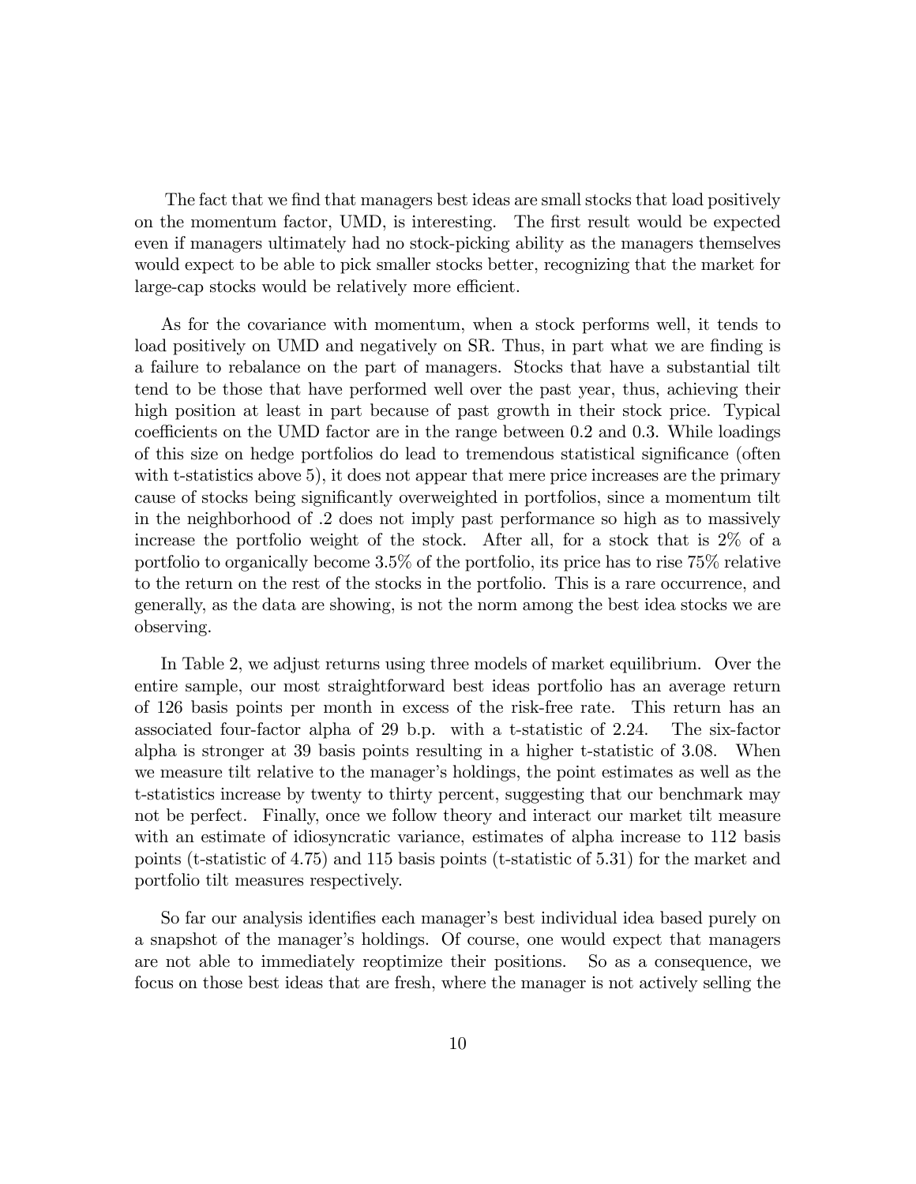The fact that we find that managers best ideas are small stocks that load positively on the momentum factor, UMD, is interesting. The first result would be expected even if managers ultimately had no stock-picking ability as the managers themselves would expect to be able to pick smaller stocks better, recognizing that the market for large-cap stocks would be relatively more efficient.

As for the covariance with momentum, when a stock performs well, it tends to load positively on UMD and negatively on SR. Thus, in part what we are finding is a failure to rebalance on the part of managers. Stocks that have a substantial tilt tend to be those that have performed well over the past year, thus, achieving their high position at least in part because of past growth in their stock price. Typical coefficients on the UMD factor are in the range between 0.2 and 0.3. While loadings of this size on hedge portfolios do lead to tremendous statistical significance (often with t-statistics above 5), it does not appear that mere price increases are the primary cause of stocks being significantly overweighted in portfolios, since a momentum tilt in the neighborhood of .2 does not imply past performance so high as to massively increase the portfolio weight of the stock. After all, for a stock that is 2% of a portfolio to organically become 3.5% of the portfolio, its price has to rise 75% relative to the return on the rest of the stocks in the portfolio. This is a rare occurrence, and generally, as the data are showing, is not the norm among the best idea stocks we are observing.

In Table 2, we adjust returns using three models of market equilibrium. Over the entire sample, our most straightforward best ideas portfolio has an average return of 126 basis points per month in excess of the risk-free rate. This return has an associated four-factor alpha of 29 b.p. with a t-statistic of 2.24. The six-factor alpha is stronger at 39 basis points resulting in a higher t-statistic of 3.08. When we measure tilt relative to the manager's holdings, the point estimates as well as the t-statistics increase by twenty to thirty percent, suggesting that our benchmark may not be perfect. Finally, once we follow theory and interact our market tilt measure with an estimate of idiosyncratic variance, estimates of alpha increase to 112 basis points (t-statistic of 4.75) and 115 basis points (t-statistic of 5.31) for the market and portfolio tilt measures respectively.

So far our analysis identifies each manager's best individual idea based purely on a snapshot of the manager's holdings. Of course, one would expect that managers are not able to immediately reoptimize their positions. So as a consequence, we focus on those best ideas that are fresh, where the manager is not actively selling the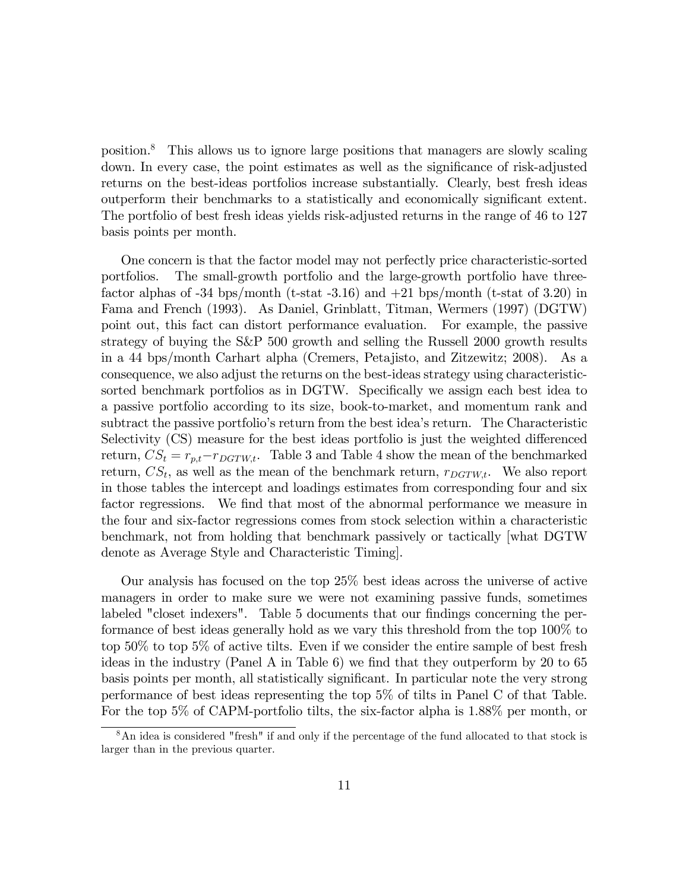position.[8] This allows us to ignore large positions that managers are slowly scaling down. In every case, the point estimates as well as the significance of risk-adjusted returns on the best-ideas portfolios increase substantially. Clearly, best fresh ideas outperform their benchmarks to a statistically and economically significant extent. The portfolio of best fresh ideas yields risk-adjusted returns in the range of 46 to 127 basis points per month.

One concern is that the factor model may not perfectly price characteristic-sorted portfolios. The small-growth portfolio and the large-growth portfolio have three-factor alphas of -34 bps/month (t-stat -3.16) and +21 bps/month (t-stat of 3.20) in Fama and French (1993). As Daniel, Grinblatt, Titman, Wermers (1997) (DGTW) point out, this fact can distort performance evaluation. For example, the passive strategy of buying the S&P 500 growth and selling the Russell 2000 growth results in a 44 bps/month Carhart alpha (Cremers, Petajisto, and Zitzewitz; 2008). As a consequence, we also adjust the returns on the best-ideas strategy using characteristic-sorted benchmark portfolios as in DGTW. Specifically we assign each best idea to a passive portfolio according to its size, book-to-market, and momentum rank and subtract the passive portfolio's return from the best idea's return. The Characteristic Selectivity (CS) measure for the best ideas portfolio is just the weighted differenced return, $CS_t = r_{p,t} - r_{DGTW,t}$. Table 3 and Table 4 show the mean of the benchmarked return, $CS_t$, as well as the mean of the benchmark return, $r_{DGTW,t}$. We also report in those tables the intercept and loadings estimates from corresponding four and six factor regressions. We find that most of the abnormal performance we measure in the four and six-factor regressions comes from stock selection within a characteristic benchmark, not from holding that benchmark passively or tactically [what DGTW denote as Average Style and Characteristic Timing].

Our analysis has focused on the top 25% best ideas across the universe of active managers in order to make sure we were not examining passive funds, sometimes labeled "closet indexers". Table 5 documents that our findings concerning the performance of best ideas generally hold as we vary this threshold from the top 100% to top 50% to top 5% of active tilts. Even if we consider the entire sample of best fresh ideas in the industry (Panel A in Table 6) we find that they outperform by 20 to 65 basis points per month, all statistically significant. In particular note the very strong performance of best ideas representing the top 5% of tilts in Panel C of that Table. For the top 5% of CAPM-portfolio tilts, the six-factor alpha is 1.88% per month, or

[8] An idea is considered "fresh" if and only if the percentage of the fund allocated to that stock is larger than in the previous quarter.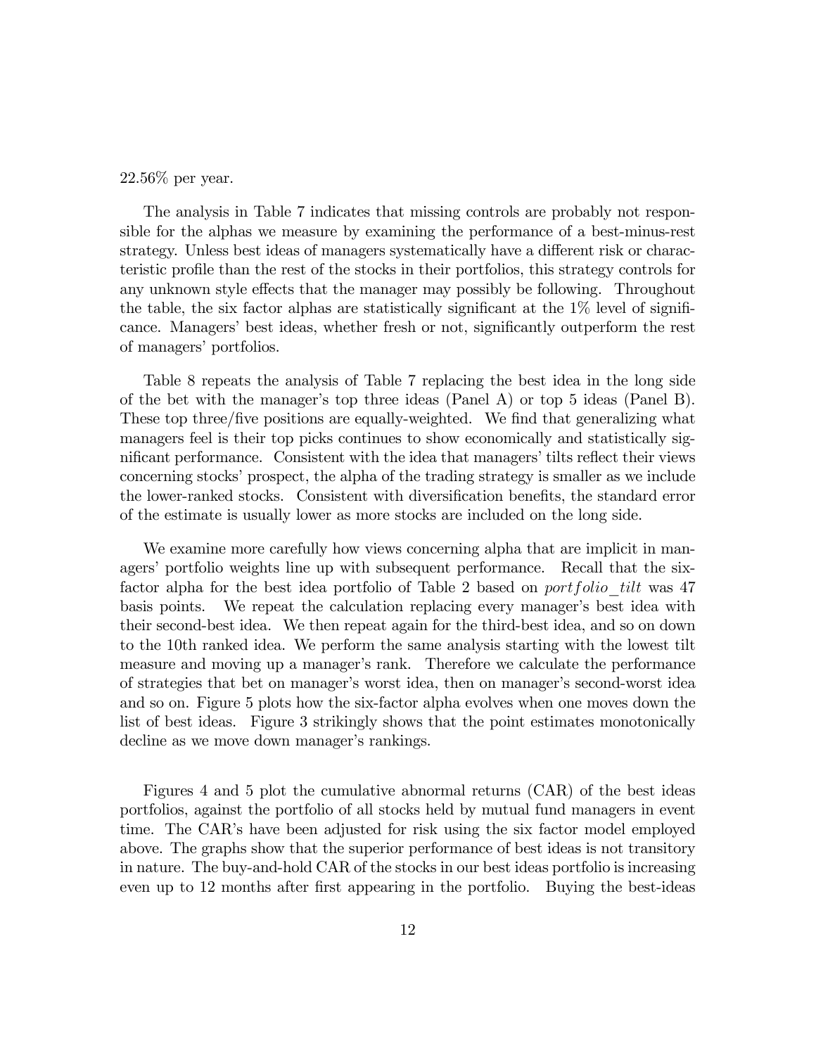22.56% per year.

The analysis in Table 7 indicates that missing controls are probably not responsible for the alphas we measure by examining the performance of a best-minus-rest strategy. Unless best ideas of managers systematically have a different risk or characteristic profile than the rest of the stocks in their portfolios, this strategy controls for any unknown style effects that the manager may possibly be following. Throughout the table, the six factor alphas are statistically significant at the 1% level of significance. Managers' best ideas, whether fresh or not, significantly outperform the rest of managers' portfolios.

Table 8 repeats the analysis of Table 7 replacing the best idea in the long side of the bet with the manager's top three ideas (Panel A) or top 5 ideas (Panel B). These top three/five positions are equally-weighted. We find that generalizing what managers feel is their top picks continues to show economically and statistically significant performance. Consistent with the idea that managers' tilts reflect their views concerning stocks' prospect, the alpha of the trading strategy is smaller as we include the lower-ranked stocks. Consistent with diversification benefits, the standard error of the estimate is usually lower as more stocks are included on the long side.

We examine more carefully how views concerning alpha that are implicit in managers' portfolio weights line up with subsequent performance. Recall that the six-factor alpha for the best idea portfolio of Table 2 based on $portfolio\_tilt$ was 47 basis points. We repeat the calculation replacing every manager's best idea with their second-best idea. We then repeat again for the third-best idea, and so on down to the 10th ranked idea. We perform the same analysis starting with the lowest tilt measure and moving up a manager's rank. Therefore we calculate the performance of strategies that bet on manager's worst idea, then on manager's second-worst idea and so on. Figure 5 plots how the six-factor alpha evolves when one moves down the list of best ideas. Figure 3 strikingly shows that the point estimates monotonically decline as we move down manager's rankings.

Figures 4 and 5 plot the cumulative abnormal returns (CAR) of the best ideas portfolios, against the portfolio of all stocks held by mutual fund managers in event time. The CAR's have been adjusted for risk using the six factor model employed above. The graphs show that the superior performance of best ideas is not transitory in nature. The buy-and-hold CAR of the stocks in our best ideas portfolio is increasing even up to 12 months after first appearing in the portfolio. Buying the best-ideas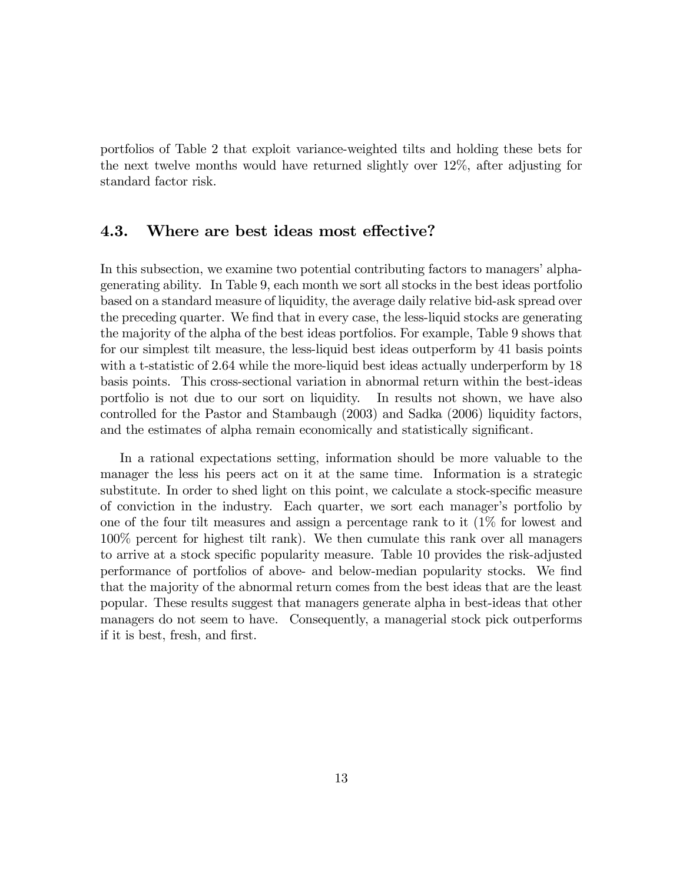portfolios of Table 2 that exploit variance-weighted tilts and holding these bets for the next twelve months would have returned slightly over 12%, after adjusting for standard factor risk.

## 4.3. Where are best ideas most effective?

In this subsection, we examine two potential contributing factors to managers' alpha-generating ability. In Table 9, each month we sort all stocks in the best ideas portfolio based on a standard measure of liquidity, the average daily relative bid-ask spread over the preceding quarter. We find that in every case, the less-liquid stocks are generating the majority of the alpha of the best ideas portfolios. For example, Table 9 shows that for our simplest tilt measure, the less-liquid best ideas outperform by 41 basis points with a t-statistic of 2.64 while the more-liquid best ideas actually underperform by 18 basis points. This cross-sectional variation in abnormal return within the best-ideas portfolio is not due to our sort on liquidity. In results not shown, we have also controlled for the Pastor and Stambaugh (2003) and Sadka (2006) liquidity factors, and the estimates of alpha remain economically and statistically significant.

In a rational expectations setting, information should be more valuable to the manager the less his peers act on it at the same time. Information is a strategic substitute. In order to shed light on this point, we calculate a stock-specific measure of conviction in the industry. Each quarter, we sort each manager's portfolio by one of the four tilt measures and assign a percentage rank to it (1% for lowest and 100% percent for highest tilt rank). We then cumulate this rank over all managers to arrive at a stock specific popularity measure. Table 10 provides the risk-adjusted performance of portfolios of above- and below-median popularity stocks. We find that the majority of the abnormal return comes from the best ideas that are the least popular. These results suggest that managers generate alpha in best-ideas that other managers do not seem to have. Consequently, a managerial stock pick outperforms if it is best, fresh, and first.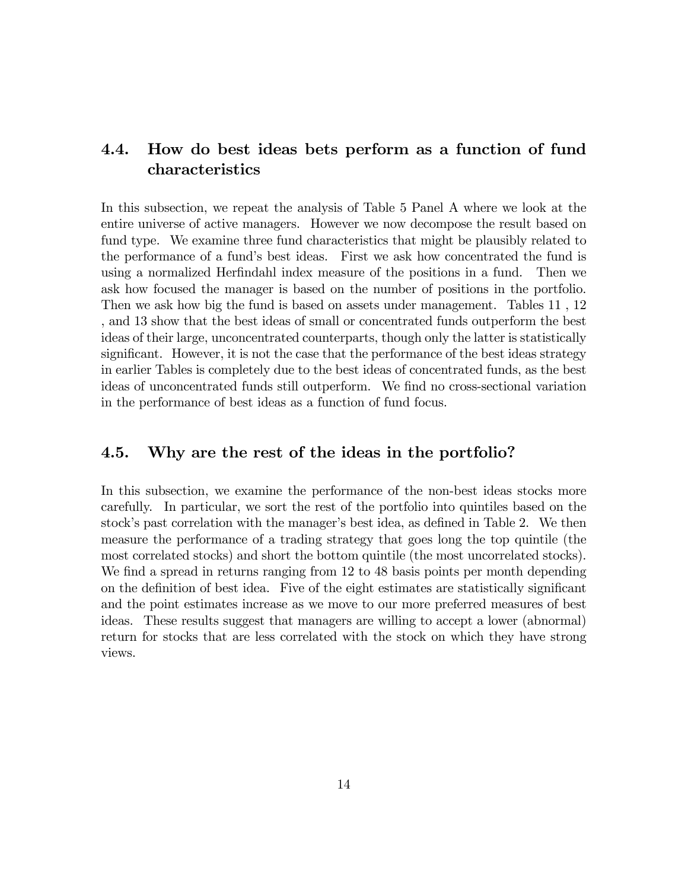## 4.4. How do best ideas bets perform as a function of fund characteristics

In this subsection, we repeat the analysis of Table 5 Panel A where we look at the entire universe of active managers. However we now decompose the result based on fund type. We examine three fund characteristics that might be plausibly related to the performance of a fund's best ideas. First we ask how concentrated the fund is using a normalized Herfindahl index measure of the positions in a fund. Then we ask how focused the manager is based on the number of positions in the portfolio. Then we ask how big the fund is based on assets under management. Tables 11 , 12 , and 13 show that the best ideas of small or concentrated funds outperform the best ideas of their large, unconcentrated counterparts, though only the latter is statistically significant. However, it is not the case that the performance of the best ideas strategy in earlier Tables is completely due to the best ideas of concentrated funds, as the best ideas of unconcentrated funds still outperform. We find no cross-sectional variation in the performance of best ideas as a function of fund focus.

## 4.5. Why are the rest of the ideas in the portfolio?

In this subsection, we examine the performance of the non-best ideas stocks more carefully. In particular, we sort the rest of the portfolio into quintiles based on the stock's past correlation with the manager's best idea, as defined in Table 2. We then measure the performance of a trading strategy that goes long the top quintile (the most correlated stocks) and short the bottom quintile (the most uncorrelated stocks). We find a spread in returns ranging from 12 to 48 basis points per month depending on the definition of best idea. Five of the eight estimates are statistically significant and the point estimates increase as we move to our more preferred measures of best ideas. These results suggest that managers are willing to accept a lower (abnormal) return for stocks that are less correlated with the stock on which they have strong views.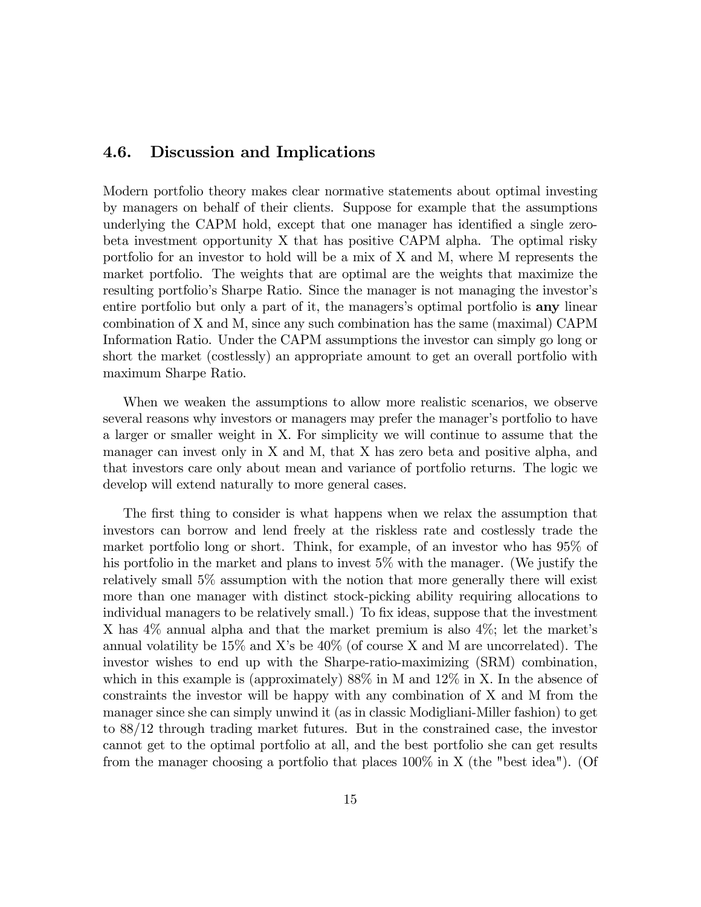## 4.6. Discussion and Implications

Modern portfolio theory makes clear normative statements about optimal investing by managers on behalf of their clients. Suppose for example that the assumptions underlying the CAPM hold, except that one manager has identified a single zero-beta investment opportunity X that has positive CAPM alpha. The optimal risky portfolio for an investor to hold will be a mix of X and M, where M represents the market portfolio. The weights that are optimal are the weights that maximize the resulting portfolio's Sharpe Ratio. Since the manager is not managing the investor's entire portfolio but only a part of it, the managers's optimal portfolio is **any** linear combination of X and M, since any such combination has the same (maximal) CAPM Information Ratio. Under the CAPM assumptions the investor can simply go long or short the market (costlessly) an appropriate amount to get an overall portfolio with maximum Sharpe Ratio.

When we weaken the assumptions to allow more realistic scenarios, we observe several reasons why investors or managers may prefer the manager's portfolio to have a larger or smaller weight in X. For simplicity we will continue to assume that the manager can invest only in X and M, that X has zero beta and positive alpha, and that investors care only about mean and variance of portfolio returns. The logic we develop will extend naturally to more general cases.

The first thing to consider is what happens when we relax the assumption that investors can borrow and lend freely at the riskless rate and costlessly trade the market portfolio long or short. Think, for example, of an investor who has 95% of his portfolio in the market and plans to invest 5% with the manager. (We justify the relatively small 5% assumption with the notion that more generally there will exist more than one manager with distinct stock-picking ability requiring allocations to individual managers to be relatively small.) To fix ideas, suppose that the investment X has 4% annual alpha and that the market premium is also 4%; let the market's annual volatility be 15% and X's be 40% (of course X and M are uncorrelated). The investor wishes to end up with the Sharpe-ratio-maximizing (SRM) combination, which in this example is (approximately) 88% in M and 12% in X. In the absence of constraints the investor will be happy with any combination of X and M from the manager since she can simply unwind it (as in classic Modigliani-Miller fashion) to get to 88/12 through trading market futures. But in the constrained case, the investor cannot get to the optimal portfolio at all, and the best portfolio she can get results from the manager choosing a portfolio that places 100% in X (the "best idea"). (Of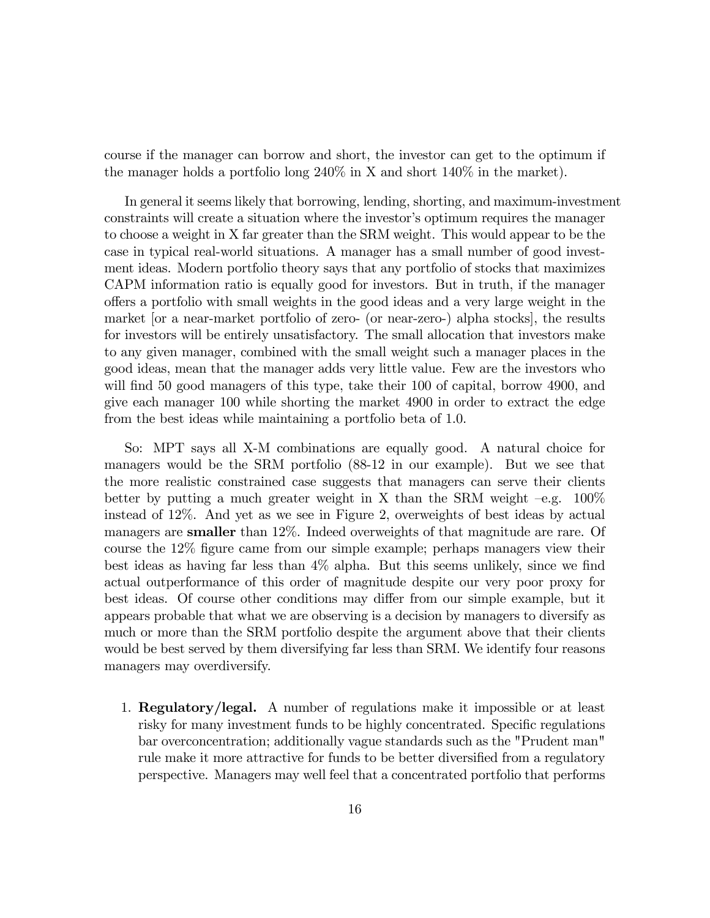course if the manager can borrow and short, the investor can get to the optimum if the manager holds a portfolio long 240% in X and short 140% in the market).

In general it seems likely that borrowing, lending, shorting, and maximum-investment constraints will create a situation where the investor's optimum requires the manager to choose a weight in X far greater than the SRM weight. This would appear to be the case in typical real-world situations. A manager has a small number of good investment ideas. Modern portfolio theory says that any portfolio of stocks that maximizes CAPM information ratio is equally good for investors. But in truth, if the manager offers a portfolio with small weights in the good ideas and a very large weight in the market [or a near-market portfolio of zero- (or near-zero-) alpha stocks], the results for investors will be entirely unsatisfactory. The small allocation that investors make to any given manager, combined with the small weight such a manager places in the good ideas, mean that the manager adds very little value. Few are the investors who will find 50 good managers of this type, take their 100 of capital, borrow 4900, and give each manager 100 while shorting the market 4900 in order to extract the edge from the best ideas while maintaining a portfolio beta of 1.0.

So: MPT says all X-M combinations are equally good. A natural choice for managers would be the SRM portfolio (88-12 in our example). But we see that the more realistic constrained case suggests that managers can serve their clients better by putting a much greater weight in X than the SRM weight –e.g. 100% instead of 12%. And yet as we see in Figure 2, overweights of best ideas by actual managers are **smaller** than 12%. Indeed overweights of that magnitude are rare. Of course the 12% figure came from our simple example; perhaps managers view their best ideas as having far less than 4% alpha. But this seems unlikely, since we find actual outperformance of this order of magnitude despite our very poor proxy for best ideas. Of course other conditions may differ from our simple example, but it appears probable that what we are observing is a decision by managers to diversify as much or more than the SRM portfolio despite the argument above that their clients would be best served by them diversifying far less than SRM. We identify four reasons managers may overdiversify.

1. **Regulatory/legal.** A number of regulations make it impossible or at least risky for many investment funds to be highly concentrated. Specific regulations bar overconcentration; additionally vague standards such as the "Prudent man" rule make it more attractive for funds to be better diversified from a regulatory perspective. Managers may well feel that a concentrated portfolio that performs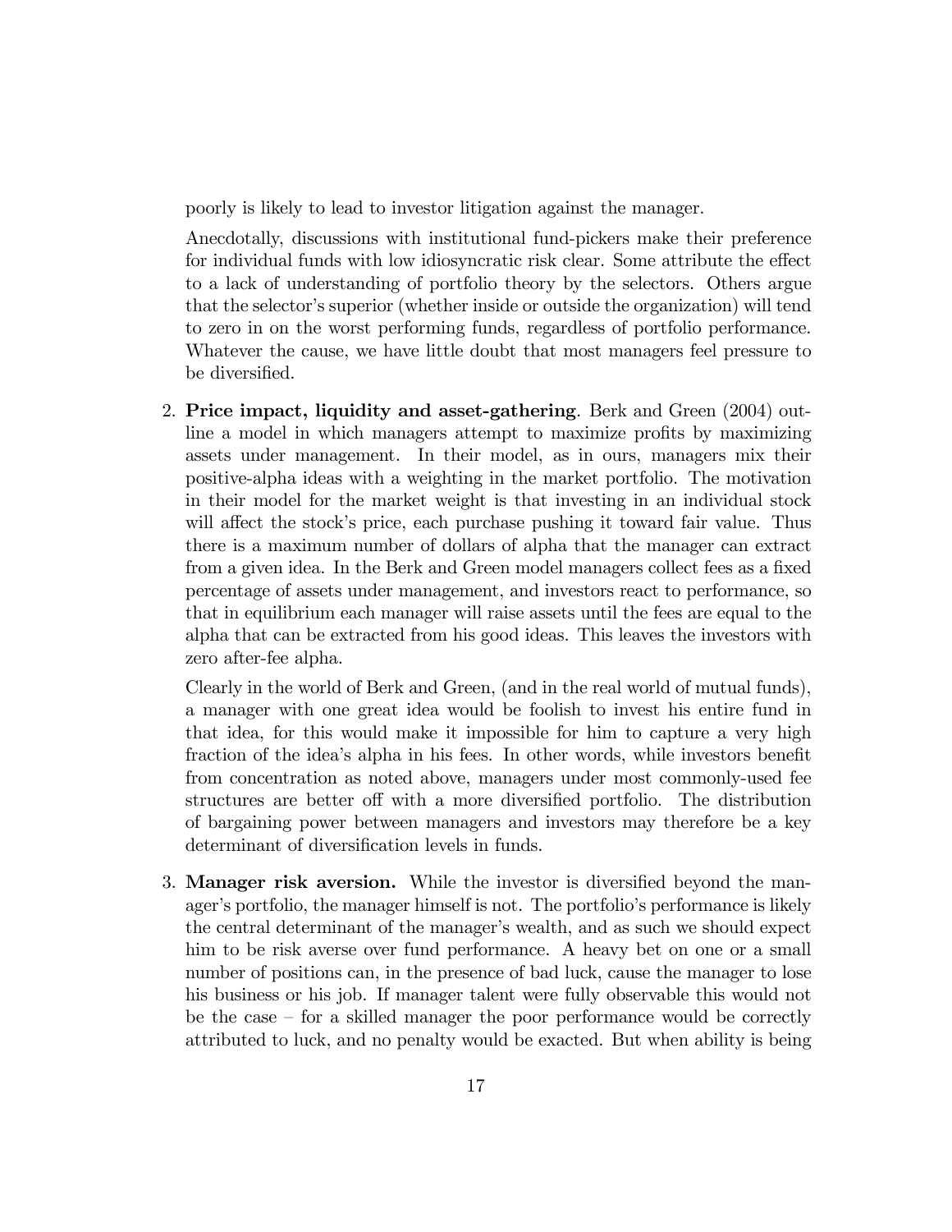poorly is likely to lead to investor litigation against the manager.

Anecdotally, discussions with institutional fund-pickers make their preference for individual funds with low idiosyncratic risk clear. Some attribute the effect to a lack of understanding of portfolio theory by the selectors. Others argue that the selector's superior (whether inside or outside the organization) will tend to zero in on the worst performing funds, regardless of portfolio performance. Whatever the cause, we have little doubt that most managers feel pressure to be diversified.

2. **Price impact, liquidity and asset-gathering**. Berk and Green (2004) outline a model in which managers attempt to maximize profits by maximizing assets under management. In their model, as in ours, managers mix their positive-alpha ideas with a weighting in the market portfolio. The motivation in their model for the market weight is that investing in an individual stock will affect the stock's price, each purchase pushing it toward fair value. Thus there is a maximum number of dollars of alpha that the manager can extract from a given idea. In the Berk and Green model managers collect fees as a fixed percentage of assets under management, and investors react to performance, so that in equilibrium each manager will raise assets until the fees are equal to the alpha that can be extracted from his good ideas. This leaves the investors with zero after-fee alpha.

   Clearly in the world of Berk and Green, (and in the real world of mutual funds), a manager with one great idea would be foolish to invest his entire fund in that idea, for this would make it impossible for him to capture a very high fraction of the idea's alpha in his fees. In other words, while investors benefit from concentration as noted above, managers under most commonly-used fee structures are better off with a more diversified portfolio. The distribution of bargaining power between managers and investors may therefore be a key determinant of diversification levels in funds.

3. **Manager risk aversion.** While the investor is diversified beyond the manager's portfolio, the manager himself is not. The portfolio's performance is likely the central determinant of the manager's wealth, and as such we should expect him to be risk averse over fund performance. A heavy bet on one or a small number of positions can, in the presence of bad luck, cause the manager to lose his business or his job. If manager talent were fully observable this would not be the case – for a skilled manager the poor performance would be correctly attributed to luck, and no penalty would be exacted. But when ability is being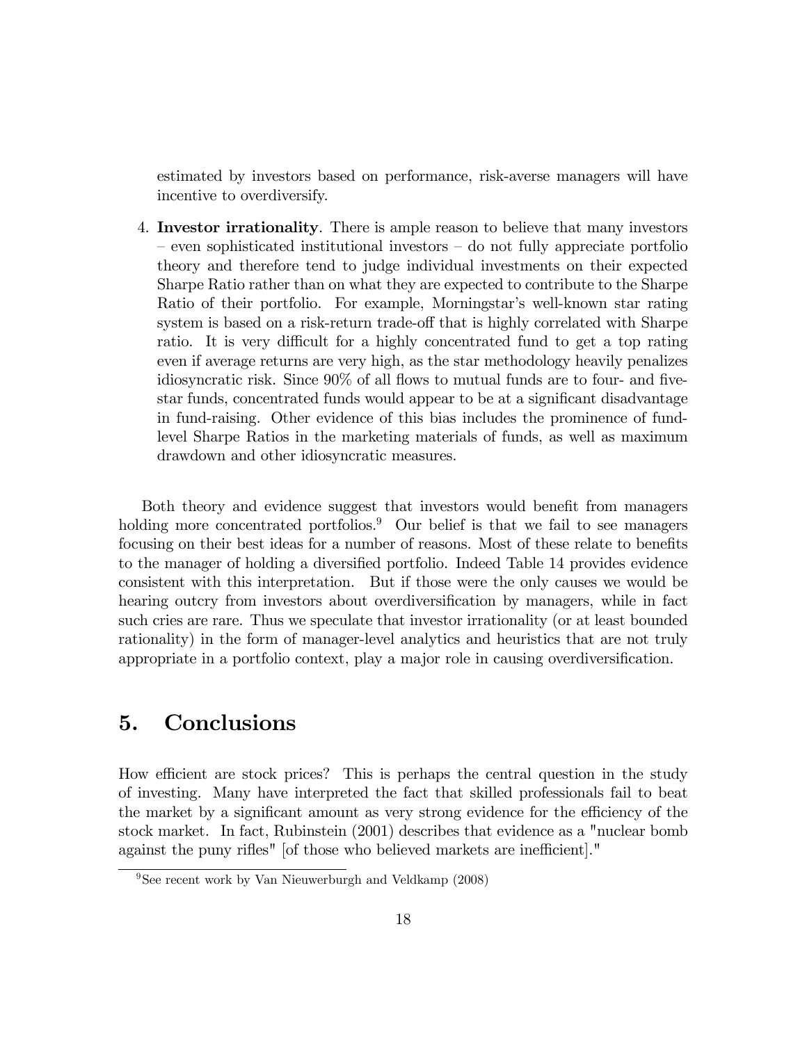estimated by investors based on performance, risk-averse managers will have incentive to overdiversify.

4. **Investor irrationality**. There is ample reason to believe that many investors – even sophisticated institutional investors – do not fully appreciate portfolio theory and therefore tend to judge individual investments on their expected Sharpe Ratio rather than on what they are expected to contribute to the Sharpe Ratio of their portfolio. For example, Morningstar's well-known star rating system is based on a risk-return trade-off that is highly correlated with Sharpe ratio. It is very difficult for a highly concentrated fund to get a top rating even if average returns are very high, as the star methodology heavily penalizes idiosyncratic risk. Since 90% of all flows to mutual funds are to four- and five-star funds, concentrated funds would appear to be at a significant disadvantage in fund-raising. Other evidence of this bias includes the prominence of fund-level Sharpe Ratios in the marketing materials of funds, as well as maximum drawdown and other idiosyncratic measures.

Both theory and evidence suggest that investors would benefit from managers holding more concentrated portfolios.[9] Our belief is that we fail to see managers focusing on their best ideas for a number of reasons. Most of these relate to benefits to the manager of holding a diversified portfolio. Indeed Table 14 provides evidence consistent with this interpretation. But if those were the only causes we would be hearing outcry from investors about overdiversification by managers, while in fact such cries are rare. Thus we speculate that investor irrationality (or at least bounded rationality) in the form of manager-level analytics and heuristics that are not truly appropriate in a portfolio context, play a major role in causing overdiversification.

## 5. Conclusions

How efficient are stock prices? This is perhaps the central question in the study of investing. Many have interpreted the fact that skilled professionals fail to beat the market by a significant amount as very strong evidence for the efficiency of the stock market. In fact, Rubinstein (2001) describes that evidence as a "nuclear bomb against the puny rifles" [of those who believed markets are inefficient]."

[9] See recent work by Van Nieuwerburgh and Veldkamp (2008)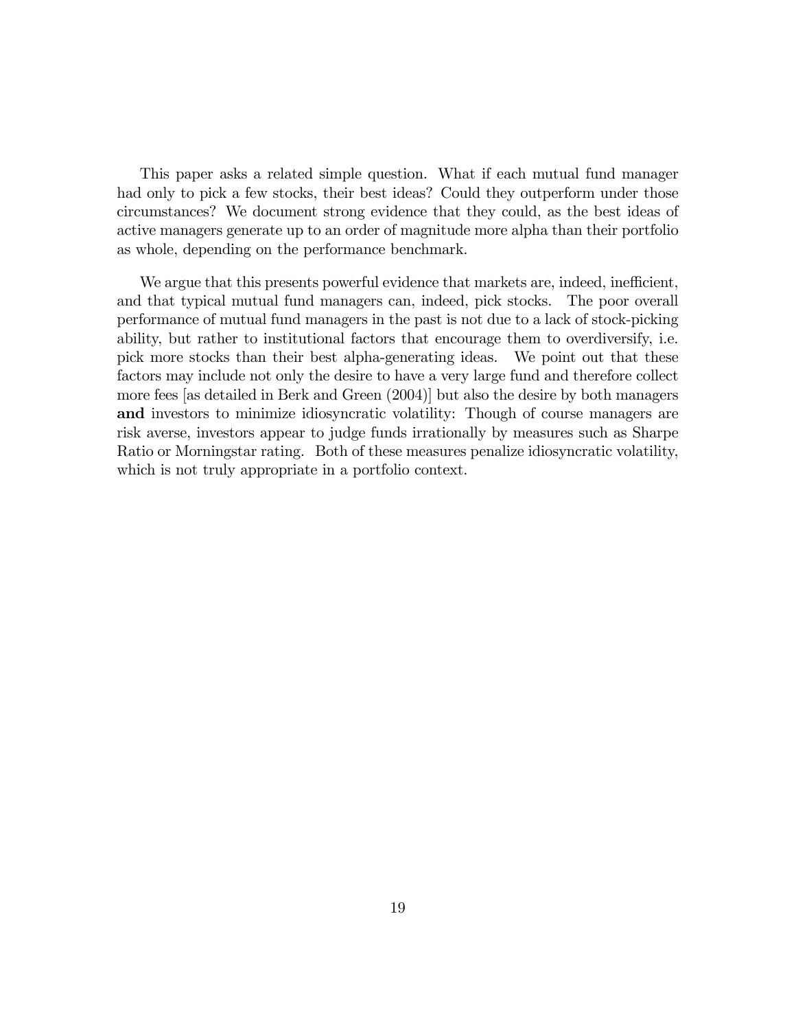This paper asks a related simple question. What if each mutual fund manager had only to pick a few stocks, their best ideas? Could they outperform under those circumstances? We document strong evidence that they could, as the best ideas of active managers generate up to an order of magnitude more alpha than their portfolio as whole, depending on the performance benchmark.

We argue that this presents powerful evidence that markets are, indeed, inefficient, and that typical mutual fund managers can, indeed, pick stocks. The poor overall performance of mutual fund managers in the past is not due to a lack of stock-picking ability, but rather to institutional factors that encourage them to overdiversify, i.e. pick more stocks than their best alpha-generating ideas. We point out that these factors may include not only the desire to have a very large fund and therefore collect more fees [as detailed in Berk and Green (2004)] but also the desire by both managers **and** investors to minimize idiosyncratic volatility: Though of course managers are risk averse, investors appear to judge funds irrationally by measures such as Sharpe Ratio or Morningstar rating. Both of these measures penalize idiosyncratic volatility, which is not truly appropriate in a portfolio context.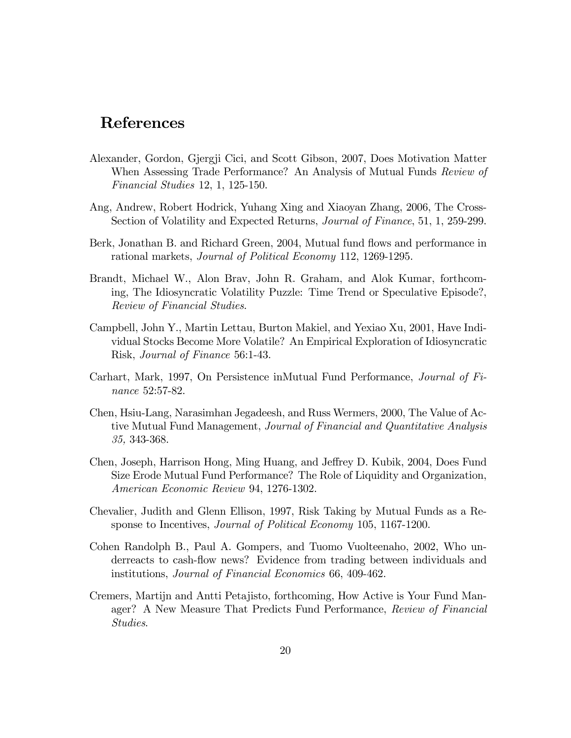# References

Alexander, Gordon, Gjergji Cici, and Scott Gibson, 2007, Does Motivation Matter When Assessing Trade Performance? An Analysis of Mutual Funds *Review of Financial Studies* 12, 1, 125-150.

Ang, Andrew, Robert Hodrick, Yuhang Xing and Xiaoyan Zhang, 2006, The Cross-Section of Volatility and Expected Returns, *Journal of Finance*, 51, 1, 259-299.

Berk, Jonathan B. and Richard Green, 2004, Mutual fund flows and performance in rational markets, *Journal of Political Economy* 112, 1269-1295.

Brandt, Michael W., Alon Brav, John R. Graham, and Alok Kumar, forthcoming, The Idiosyncratic Volatility Puzzle: Time Trend or Speculative Episode?, *Review of Financial Studies*.

Campbell, John Y., Martin Lettau, Burton Makiel, and Yexiao Xu, 2001, Have Individual Stocks Become More Volatile? An Empirical Exploration of Idiosyncratic Risk, *Journal of Finance* 56:1-43.

Carhart, Mark, 1997, On Persistence inMutual Fund Performance, *Journal of Finance* 52:57-82.

Chen, Hsiu-Lang, Narasimhan Jegadeesh, and Russ Wermers, 2000, The Value of Active Mutual Fund Management, *Journal of Financial and Quantitative Analysis 35,* 343-368.

Chen, Joseph, Harrison Hong, Ming Huang, and Jeffrey D. Kubik, 2004, Does Fund Size Erode Mutual Fund Performance? The Role of Liquidity and Organization, *American Economic Review* 94, 1276-1302.

Chevalier, Judith and Glenn Ellison, 1997, Risk Taking by Mutual Funds as a Response to Incentives, *Journal of Political Economy* 105, 1167-1200.

Cohen Randolph B., Paul A. Gompers, and Tuomo Vuolteenaho, 2002, Who underreacts to cash-flow news? Evidence from trading between individuals and institutions, *Journal of Financial Economics* 66, 409-462.

Cremers, Martijn and Antti Petajisto, forthcoming, How Active is Your Fund Manager? A New Measure That Predicts Fund Performance, *Review of Financial Studies*.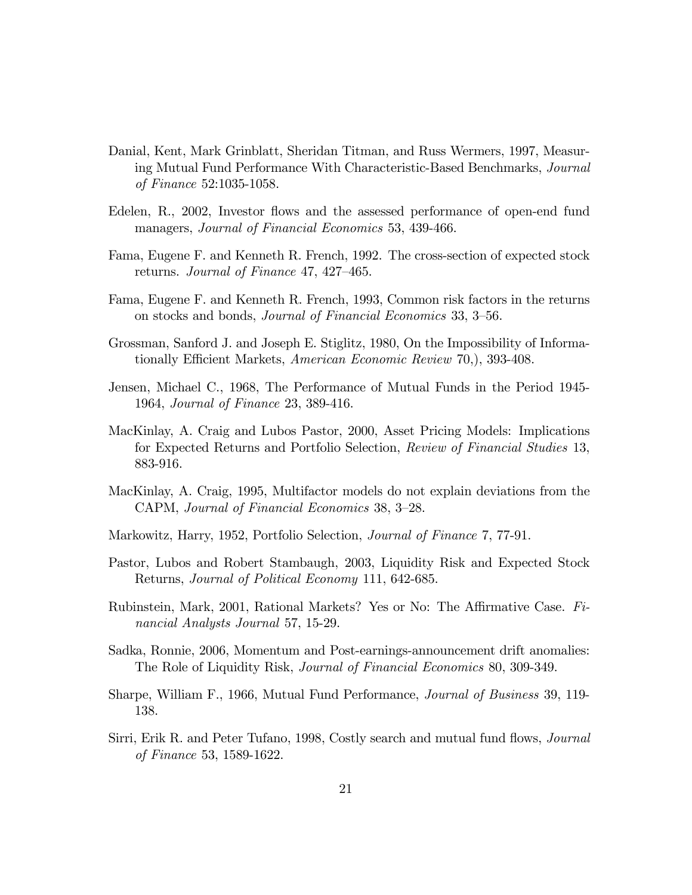Danial, Kent, Mark Grinblatt, Sheridan Titman, and Russ Wermers, 1997, Measuring Mutual Fund Performance With Characteristic-Based Benchmarks, *Journal of Finance* 52:1035-1058.

Edelen, R., 2002, Investor flows and the assessed performance of open-end fund managers, *Journal of Financial Economics* 53, 439-466.

Fama, Eugene F. and Kenneth R. French, 1992. The cross-section of expected stock returns. *Journal of Finance* 47, 427–465.

Fama, Eugene F. and Kenneth R. French, 1993, Common risk factors in the returns on stocks and bonds, *Journal of Financial Economics* 33, 3–56.

Grossman, Sanford J. and Joseph E. Stiglitz, 1980, On the Impossibility of Informationally Efficient Markets, *American Economic Review* 70,), 393-408.

Jensen, Michael C., 1968, The Performance of Mutual Funds in the Period 1945-1964, *Journal of Finance* 23, 389-416.

MacKinlay, A. Craig and Lubos Pastor, 2000, Asset Pricing Models: Implications for Expected Returns and Portfolio Selection, *Review of Financial Studies* 13, 883-916.

MacKinlay, A. Craig, 1995, Multifactor models do not explain deviations from the CAPM, *Journal of Financial Economics* 38, 3–28.

Markowitz, Harry, 1952, Portfolio Selection, *Journal of Finance* 7, 77-91.

Pastor, Lubos and Robert Stambaugh, 2003, Liquidity Risk and Expected Stock Returns, *Journal of Political Economy* 111, 642-685.

Rubinstein, Mark, 2001, Rational Markets? Yes or No: The Affirmative Case. *Financial Analysts Journal* 57, 15-29.

Sadka, Ronnie, 2006, Momentum and Post-earnings-announcement drift anomalies: The Role of Liquidity Risk, *Journal of Financial Economics* 80, 309-349.

Sharpe, William F., 1966, Mutual Fund Performance, *Journal of Business* 39, 119-138.

Sirri, Erik R. and Peter Tufano, 1998, Costly search and mutual fund flows, *Journal of Finance* 53, 1589-1622.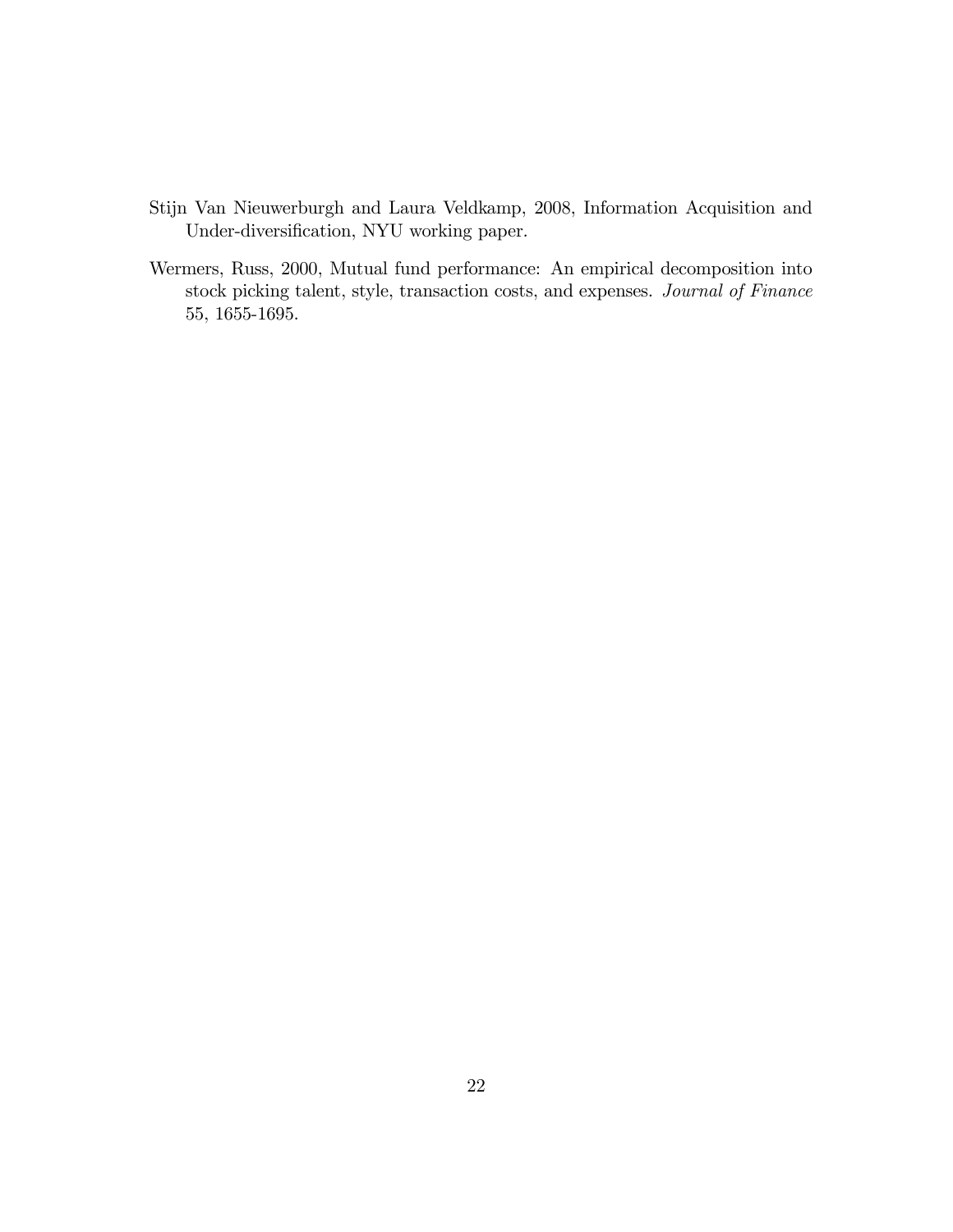Stijn Van Nieuwerburgh and Laura Veldkamp, 2008, Information Acquisition and Under-diversification, NYU working paper.

Wermers, Russ, 2000, Mutual fund performance: An empirical decomposition into stock picking talent, style, transaction costs, and expenses. *Journal of Finance* 55, 1655-1695.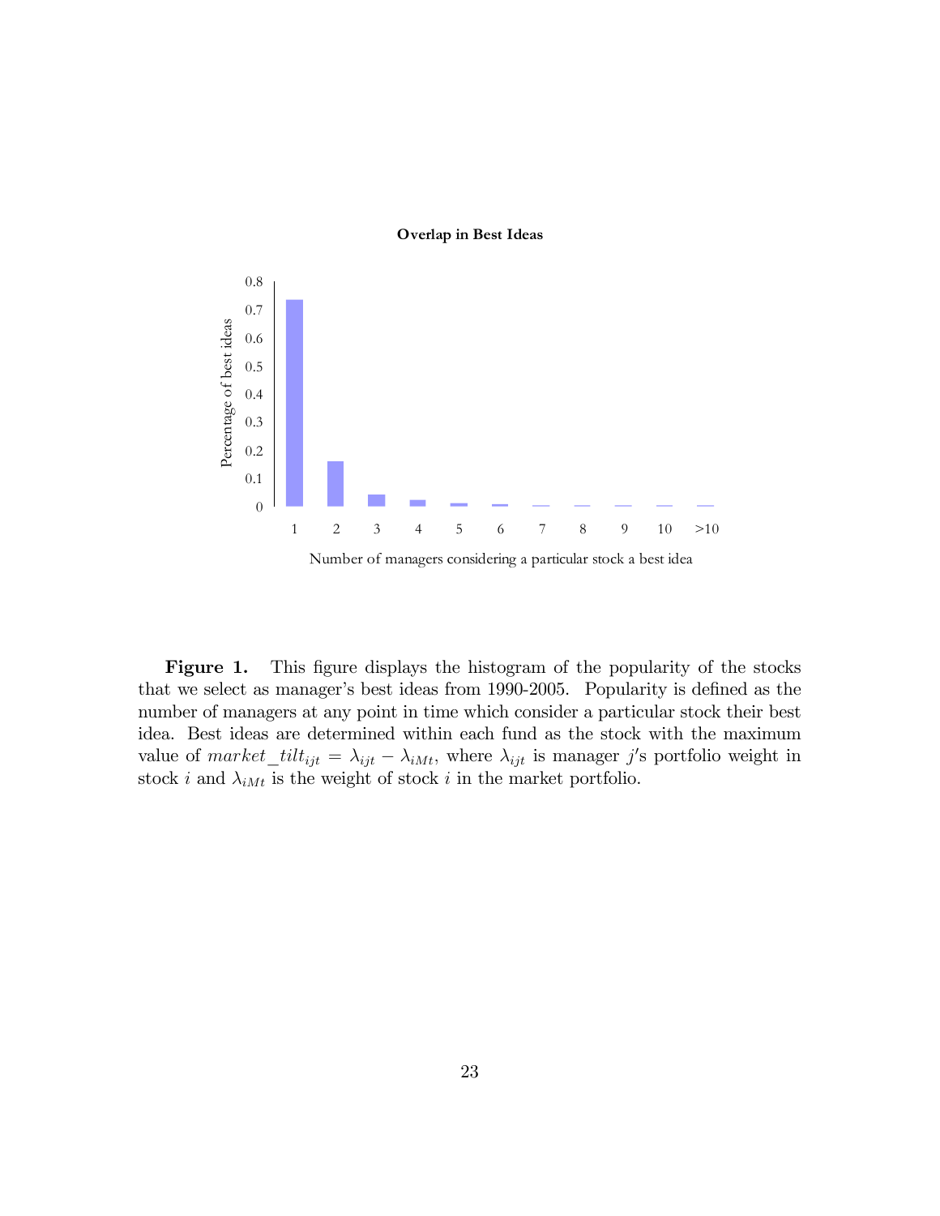**Overlap in Best Ideas**

**Figure 1.** This figure displays the histogram of the popularity of the stocks that we select as manager's best ideas from 1990-2005. Popularity is defined as the number of managers at any point in time which consider a particular stock their best idea. Best ideas are determined within each fund as the stock with the maximum value of $market\_tilt_{ijt} = \lambda_{ijt} - \lambda_{iMt}$, where $\lambda_{ijt}$ is manager $j'$s portfolio weight in stock $i$ and $\lambda_{iMt}$ is the weight of stock $i$ in the market portfolio.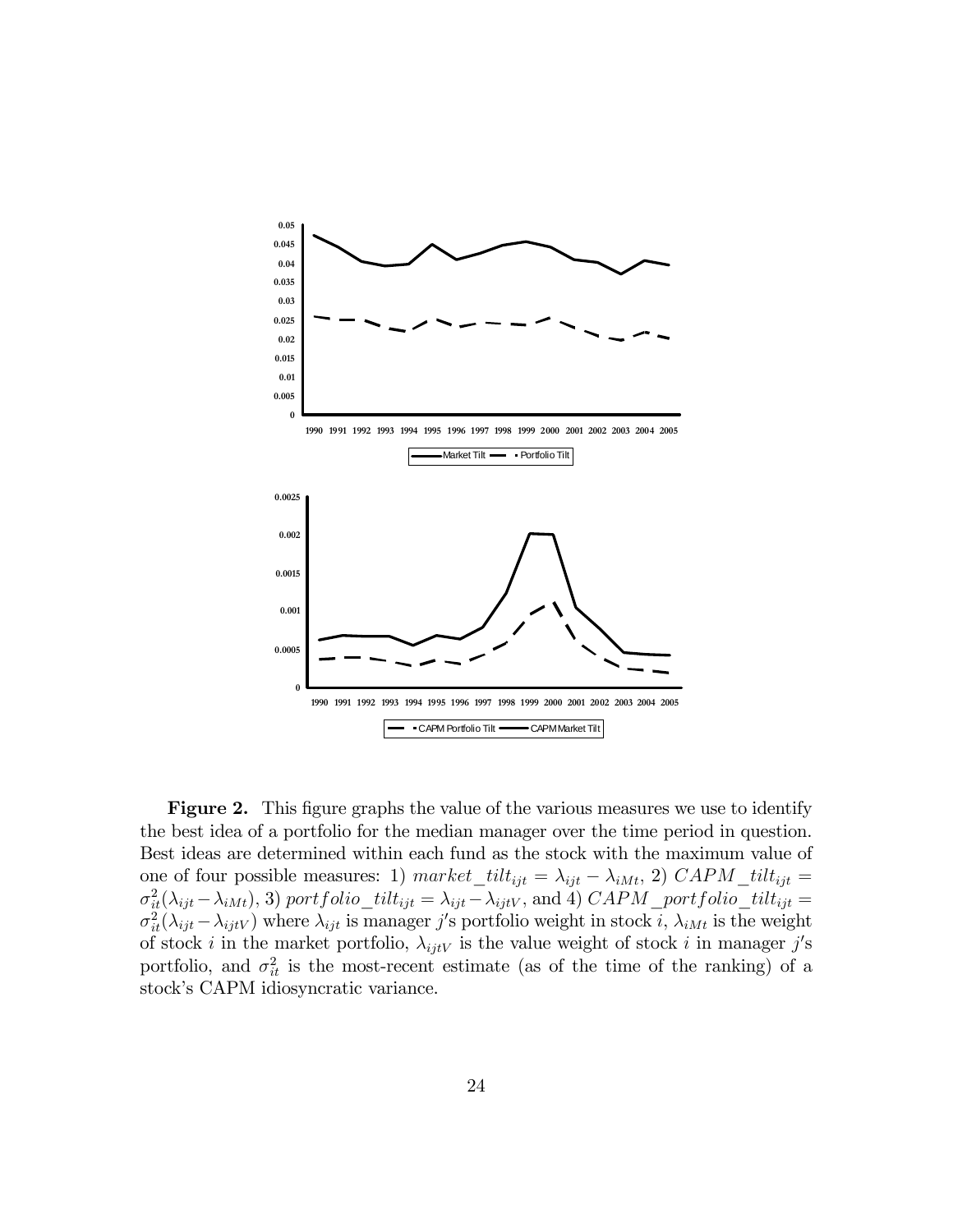**Figure 2.** This figure graphs the value of the various measures we use to identify the best idea of a portfolio for the median manager over the time period in question. Best ideas are determined within each fund as the stock with the maximum value of one of four possible measures: 1) $market\_tilt_{ijt} = \lambda_{ijt} - \lambda_{iMt}$, 2) $CAPM\_tilt_{ijt} = \sigma^2_{it}(\lambda_{ijt} - \lambda_{iMt})$, 3) $portfolio\_tilt_{ijt} = \lambda_{ijt} - \lambda_{ijtV}$, and 4) $CAPM\_portfolio\_tilt_{ijt} = \sigma^2_{it}(\lambda_{ijt} - \lambda_{ijtV})$ where $\lambda_{ijt}$ is manager $j$'s portfolio weight in stock $i$, $\lambda_{iMt}$ is the weight of stock $i$ in the market portfolio, $\lambda_{ijtV}$ is the value weight of stock $i$ in manager $j$'s portfolio, and $\sigma^2_{it}$ is the most-recent estimate (as of the time of the ranking) of a stock's CAPM idiosyncratic variance.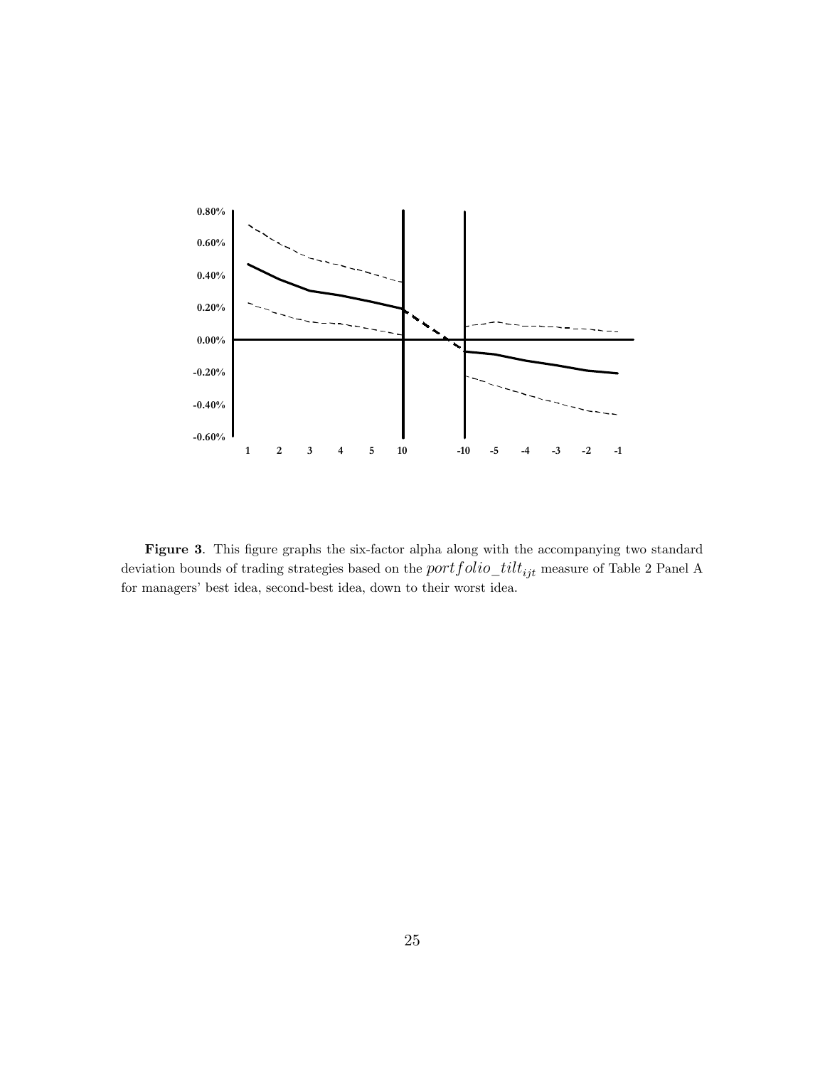**Figure 3**. This figure graphs the six-factor alpha along with the accompanying two standard deviation bounds of trading strategies based on the $portfolio\_tilt_{ijt}$ measure of Table 2 Panel A for managers' best idea, second-best idea, down to their worst idea.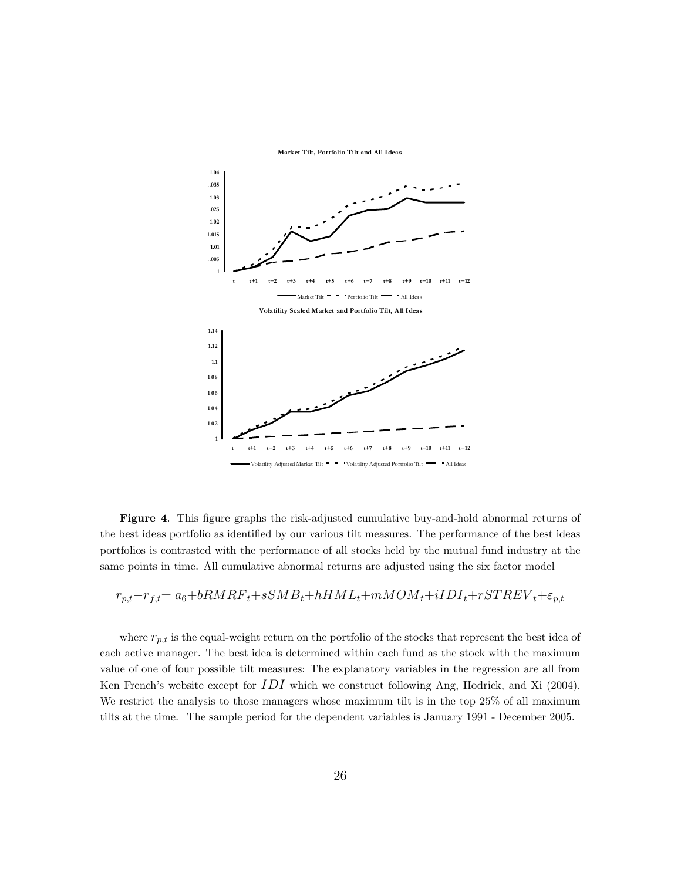**Figure 4**. This figure graphs the risk-adjusted cumulative buy-and-hold abnormal returns of the best ideas portfolio as identified by our various tilt measures. The performance of the best ideas portfolios is contrasted with the performance of all stocks held by the mutual fund industry at the same points in time. All cumulative abnormal returns are adjusted using the six factor model

$$r_{p,t} - r_{f,t} = a_6 + bRMRF_t + sSMB_t + hHML_t + mMOM_t + iIDI_t + rSTREV_t + \varepsilon_{p,t}$$

where $r_{p,t}$ is the equal-weight return on the portfolio of the stocks that represent the best idea of each active manager. The best idea is determined within each fund as the stock with the maximum value of one of four possible tilt measures: The explanatory variables in the regression are all from Ken French's website except for $IDI$ which we construct following Ang, Hodrick, and Xi (2004). We restrict the analysis to those managers whose maximum tilt is in the top 25% of all maximum tilts at the time. The sample period for the dependent variables is January 1991 - December 2005.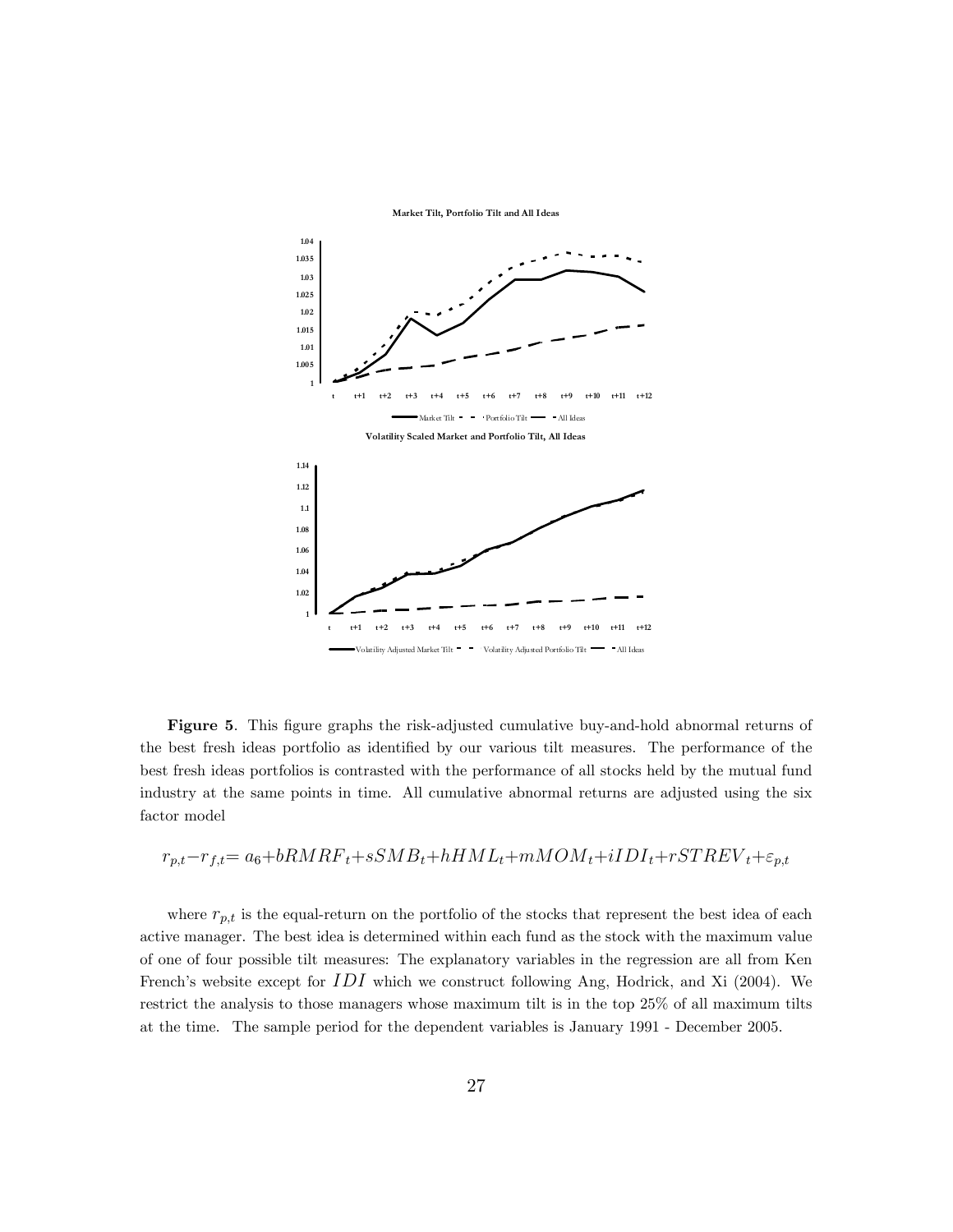**Figure 5**. This figure graphs the risk-adjusted cumulative buy-and-hold abnormal returns of the best fresh ideas portfolio as identified by our various tilt measures. The performance of the best fresh ideas portfolios is contrasted with the performance of all stocks held by the mutual fund industry at the same points in time. All cumulative abnormal returns are adjusted using the six factor model

$$r_{p,t} - r_{f,t} = a_6 + bRMRF_t + sSMB_t + hHML_t + mMOM_t + iIDI_t + rSTREV_t + \varepsilon_{p,t}$$

where $r_{p,t}$ is the equal-return on the portfolio of the stocks that represent the best idea of each active manager. The best idea is determined within each fund as the stock with the maximum value of one of four possible tilt measures: The explanatory variables in the regression are all from Ken French's website except for $IDI$ which we construct following Ang, Hodrick, and Xi (2004). We restrict the analysis to those managers whose maximum tilt is in the top 25% of all maximum tilts at the time. The sample period for the dependent variables is January 1991 - December 2005.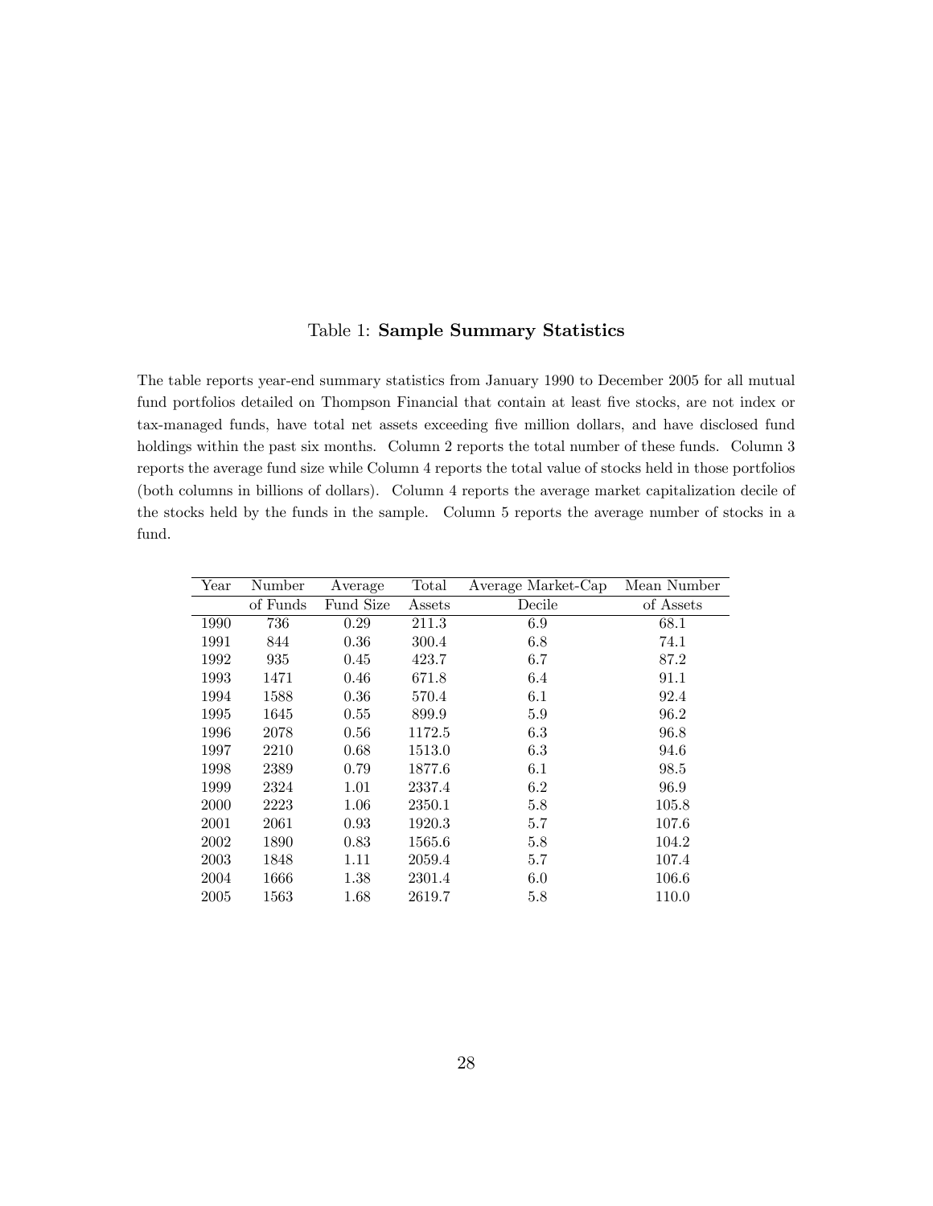Table 1: **Sample Summary Statistics**

The table reports year-end summary statistics from January 1990 to December 2005 for all mutual fund portfolios detailed on Thompson Financial that contain at least five stocks, are not index or tax-managed funds, have total net assets exceeding five million dollars, and have disclosed fund holdings within the past six months. Column 2 reports the total number of these funds. Column 3 reports the average fund size while Column 4 reports the total value of stocks held in those portfolios (both columns in billions of dollars). Column 4 reports the average market capitalization decile of the stocks held by the funds in the sample. Column 5 reports the average number of stocks in a fund.

| Year | Number of Funds | Average Fund Size | Total Assets | Average Market-Cap Decile | Mean Number of Assets |
|---|---|---|---|---|---|
| 1990 | 736 | 0.29 | 211.3 | 6.9 | 68.1 |
| 1991 | 844 | 0.36 | 300.4 | 6.8 | 74.1 |
| 1992 | 935 | 0.45 | 423.7 | 6.7 | 87.2 |
| 1993 | 1471 | 0.46 | 671.8 | 6.4 | 91.1 |
| 1994 | 1588 | 0.36 | 570.4 | 6.1 | 92.4 |
| 1995 | 1645 | 0.55 | 899.9 | 5.9 | 96.2 |
| 1996 | 2078 | 0.56 | 1172.5 | 6.3 | 96.8 |
| 1997 | 2210 | 0.68 | 1513.0 | 6.3 | 94.6 |
| 1998 | 2389 | 0.79 | 1877.6 | 6.1 | 98.5 |
| 1999 | 2324 | 1.01 | 2337.4 | 6.2 | 96.9 |
| 2000 | 2223 | 1.06 | 2350.1 | 5.8 | 105.8 |
| 2001 | 2061 | 0.93 | 1920.3 | 5.7 | 107.6 |
| 2002 | 1890 | 0.83 | 1565.6 | 5.8 | 104.2 |
| 2003 | 1848 | 1.11 | 2059.4 | 5.7 | 107.4 |
| 2004 | 1666 | 1.38 | 2301.4 | 6.0 | 106.6 |
| 2005 | 1563 | 1.68 | 2619.7 | 5.8 | 110.0 |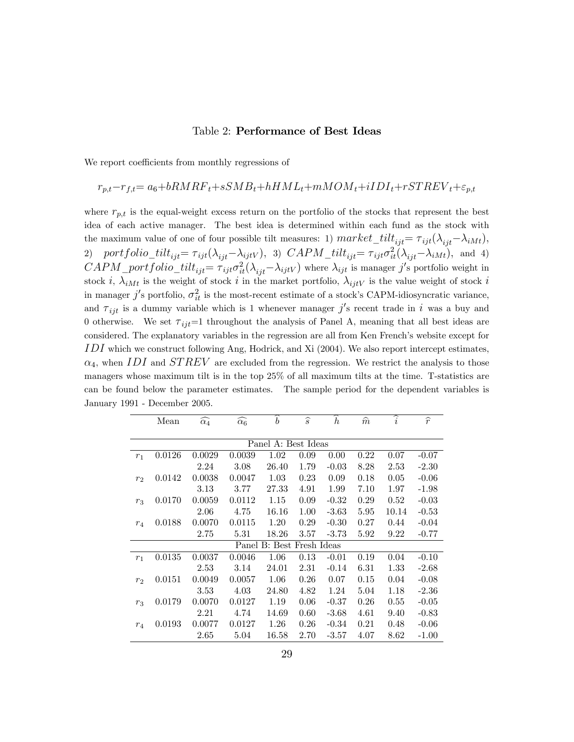Table 2: **Performance of Best Ideas**

We report coefficients from monthly regressions of

$$r_{p,t} - r_{f,t} = a_6 + bRMRF_t + sSMB_t + hHML_t + mMOM_t + iIDI_t + rSTREV_t + \varepsilon_{p,t}$$

where $r_{p,t}$ is the equal-weight excess return on the portfolio of the stocks that represent the best idea of each active manager. The best idea is determined within each fund as the stock with the maximum value of one of four possible tilt measures: 1) $market\_tilt_{ijt} = \tau_{ijt}(\lambda_{ijt} - \lambda_{iMt})$, 2) $portfolio\_tilt_{ijt} = \tau_{ijt}(\lambda_{ijt} - \lambda_{ijtV})$, 3) $CAPM\_tilt_{ijt} = \tau_{ijt}\sigma^2_{it}(\lambda_{ijt} - \lambda_{iMt})$, and 4) $CAPM\_portfolio\_tilt_{ijt} = \tau_{ijt}\sigma^2_{it}(\lambda_{ijt} - \lambda_{ijtV})$ where $\lambda_{ijt}$ is manager $j$'s portfolio weight in stock $i$, $\lambda_{iMt}$ is the weight of stock $i$ in the market portfolio, $\lambda_{ijtV}$ is the value weight of stock $i$ in manager $j$'s portfolio, $\sigma^2_{it}$ is the most-recent estimate of a stock's CAPM-idiosyncratic variance, and $\tau_{ijt}$ is a dummy variable which is 1 whenever manager $j$'s recent trade in $i$ was a buy and 0 otherwise. We set $\tau_{ijt}$=1 throughout the analysis of Panel A, meaning that all best ideas are considered. The explanatory variables in the regression are all from Ken French's website except for $IDI$ which we construct following Ang, Hodrick, and Xi (2004). We also report intercept estimates, $\alpha_4$, when $IDI$ and $STREV$ are excluded from the regression. We restrict the analysis to those managers whose maximum tilt is in the top 25% of all maximum tilts at the time. T-statistics are can be found below the parameter estimates. The sample period for the dependent variables is January 1991 - December 2005.

| | Mean | $\widehat{\alpha_4}$ | $\widehat{\alpha_6}$ | $\widehat{b}$ | $\widehat{s}$ | $\widehat{h}$ | $\widehat{m}$ | $\widehat{i}$ | $\widehat{r}$ |
|---|---|---|---|---|---|---|---|---|---|
| | | | | Panel A: Best Ideas | | | | | |
| $r_1$ | 0.0126 | 0.0029 | 0.0039 | 1.02 | 0.09 | 0.00 | 0.22 | 0.07 | -0.07 |
| | | 2.24 | 3.08 | 26.40 | 1.79 | -0.03 | 8.28 | 2.53 | -2.30 |
| $r_2$ | 0.0142 | 0.0038 | 0.0047 | 1.03 | 0.23 | 0.09 | 0.18 | 0.05 | -0.06 |
| | | 3.13 | 3.77 | 27.33 | 4.91 | 1.99 | 7.10 | 1.97 | -1.98 |
| $r_3$ | 0.0170 | 0.0059 | 0.0112 | 1.15 | 0.09 | -0.32 | 0.29 | 0.52 | -0.03 |
| | | 2.06 | 4.75 | 16.16 | 1.00 | -3.63 | 5.95 | 10.14 | -0.53 |
| $r_4$ | 0.0188 | 0.0070 | 0.0115 | 1.20 | 0.29 | -0.30 | 0.27 | 0.44 | -0.04 |
| | | 2.75 | 5.31 | 18.26 | 3.57 | -3.73 | 5.92 | 9.22 | -0.77 |
| | | | | Panel B: Best Fresh Ideas | | | | | |
| $r_1$ | 0.0135 | 0.0037 | 0.0046 | 1.06 | 0.13 | -0.01 | 0.19 | 0.04 | -0.10 |
| | | 2.53 | 3.14 | 24.01 | 2.31 | -0.14 | 6.31 | 1.33 | -2.68 |
| $r_2$ | 0.0151 | 0.0049 | 0.0057 | 1.06 | 0.26 | 0.07 | 0.15 | 0.04 | -0.08 |
| | | 3.53 | 4.03 | 24.80 | 4.82 | 1.24 | 5.04 | 1.18 | -2.36 |
| $r_3$ | 0.0179 | 0.0070 | 0.0127 | 1.19 | 0.06 | -0.37 | 0.26 | 0.55 | -0.05 |
| | | 2.21 | 4.74 | 14.69 | 0.60 | -3.68 | 4.61 | 9.40 | -0.83 |
| $r_4$ | 0.0193 | 0.0077 | 0.0127 | 1.26 | 0.26 | -0.34 | 0.21 | 0.48 | -0.06 |
| | | 2.65 | 5.04 | 16.58 | 2.70 | -3.57 | 4.07 | 8.62 | -1.00 |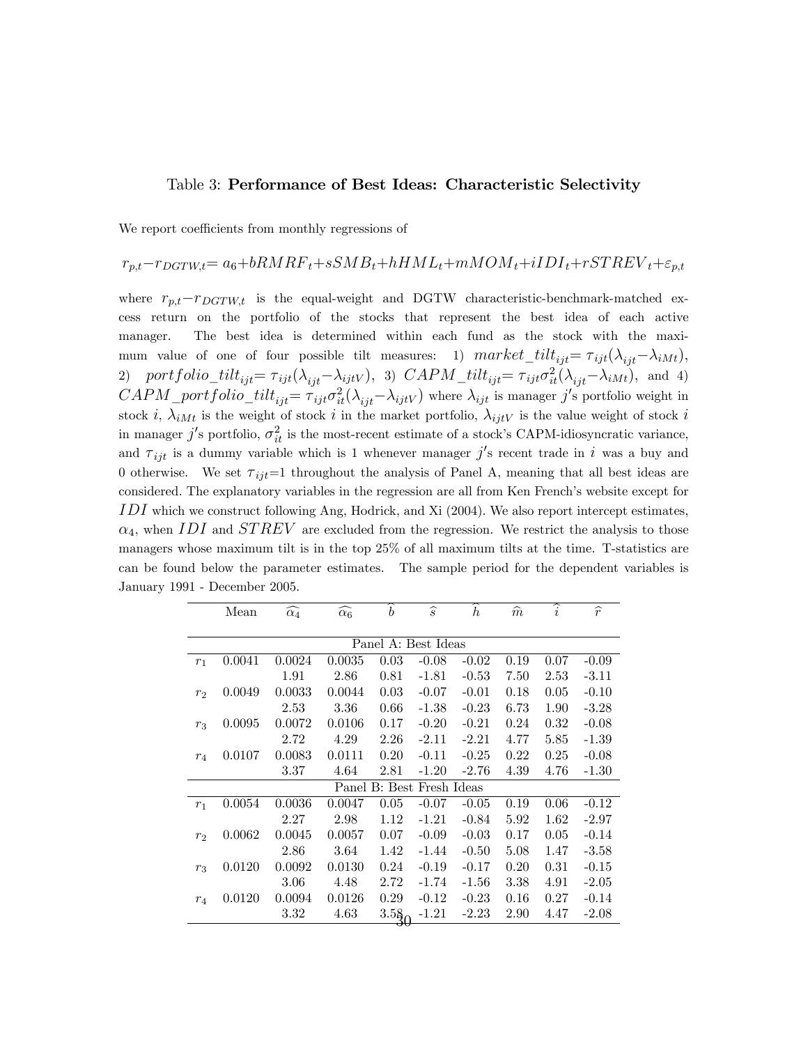Table 3: **Performance of Best Ideas: Characteristic Selectivity**

We report coefficients from monthly regressions of

$$r_{p,t} - r_{DGTW,t} = a_6 + bRMRF_t + sSMB_t + hHML_t + mMOM_t + iIDI_t + rSTREV_t + \varepsilon_{p,t}$$

where $r_{p,t} - r_{DGTW,t}$ is the equal-weight and DGTW characteristic-benchmark-matched excess return on the portfolio of the stocks that represent the best idea of each active manager. The best idea is determined within each fund as the stock with the maximum value of one of four possible tilt measures: 1) $market\_tilt_{ijt} = \tau_{ijt}(\lambda_{ijt} - \lambda_{iMt})$, 2) $portfolio\_tilt_{ijt} = \tau_{ijt}(\lambda_{ijt} - \lambda_{ijtV})$, 3) $CAPM\_tilt_{ijt} = \tau_{ijt}\sigma^2_{it}(\lambda_{ijt} - \lambda_{iMt})$, and 4) $CAPM\_portfolio\_tilt_{ijt} = \tau_{ijt}\sigma^2_{it}(\lambda_{ijt} - \lambda_{ijtV})$ where $\lambda_{ijt}$ is manager $j$'s portfolio weight in stock $i$, $\lambda_{iMt}$ is the weight of stock $i$ in the market portfolio, $\lambda_{ijtV}$ is the value weight of stock $i$ in manager $j$'s portfolio, $\sigma^2_{it}$ is the most-recent estimate of a stock's CAPM-idiosyncratic variance, and $\tau_{ijt}$ is a dummy variable which is 1 whenever manager $j$'s recent trade in $i$ was a buy and 0 otherwise. We set $\tau_{ijt}$=1 throughout the analysis of Panel A, meaning that all best ideas are considered. The explanatory variables in the regression are all from Ken French's website except for $IDI$ which we construct following Ang, Hodrick, and Xi (2004). We also report intercept estimates, $\alpha_4$, when $IDI$ and $STREV$ are excluded from the regression. We restrict the analysis to those managers whose maximum tilt is in the top 25% of all maximum tilts at the time. T-statistics are can be found below the parameter estimates. The sample period for the dependent variables is January 1991 - December 2005.

| | Mean | $\widehat{\alpha_4}$ | $\widehat{\alpha_6}$ | $\widehat{b}$ | $\widehat{s}$ | $\widehat{h}$ | $\widehat{m}$ | $\widehat{i}$ | $\widehat{r}$ |
|---|---|---|---|---|---|---|---|---|---|
| | | | | Panel A: Best Ideas | | | | | |
| $r_1$ | 0.0041 | 0.0024 | 0.0035 | 0.03 | -0.08 | -0.02 | 0.19 | 0.07 | -0.09 |
| | | 1.91 | 2.86 | 0.81 | -1.81 | -0.53 | 7.50 | 2.53 | -3.11 |
| $r_2$ | 0.0049 | 0.0033 | 0.0044 | 0.03 | -0.07 | -0.01 | 0.18 | 0.05 | -0.10 |
| | | 2.53 | 3.36 | 0.66 | -1.38 | -0.23 | 6.73 | 1.90 | -3.28 |
| $r_3$ | 0.0095 | 0.0072 | 0.0106 | 0.17 | -0.20 | -0.21 | 0.24 | 0.32 | -0.08 |
| | | 2.72 | 4.29 | 2.26 | -2.11 | -2.21 | 4.77 | 5.85 | -1.39 |
| $r_4$ | 0.0107 | 0.0083 | 0.0111 | 0.20 | -0.11 | -0.25 | 0.22 | 0.25 | -0.08 |
| | | 3.37 | 4.64 | 2.81 | -1.20 | -2.76 | 4.39 | 4.76 | -1.30 |
| | | | | Panel B: Best Fresh Ideas | | | | | |
| $r_1$ | 0.0054 | 0.0036 | 0.0047 | 0.05 | -0.07 | -0.05 | 0.19 | 0.06 | -0.12 |
| | | 2.27 | 2.98 | 1.12 | -1.21 | -0.84 | 5.92 | 1.62 | -2.97 |
| $r_2$ | 0.0062 | 0.0045 | 0.0057 | 0.07 | -0.09 | -0.03 | 0.17 | 0.05 | -0.14 |
| | | 2.86 | 3.64 | 1.42 | -1.44 | -0.50 | 5.08 | 1.47 | -3.58 |
| $r_3$ | 0.0120 | 0.0092 | 0.0130 | 0.24 | -0.19 | -0.17 | 0.20 | 0.31 | -0.15 |
| | | 3.06 | 4.48 | 2.72 | -1.74 | -1.56 | 3.38 | 4.91 | -2.05 |
| $r_4$ | 0.0120 | 0.0094 | 0.0126 | 0.29 | -0.12 | -0.23 | 0.16 | 0.27 | -0.14 |
| | | 3.32 | 4.63 | 3.58 | -1.21 | -2.23 | 2.90 | 4.47 | -2.08 |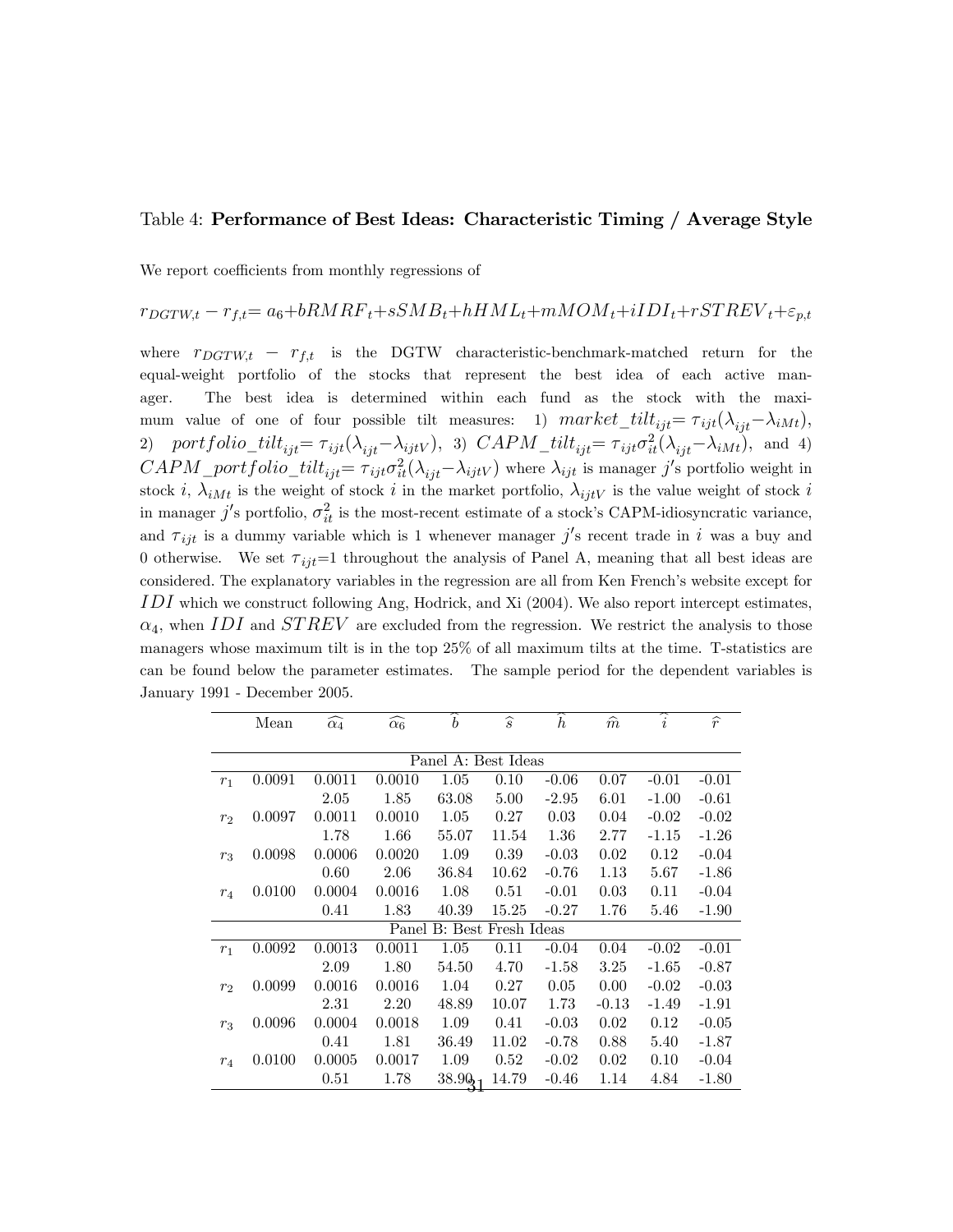Table 4: **Performance of Best Ideas: Characteristic Timing / Average Style**

We report coefficients from monthly regressions of

$$r_{DGTW,t} - r_{f,t} = a_6 + bRMRF_t + sSMB_t + hHML_t + mMOM_t + iIDI_t + rSTREV_t + \varepsilon_{p,t}$$

where $r_{DGTW,t} - r_{f,t}$ is the DGTW characteristic-benchmark-matched return for the equal-weight portfolio of the stocks that represent the best idea of each active manager. The best idea is determined within each fund as the stock with the maximum value of one of four possible tilt measures: 1) $market\_tilt_{ijt} = \tau_{ijt}(\lambda_{ijt} - \lambda_{iMt})$, 2) $portfolio\_tilt_{ijt} = \tau_{ijt}(\lambda_{ijt} - \lambda_{ijtV})$, 3) $CAPM\_tilt_{ijt} = \tau_{ijt}\sigma^2_{it}(\lambda_{ijt} - \lambda_{iMt})$, and 4) $CAPM\_portfolio\_tilt_{ijt} = \tau_{ijt}\sigma^2_{it}(\lambda_{ijt} - \lambda_{ijtV})$ where $\lambda_{ijt}$ is manager $j$'s portfolio weight in stock $i$, $\lambda_{iMt}$ is the weight of stock $i$ in the market portfolio, $\lambda_{ijtV}$ is the value weight of stock $i$ in manager $j$'s portfolio, $\sigma^2_{it}$ is the most-recent estimate of a stock's CAPM-idiosyncratic variance, and $\tau_{ijt}$ is a dummy variable which is 1 whenever manager $j$'s recent trade in $i$ was a buy and 0 otherwise. We set $\tau_{ijt}$=1 throughout the analysis of Panel A, meaning that all best ideas are considered. The explanatory variables in the regression are all from Ken French's website except for $IDI$ which we construct following Ang, Hodrick, and Xi (2004). We also report intercept estimates, $\alpha_4$, when $IDI$ and $STREV$ are excluded from the regression. We restrict the analysis to those managers whose maximum tilt is in the top 25% of all maximum tilts at the time. T-statistics are can be found below the parameter estimates. The sample period for the dependent variables is January 1991 - December 2005.

| | Mean | $\widehat{\alpha_4}$ | $\widehat{\alpha_6}$ | $\widehat{b}$ | $\widehat{s}$ | $\widehat{h}$ | $\widehat{m}$ | $\widehat{i}$ | $\widehat{r}$ |
|---|---|---|---|---|---|---|---|---|---|
| | | | | Panel A: Best Ideas | | | | | |
| $r_1$ | 0.0091 | 0.0011 | 0.0010 | 1.05 | 0.10 | -0.06 | 0.07 | -0.01 | -0.01 |
| | | 2.05 | 1.85 | 63.08 | 5.00 | -2.95 | 6.01 | -1.00 | -0.61 |
| $r_2$ | 0.0097 | 0.0011 | 0.0010 | 1.05 | 0.27 | 0.03 | 0.04 | -0.02 | -0.02 |
| | | 1.78 | 1.66 | 55.07 | 11.54 | 1.36 | 2.77 | -1.15 | -1.26 |
| $r_3$ | 0.0098 | 0.0006 | 0.0020 | 1.09 | 0.39 | -0.03 | 0.02 | 0.12 | -0.04 |
| | | 0.60 | 2.06 | 36.84 | 10.62 | -0.76 | 1.13 | 5.67 | -1.86 |
| $r_4$ | 0.0100 | 0.0004 | 0.0016 | 1.08 | 0.51 | -0.01 | 0.03 | 0.11 | -0.04 |
| | | 0.41 | 1.83 | 40.39 | 15.25 | -0.27 | 1.76 | 5.46 | -1.90 |
| | | | | Panel B: Best Fresh Ideas | | | | | |
| $r_1$ | 0.0092 | 0.0013 | 0.0011 | 1.05 | 0.11 | -0.04 | 0.04 | -0.02 | -0.01 |
| | | 2.09 | 1.80 | 54.50 | 4.70 | -1.58 | 3.25 | -1.65 | -0.87 |
| $r_2$ | 0.0099 | 0.0016 | 0.0016 | 1.04 | 0.27 | 0.05 | 0.00 | -0.02 | -0.03 |
| | | 2.31 | 2.20 | 48.89 | 10.07 | 1.73 | -0.13 | -1.49 | -1.91 |
| $r_3$ | 0.0096 | 0.0004 | 0.0018 | 1.09 | 0.41 | -0.03 | 0.02 | 0.12 | -0.05 |
| | | 0.41 | 1.81 | 36.49 | 11.02 | -0.78 | 0.88 | 5.40 | -1.87 |
| $r_4$ | 0.0100 | 0.0005 | 0.0017 | 1.09 | 0.52 | -0.02 | 0.02 | 0.10 | -0.04 |
| | | 0.51 | 1.78 | 38.90 | 14.79 | -0.46 | 1.14 | 4.84 | -1.80 |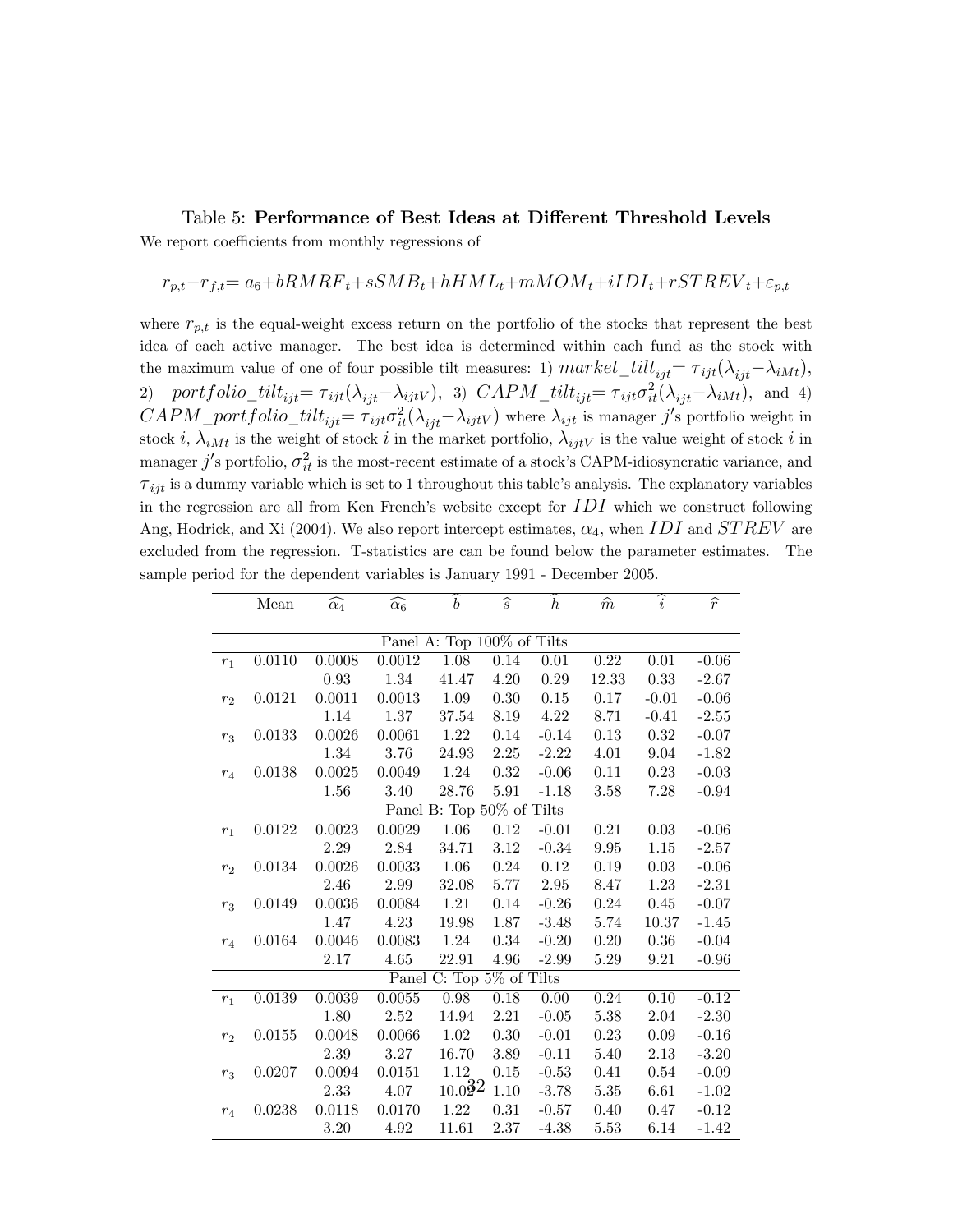Table 5: **Performance of Best Ideas at Different Threshold Levels**

We report coefficients from monthly regressions of

$$r_{p,t} - r_{f,t} = a_6 + bRMRF_t + sSMB_t + hHML_t + mMOM_t + iIDI_t + rSTREV_t + \varepsilon_{p,t}$$

where $r_{p,t}$ is the equal-weight excess return on the portfolio of the stocks that represent the best idea of each active manager. The best idea is determined within each fund as the stock with the maximum value of one of four possible tilt measures: 1) $market\_tilt_{ijt} = \tau_{ijt}(\lambda_{ijt} - \lambda_{iMt})$, 2) $portfolio\_tilt_{ijt} = \tau_{ijt}(\lambda_{ijt} - \lambda_{ijtV})$, 3) $CAPM\_tilt_{ijt} = \tau_{ijt}\sigma^2_{it}(\lambda_{ijt} - \lambda_{iMt})$, and 4) $CAPM\_portfolio\_tilt_{ijt} = \tau_{ijt}\sigma^2_{it}(\lambda_{ijt} - \lambda_{ijtV})$ where $\lambda_{ijt}$ is manager $j$'s portfolio weight in stock $i$, $\lambda_{iMt}$ is the weight of stock $i$ in the market portfolio, $\lambda_{ijtV}$ is the value weight of stock $i$ in manager $j$'s portfolio, $\sigma^2_{it}$ is the most-recent estimate of a stock's CAPM-idiosyncratic variance, and $\tau_{ijt}$ is a dummy variable which is set to 1 throughout this table's analysis. The explanatory variables in the regression are all from Ken French's website except for $IDI$ which we construct following Ang, Hodrick, and Xi (2004). We also report intercept estimates, $\alpha_4$, when $IDI$ and $STREV$ are excluded from the regression. T-statistics are can be found below the parameter estimates. The sample period for the dependent variables is January 1991 - December 2005.

| | Mean | $\widehat{\alpha_4}$ | $\widehat{\alpha_6}$ | $\widehat{b}$ | $\widehat{s}$ | $\widehat{h}$ | $\widehat{m}$ | $\widehat{i}$ | $\widehat{r}$ |
|---|---|---|---|---|---|---|---|---|---|
| | | | | Panel A: Top 100% of Tilts | | | | | |
| $r_1$ | 0.0110 | 0.0008 | 0.0012 | 1.08 | 0.14 | 0.01 | 0.22 | 0.01 | -0.06 |
| | | 0.93 | 1.34 | 41.47 | 4.20 | 0.29 | 12.33 | 0.33 | -2.67 |
| $r_2$ | 0.0121 | 0.0011 | 0.0013 | 1.09 | 0.30 | 0.15 | 0.17 | -0.01 | -0.06 |
| | | 1.14 | 1.37 | 37.54 | 8.19 | 4.22 | 8.71 | -0.41 | -2.55 |
| $r_3$ | 0.0133 | 0.0026 | 0.0061 | 1.22 | 0.14 | -0.14 | 0.13 | 0.32 | -0.07 |
| | | 1.34 | 3.76 | 24.93 | 2.25 | -2.22 | 4.01 | 9.04 | -1.82 |
| $r_4$ | 0.0138 | 0.0025 | 0.0049 | 1.24 | 0.32 | -0.06 | 0.11 | 0.23 | -0.03 |
| | | 1.56 | 3.40 | 28.76 | 5.91 | -1.18 | 3.58 | 7.28 | -0.94 |
| | | | | Panel B: Top 50% of Tilts | | | | | |
| $r_1$ | 0.0122 | 0.0023 | 0.0029 | 1.06 | 0.12 | -0.01 | 0.21 | 0.03 | -0.06 |
| | | 2.29 | 2.84 | 34.71 | 3.12 | -0.34 | 9.95 | 1.15 | -2.57 |
| $r_2$ | 0.0134 | 0.0026 | 0.0033 | 1.06 | 0.24 | 0.12 | 0.19 | 0.03 | -0.06 |
| | | 2.46 | 2.99 | 32.08 | 5.77 | 2.95 | 8.47 | 1.23 | -2.31 |
| $r_3$ | 0.0149 | 0.0036 | 0.0084 | 1.21 | 0.14 | -0.26 | 0.24 | 0.45 | -0.07 |
| | | 1.47 | 4.23 | 19.98 | 1.87 | -3.48 | 5.74 | 10.37 | -1.45 |
| $r_4$ | 0.0164 | 0.0046 | 0.0083 | 1.24 | 0.34 | -0.20 | 0.20 | 0.36 | -0.04 |
| | | 2.17 | 4.65 | 22.91 | 4.96 | -2.99 | 5.29 | 9.21 | -0.96 |
| | | | | Panel C: Top 5% of Tilts | | | | | |
| $r_1$ | 0.0139 | 0.0039 | 0.0055 | 0.98 | 0.18 | 0.00 | 0.24 | 0.10 | -0.12 |
| | | 1.80 | 2.52 | 14.94 | 2.21 | -0.05 | 5.38 | 2.04 | -2.30 |
| $r_2$ | 0.0155 | 0.0048 | 0.0066 | 1.02 | 0.30 | -0.01 | 0.23 | 0.09 | -0.16 |
| | | 2.39 | 3.27 | 16.70 | 3.89 | -0.11 | 5.40 | 2.13 | -3.20 |
| $r_3$ | 0.0207 | 0.0094 | 0.0151 | 1.12 | 0.15 | -0.53 | 0.41 | 0.54 | -0.09 |
| | | 2.33 | 4.07 | 10.02 | 1.10 | -3.78 | 5.35 | 6.61 | -1.02 |
| $r_4$ | 0.0238 | 0.0118 | 0.0170 | 1.22 | 0.31 | -0.57 | 0.40 | 0.47 | -0.12 |
| | | 3.20 | 4.92 | 11.61 | 2.37 | -4.38 | 5.53 | 6.14 | -1.42 |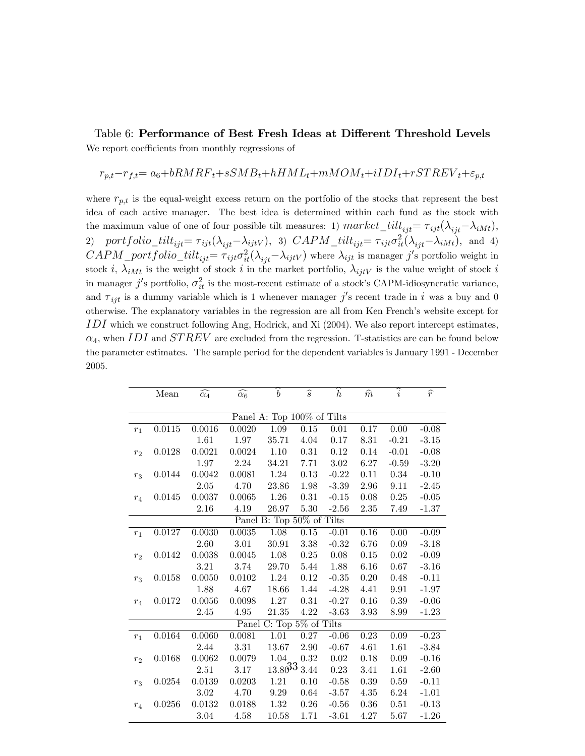Table 6: **Performance of Best Fresh Ideas at Different Threshold Levels**

We report coefficients from monthly regressions of

$$r_{p,t} - r_{f,t} = a_6 + bRMRF_t + sSMB_t + hHML_t + mMOM_t + iIDI_t + rSTREV_t + \varepsilon_{p,t}$$

where $r_{p,t}$ is the equal-weight excess return on the portfolio of the stocks that represent the best idea of each active manager. The best idea is determined within each fund as the stock with the maximum value of one of four possible tilt measures: 1) $market\_tilt_{ijt} = \tau_{ijt}(\lambda_{ijt} - \lambda_{iMt})$, 2) $portfolio\_tilt_{ijt} = \tau_{ijt}(\lambda_{ijt} - \lambda_{ijtV})$, 3) $CAPM\_tilt_{ijt} = \tau_{ijt}\sigma^2_{it}(\lambda_{ijt} - \lambda_{iMt})$, and 4) $CAPM\_portfolio\_tilt_{ijt} = \tau_{ijt}\sigma^2_{it}(\lambda_{ijt} - \lambda_{ijtV})$ where $\lambda_{ijt}$ is manager $j$'s portfolio weight in stock $i$, $\lambda_{iMt}$ is the weight of stock $i$ in the market portfolio, $\lambda_{ijtV}$ is the value weight of stock $i$ in manager $j$'s portfolio, $\sigma^2_{it}$ is the most-recent estimate of a stock's CAPM-idiosyncratic variance, and $\tau_{ijt}$ is a dummy variable which is 1 whenever manager $j$'s recent trade in $i$ was a buy and 0 otherwise. The explanatory variables in the regression are all from Ken French's website except for $IDI$ which we construct following Ang, Hodrick, and Xi (2004). We also report intercept estimates, $\alpha_4$, when $IDI$ and $STREV$ are excluded from the regression. T-statistics are can be found below the parameter estimates. The sample period for the dependent variables is January 1991 - December 2005.

| | Mean | $\widehat{\alpha_4}$ | $\widehat{\alpha_6}$ | $\widehat{b}$ | $\widehat{s}$ | $\widehat{h}$ | $\widehat{m}$ | $\widehat{i}$ | $\widehat{r}$ |
|---|---|---|---|---|---|---|---|---|---|
| **Panel A: Top 100% of Tilts** | | | | | | | | | |
| $r_1$ | 0.0115 | 0.0016 | 0.0020 | 1.09 | 0.15 | 0.01 | 0.17 | 0.00 | -0.08 |
| | | 1.61 | 1.97 | 35.71 | 4.04 | 0.17 | 8.31 | -0.21 | -3.15 |
| $r_2$ | 0.0128 | 0.0021 | 0.0024 | 1.10 | 0.31 | 0.12 | 0.14 | -0.01 | -0.08 |
| | | 1.97 | 2.24 | 34.21 | 7.71 | 3.02 | 6.27 | -0.59 | -3.20 |
| $r_3$ | 0.0144 | 0.0042 | 0.0081 | 1.24 | 0.13 | -0.22 | 0.11 | 0.34 | -0.10 |
| | | 2.05 | 4.70 | 23.86 | 1.98 | -3.39 | 2.96 | 9.11 | -2.45 |
| $r_4$ | 0.0145 | 0.0037 | 0.0065 | 1.26 | 0.31 | -0.15 | 0.08 | 0.25 | -0.05 |
| | | 2.16 | 4.19 | 26.97 | 5.30 | -2.56 | 2.35 | 7.49 | -1.37 |
| **Panel B: Top 50% of Tilts** | | | | | | | | | |
| $r_1$ | 0.0127 | 0.0030 | 0.0035 | 1.08 | 0.15 | -0.01 | 0.16 | 0.00 | -0.09 |
| | | 2.60 | 3.01 | 30.91 | 3.38 | -0.32 | 6.76 | 0.09 | -3.18 |
| $r_2$ | 0.0142 | 0.0038 | 0.0045 | 1.08 | 0.25 | 0.08 | 0.15 | 0.02 | -0.09 |
| | | 3.21 | 3.74 | 29.70 | 5.44 | 1.88 | 6.16 | 0.67 | -3.16 |
| $r_3$ | 0.0158 | 0.0050 | 0.0102 | 1.24 | 0.12 | -0.35 | 0.20 | 0.48 | -0.11 |
| | | 1.88 | 4.67 | 18.66 | 1.44 | -4.28 | 4.41 | 9.91 | -1.97 |
| $r_4$ | 0.0172 | 0.0056 | 0.0098 | 1.27 | 0.31 | -0.27 | 0.16 | 0.39 | -0.06 |
| | | 2.45 | 4.95 | 21.35 | 4.22 | -3.63 | 3.93 | 8.99 | -1.23 |
| **Panel C: Top 5% of Tilts** | | | | | | | | | |
| $r_1$ | 0.0164 | 0.0060 | 0.0081 | 1.01 | 0.27 | -0.06 | 0.23 | 0.09 | -0.23 |
| | | 2.44 | 3.31 | 13.67 | 2.90 | -0.67 | 4.61 | 1.61 | -3.84 |
| $r_2$ | 0.0168 | 0.0062 | 0.0079 | 1.04 | 0.32 | 0.02 | 0.18 | 0.09 | -0.16 |
| | | 2.51 | 3.17 | 13.80 | 3.44 | 0.23 | 3.41 | 1.61 | -2.60 |
| $r_3$ | 0.0254 | 0.0139 | 0.0203 | 1.21 | 0.10 | -0.58 | 0.39 | 0.59 | -0.11 |
| | | 3.02 | 4.70 | 9.29 | 0.64 | -3.57 | 4.35 | 6.24 | -1.01 |
| $r_4$ | 0.0256 | 0.0132 | 0.0188 | 1.32 | 0.26 | -0.56 | 0.36 | 0.51 | -0.13 |
| | | 3.04 | 4.58 | 10.58 | 1.71 | -3.61 | 4.27 | 5.67 | -1.26 |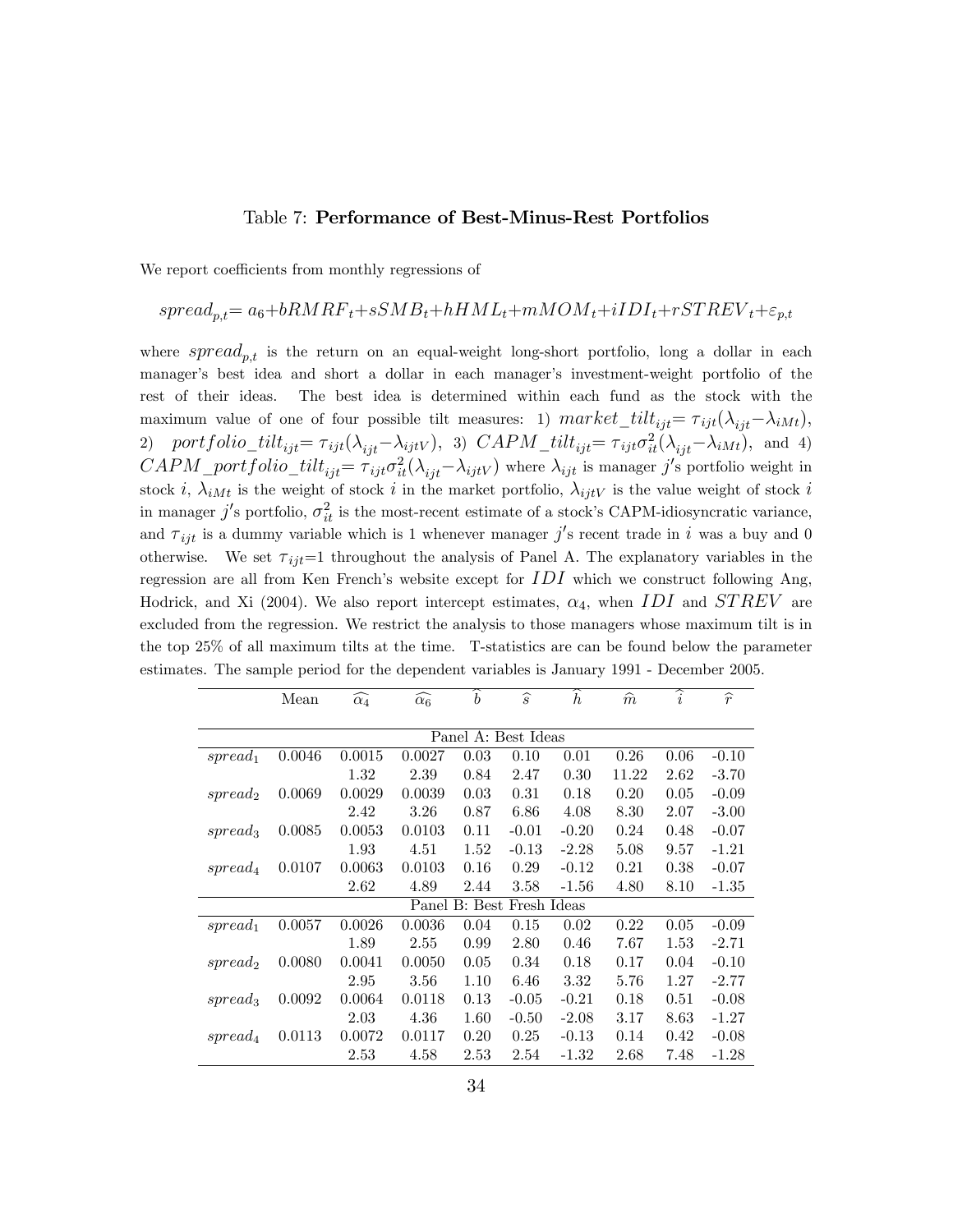Table 7: **Performance of Best-Minus-Rest Portfolios**

We report coefficients from monthly regressions of

$$spread_{p,t} = a_6 + bRMRF_t + sSMB_t + hHML_t + mMOM_t + iIDI_t + rSTREV_t + \varepsilon_{p,t}$$

where $spread_{p,t}$ is the return on an equal-weight long-short portfolio, long a dollar in each manager's best idea and short a dollar in each manager's investment-weight portfolio of the rest of their ideas. The best idea is determined within each fund as the stock with the maximum value of one of four possible tilt measures: 1) $market\_tilt_{ijt} = \tau_{ijt}(\lambda_{ijt} - \lambda_{iMt})$, 2) $portfolio\_tilt_{ijt} = \tau_{ijt}(\lambda_{ijt} - \lambda_{ijtV})$, 3) $CAPM\_tilt_{ijt} = \tau_{ijt}\sigma^2_{it}(\lambda_{ijt} - \lambda_{iMt})$, and 4) $CAPM\_portfolio\_tilt_{ijt} = \tau_{ijt}\sigma^2_{it}(\lambda_{ijt} - \lambda_{ijtV})$ where $\lambda_{ijt}$ is manager $j$'s portfolio weight in stock $i$, $\lambda_{iMt}$ is the weight of stock $i$ in the market portfolio, $\lambda_{ijtV}$ is the value weight of stock $i$ in manager $j$'s portfolio, $\sigma^2_{it}$ is the most-recent estimate of a stock's CAPM-idiosyncratic variance, and $\tau_{ijt}$ is a dummy variable which is 1 whenever manager $j$'s recent trade in $i$ was a buy and 0 otherwise. We set $\tau_{ijt}$=1 throughout the analysis of Panel A. The explanatory variables in the regression are all from Ken French's website except for $IDI$ which we construct following Ang, Hodrick, and Xi (2004). We also report intercept estimates, $\alpha_4$, when $IDI$ and $STREV$ are excluded from the regression. We restrict the analysis to those managers whose maximum tilt is in the top 25% of all maximum tilts at the time. T-statistics are can be found below the parameter estimates. The sample period for the dependent variables is January 1991 - December 2005.

| | Mean | $\widehat{\alpha_4}$ | $\widehat{\alpha_6}$ | $\widehat{b}$ | $\widehat{s}$ | $\widehat{h}$ | $\widehat{m}$ | $\widehat{i}$ | $\widehat{r}$ |
|---|---|---|---|---|---|---|---|---|---|
| | | | | Panel A: Best Ideas | | | | | |
| $spread_1$ | 0.0046 | 0.0015 | 0.0027 | 0.03 | 0.10 | 0.01 | 0.26 | 0.06 | -0.10 |
| | | 1.32 | 2.39 | 0.84 | 2.47 | 0.30 | 11.22 | 2.62 | -3.70 |
| $spread_2$ | 0.0069 | 0.0029 | 0.0039 | 0.03 | 0.31 | 0.18 | 0.20 | 0.05 | -0.09 |
| | | 2.42 | 3.26 | 0.87 | 6.86 | 4.08 | 8.30 | 2.07 | -3.00 |
| $spread_3$ | 0.0085 | 0.0053 | 0.0103 | 0.11 | -0.01 | -0.20 | 0.24 | 0.48 | -0.07 |
| | | 1.93 | 4.51 | 1.52 | -0.13 | -2.28 | 5.08 | 9.57 | -1.21 |
| $spread_4$ | 0.0107 | 0.0063 | 0.0103 | 0.16 | 0.29 | -0.12 | 0.21 | 0.38 | -0.07 |
| | | 2.62 | 4.89 | 2.44 | 3.58 | -1.56 | 4.80 | 8.10 | -1.35 |
| | | | | Panel B: Best Fresh Ideas | | | | | |
| $spread_1$ | 0.0057 | 0.0026 | 0.0036 | 0.04 | 0.15 | 0.02 | 0.22 | 0.05 | -0.09 |
| | | 1.89 | 2.55 | 0.99 | 2.80 | 0.46 | 7.67 | 1.53 | -2.71 |
| $spread_2$ | 0.0080 | 0.0041 | 0.0050 | 0.05 | 0.34 | 0.18 | 0.17 | 0.04 | -0.10 |
| | | 2.95 | 3.56 | 1.10 | 6.46 | 3.32 | 5.76 | 1.27 | -2.77 |
| $spread_3$ | 0.0092 | 0.0064 | 0.0118 | 0.13 | -0.05 | -0.21 | 0.18 | 0.51 | -0.08 |
| | | 2.03 | 4.36 | 1.60 | -0.50 | -2.08 | 3.17 | 8.63 | -1.27 |
| $spread_4$ | 0.0113 | 0.0072 | 0.0117 | 0.20 | 0.25 | -0.13 | 0.14 | 0.42 | -0.08 |
| | | 2.53 | 4.58 | 2.53 | 2.54 | -1.32 | 2.68 | 7.48 | -1.28 |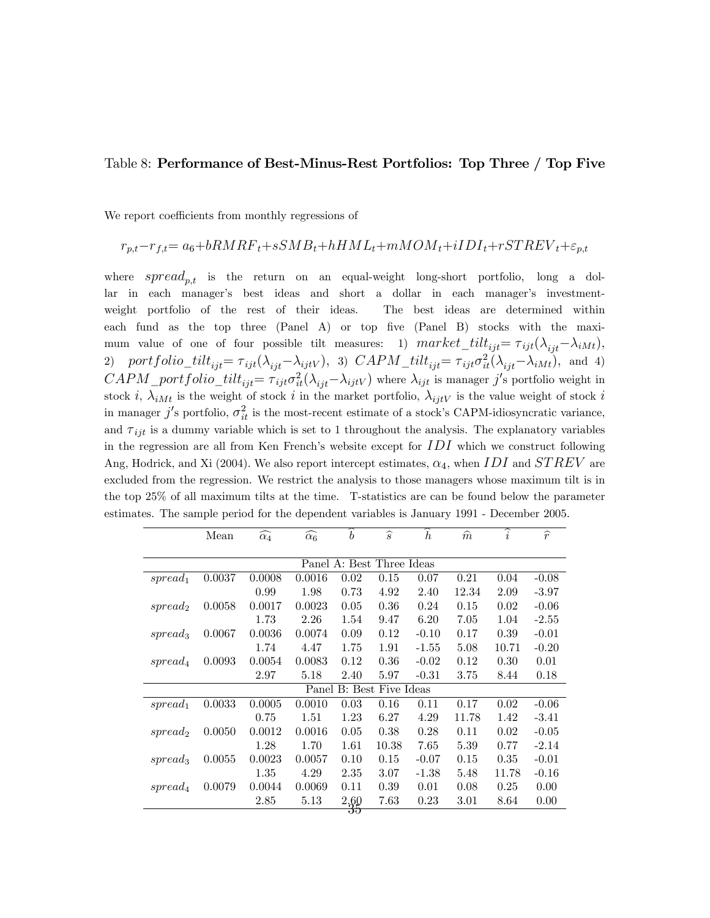Table 8: **Performance of Best-Minus-Rest Portfolios: Top Three / Top Five**

We report coefficients from monthly regressions of

$$r_{p,t} - r_{f,t} = a_6 + bRMRF_t + sSMB_t + hHML_t + mMOM_t + iIDI_t + rSTREV_t + \varepsilon_{p,t}$$

where $spread_{p,t}$ is the return on an equal-weight long-short portfolio, long a dollar in each manager's best ideas and short a dollar in each manager's investment-weight portfolio of the rest of their ideas. The best ideas are determined within each fund as the top three (Panel A) or top five (Panel B) stocks with the maximum value of one of four possible tilt measures: 1) $market\_tilt_{ijt} = \tau_{ijt}(\lambda_{ijt} - \lambda_{iMt})$, 2) $portfolio\_tilt_{ijt} = \tau_{ijt}(\lambda_{ijt} - \lambda_{ijtV})$, 3) $CAPM\_tilt_{ijt} = \tau_{ijt}\sigma^2_{it}(\lambda_{ijt} - \lambda_{iMt})$, and 4) $CAPM\_portfolio\_tilt_{ijt} = \tau_{ijt}\sigma^2_{it}(\lambda_{ijt} - \lambda_{ijtV})$ where $\lambda_{ijt}$ is manager $j'$s portfolio weight in stock $i$, $\lambda_{iMt}$ is the weight of stock $i$ in the market portfolio, $\lambda_{ijtV}$ is the value weight of stock $i$ in manager $j'$s portfolio, $\sigma^2_{it}$ is the most-recent estimate of a stock's CAPM-idiosyncratic variance, and $\tau_{ijt}$ is a dummy variable which is set to 1 throughout the analysis. The explanatory variables in the regression are all from Ken French's website except for $IDI$ which we construct following Ang, Hodrick, and Xi (2004). We also report intercept estimates, $\alpha_4$, when $IDI$ and $STREV$ are excluded from the regression. We restrict the analysis to those managers whose maximum tilt is in the top 25% of all maximum tilts at the time. T-statistics are can be found below the parameter estimates. The sample period for the dependent variables is January 1991 - December 2005.

| | Mean | $\widehat{\alpha_4}$ | $\widehat{\alpha_6}$ | $\widehat{b}$ | $\widehat{s}$ | $\widehat{h}$ | $\widehat{m}$ | $\widehat{i}$ | $\widehat{r}$ |
|---|---|---|---|---|---|---|---|---|---|
| | | | | Panel A: Best Three Ideas | | | | | |
| $spread_1$ | 0.0037 | 0.0008 | 0.0016 | 0.02 | 0.15 | 0.07 | 0.21 | 0.04 | -0.08 |
| | | 0.99 | 1.98 | 0.73 | 4.92 | 2.40 | 12.34 | 2.09 | -3.97 |
| $spread_2$ | 0.0058 | 0.0017 | 0.0023 | 0.05 | 0.36 | 0.24 | 0.15 | 0.02 | -0.06 |
| | | 1.73 | 2.26 | 1.54 | 9.47 | 6.20 | 7.05 | 1.04 | -2.55 |
| $spread_3$ | 0.0067 | 0.0036 | 0.0074 | 0.09 | 0.12 | -0.10 | 0.17 | 0.39 | -0.01 |
| | | 1.74 | 4.47 | 1.75 | 1.91 | -1.55 | 5.08 | 10.71 | -0.20 |
| $spread_4$ | 0.0093 | 0.0054 | 0.0083 | 0.12 | 0.36 | -0.02 | 0.12 | 0.30 | 0.01 |
| | | 2.97 | 5.18 | 2.40 | 5.97 | -0.31 | 3.75 | 8.44 | 0.18 |
| | | | | Panel B: Best Five Ideas | | | | | |
| $spread_1$ | 0.0033 | 0.0005 | 0.0010 | 0.03 | 0.16 | 0.11 | 0.17 | 0.02 | -0.06 |
| | | 0.75 | 1.51 | 1.23 | 6.27 | 4.29 | 11.78 | 1.42 | -3.41 |
| $spread_2$ | 0.0050 | 0.0012 | 0.0016 | 0.05 | 0.38 | 0.28 | 0.11 | 0.02 | -0.05 |
| | | 1.28 | 1.70 | 1.61 | 10.38 | 7.65 | 5.39 | 0.77 | -2.14 |
| $spread_3$ | 0.0055 | 0.0023 | 0.0057 | 0.10 | 0.15 | -0.07 | 0.15 | 0.35 | -0.01 |
| | | 1.35 | 4.29 | 2.35 | 3.07 | -1.38 | 5.48 | 11.78 | -0.16 |
| $spread_4$ | 0.0079 | 0.0044 | 0.0069 | 0.11 | 0.39 | 0.01 | 0.08 | 0.25 | 0.00 |
| | | 2.85 | 5.13 | 2.60 | 7.63 | 0.23 | 3.01 | 8.64 | 0.00 |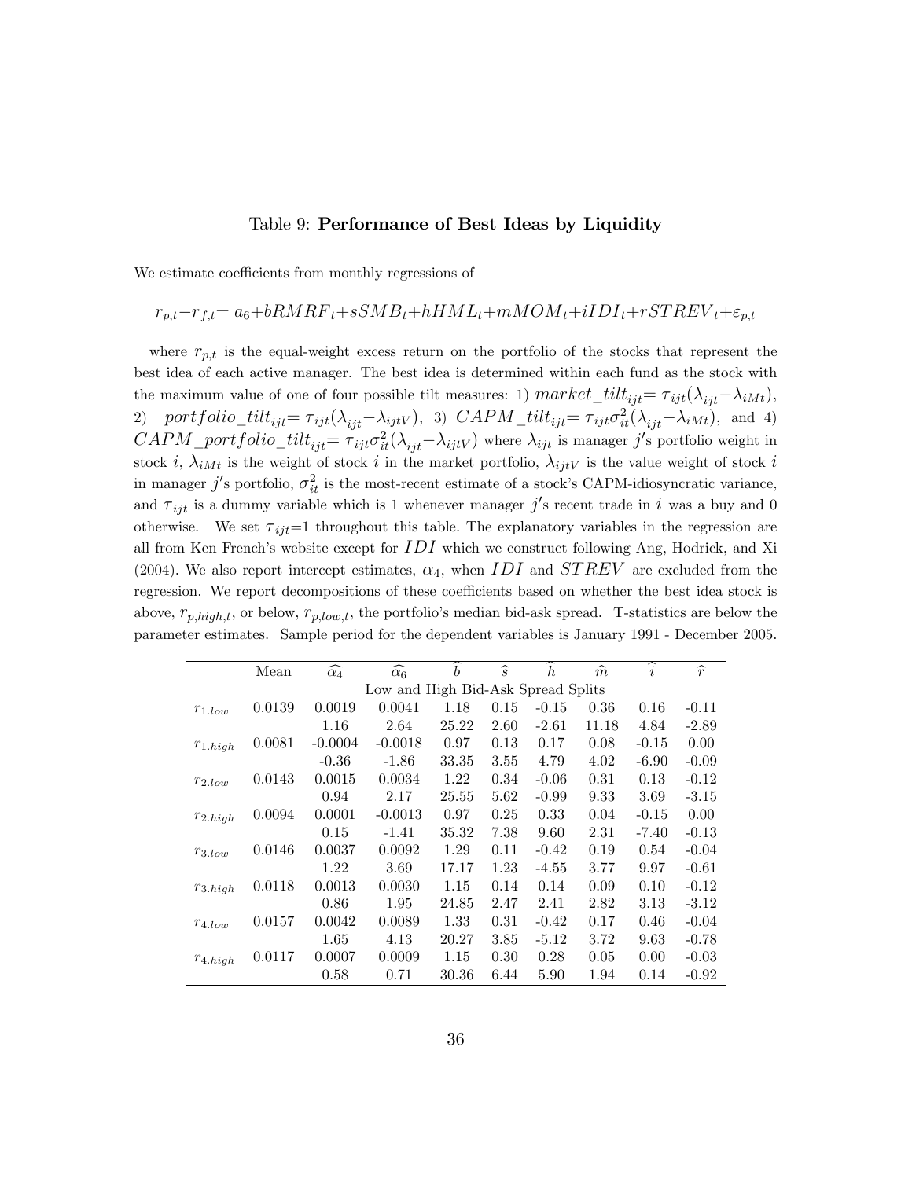Table 9: **Performance of Best Ideas by Liquidity**

We estimate coefficients from monthly regressions of

$$r_{p,t} - r_{f,t} = a_6 + bRMRF_t + sSMB_t + hHML_t + mMOM_t + iIDI_t + rSTREV_t + \varepsilon_{p,t}$$

where $r_{p,t}$ is the equal-weight excess return on the portfolio of the stocks that represent the best idea of each active manager. The best idea is determined within each fund as the stock with the maximum value of one of four possible tilt measures: 1) $market\_tilt_{ijt} = \tau_{ijt}(\lambda_{ijt} - \lambda_{iMt})$, 2) $portfolio\_tilt_{ijt} = \tau_{ijt}(\lambda_{ijt} - \lambda_{ijtV})$, 3) $CAPM\_tilt_{ijt} = \tau_{ijt}\sigma^2_{it}(\lambda_{ijt} - \lambda_{iMt})$, and 4) $CAPM\_portfolio\_tilt_{ijt} = \tau_{ijt}\sigma^2_{it}(\lambda_{ijt} - \lambda_{ijtV})$ where $\lambda_{ijt}$ is manager $j$'s portfolio weight in stock $i$, $\lambda_{iMt}$ is the weight of stock $i$ in the market portfolio, $\lambda_{ijtV}$ is the value weight of stock $i$ in manager $j$'s portfolio, $\sigma^2_{it}$ is the most-recent estimate of a stock's CAPM-idiosyncratic variance, and $\tau_{ijt}$ is a dummy variable which is 1 whenever manager $j$'s recent trade in $i$ was a buy and 0 otherwise. We set $\tau_{ijt}$=1 throughout this table. The explanatory variables in the regression are all from Ken French's website except for $IDI$ which we construct following Ang, Hodrick, and Xi (2004). We also report intercept estimates, $\alpha_4$, when $IDI$ and $STREV$ are excluded from the regression. We report decompositions of these coefficients based on whether the best idea stock is above, $r_{p,high,t}$, or below, $r_{p,low,t}$, the portfolio's median bid-ask spread. T-statistics are below the parameter estimates. Sample period for the dependent variables is January 1991 - December 2005.

| | Mean | $\widehat{\alpha_4}$ | $\widehat{\alpha_6}$ | $\widehat{b}$ | $\widehat{s}$ | $\widehat{h}$ | $\widehat{m}$ | $\widehat{i}$ | $\widehat{r}$ |
|---|---|---|---|---|---|---|---|---|---|
| | Low and High Bid-Ask Spread Splits | | | | | | | | |
| $r_{1.low}$ | 0.0139 | 0.0019 | 0.0041 | 1.18 | 0.15 | -0.15 | 0.36 | 0.16 | -0.11 |
| | | 1.16 | 2.64 | 25.22 | 2.60 | -2.61 | 11.18 | 4.84 | -2.89 |
| $r_{1.high}$ | 0.0081 | -0.0004 | -0.0018 | 0.97 | 0.13 | 0.17 | 0.08 | -0.15 | 0.00 |
| | | -0.36 | -1.86 | 33.35 | 3.55 | 4.79 | 4.02 | -6.90 | -0.09 |
| $r_{2.low}$ | 0.0143 | 0.0015 | 0.0034 | 1.22 | 0.34 | -0.06 | 0.31 | 0.13 | -0.12 |
| | | 0.94 | 2.17 | 25.55 | 5.62 | -0.99 | 9.33 | 3.69 | -3.15 |
| $r_{2.high}$ | 0.0094 | 0.0001 | -0.0013 | 0.97 | 0.25 | 0.33 | 0.04 | -0.15 | 0.00 |
| | | 0.15 | -1.41 | 35.32 | 7.38 | 9.60 | 2.31 | -7.40 | -0.13 |
| $r_{3.low}$ | 0.0146 | 0.0037 | 0.0092 | 1.29 | 0.11 | -0.42 | 0.19 | 0.54 | -0.04 |
| | | 1.22 | 3.69 | 17.17 | 1.23 | -4.55 | 3.77 | 9.97 | -0.61 |
| $r_{3.high}$ | 0.0118 | 0.0013 | 0.0030 | 1.15 | 0.14 | 0.14 | 0.09 | 0.10 | -0.12 |
| | | 0.86 | 1.95 | 24.85 | 2.47 | 2.41 | 2.82 | 3.13 | -3.12 |
| $r_{4.low}$ | 0.0157 | 0.0042 | 0.0089 | 1.33 | 0.31 | -0.42 | 0.17 | 0.46 | -0.04 |
| | | 1.65 | 4.13 | 20.27 | 3.85 | -5.12 | 3.72 | 9.63 | -0.78 |
| $r_{4.high}$ | 0.0117 | 0.0007 | 0.0009 | 1.15 | 0.30 | 0.28 | 0.05 | 0.00 | -0.03 |
| | | 0.58 | 0.71 | 30.36 | 6.44 | 5.90 | 1.94 | 0.14 | -0.92 |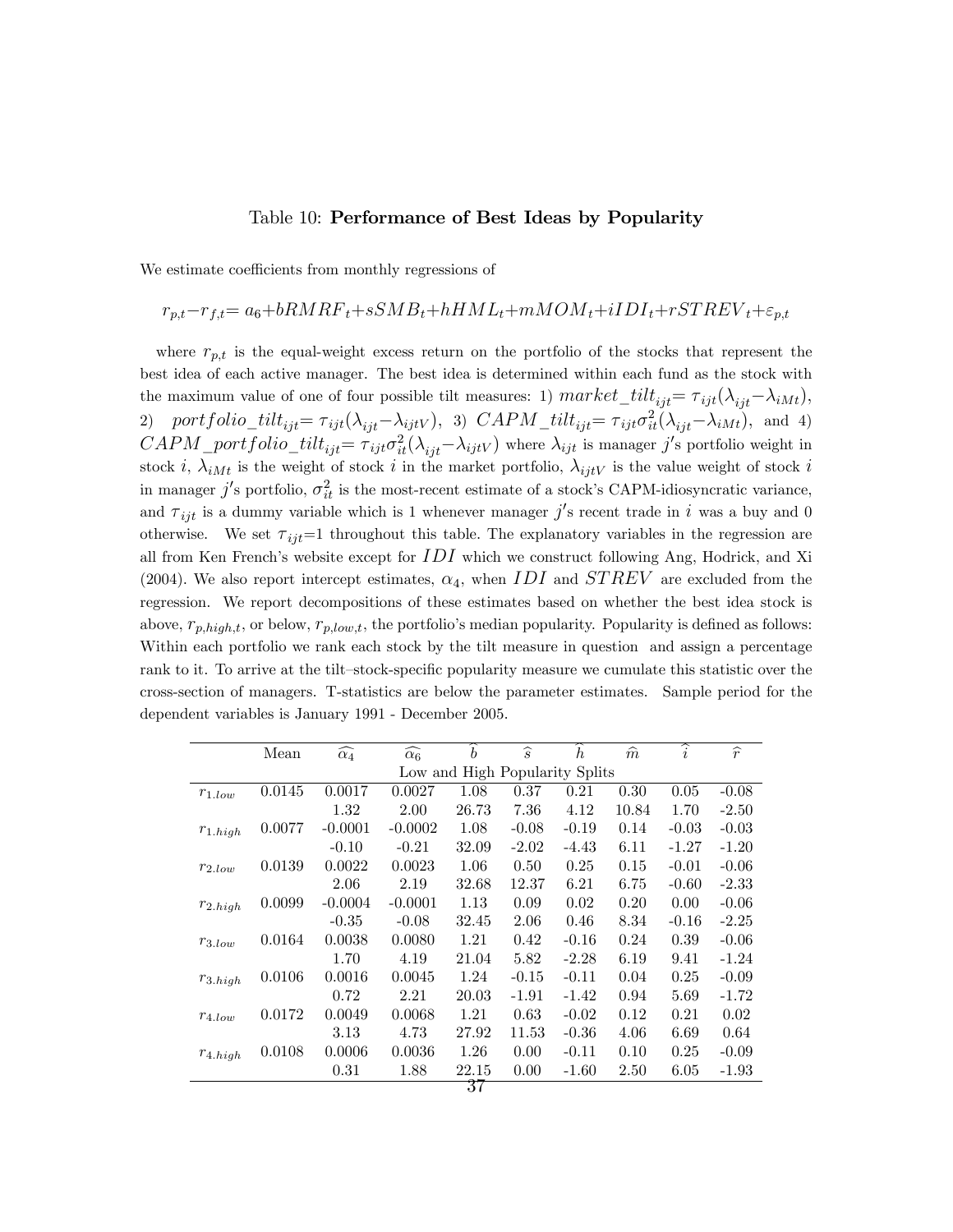Table 10: **Performance of Best Ideas by Popularity**

We estimate coefficients from monthly regressions of

$$r_{p,t} - r_{f,t} = a_6 + bRMRF_t + sSMB_t + hHML_t + mMOM_t + iIDI_t + rSTREV_t + \varepsilon_{p,t}$$

where $r_{p,t}$ is the equal-weight excess return on the portfolio of the stocks that represent the best idea of each active manager. The best idea is determined within each fund as the stock with the maximum value of one of four possible tilt measures: 1) $market\_tilt_{ijt} = \tau_{ijt}(\lambda_{ijt} - \lambda_{iMt})$, 2) $portfolio\_tilt_{ijt} = \tau_{ijt}(\lambda_{ijt} - \lambda_{ijtV})$, 3) $CAPM\_tilt_{ijt} = \tau_{ijt}\sigma^2_{it}(\lambda_{ijt} - \lambda_{iMt})$, and 4) $CAPM\_portfolio\_tilt_{ijt} = \tau_{ijt}\sigma^2_{it}(\lambda_{ijt} - \lambda_{ijtV})$ where $\lambda_{ijt}$ is manager $j'$s portfolio weight in stock $i$, $\lambda_{iMt}$ is the weight of stock $i$ in the market portfolio, $\lambda_{ijtV}$ is the value weight of stock $i$ in manager $j'$s portfolio, $\sigma^2_{it}$ is the most-recent estimate of a stock's CAPM-idiosyncratic variance, and $\tau_{ijt}$ is a dummy variable which is 1 whenever manager $j'$s recent trade in $i$ was a buy and 0 otherwise. We set $\tau_{ijt}$=1 throughout this table. The explanatory variables in the regression are all from Ken French's website except for $IDI$ which we construct following Ang, Hodrick, and Xi (2004). We also report intercept estimates, $\alpha_4$, when $IDI$ and $STREV$ are excluded from the regression. We report decompositions of these estimates based on whether the best idea stock is above, $r_{p,high,t}$, or below, $r_{p,low,t}$, the portfolio's median popularity. Popularity is defined as follows: Within each portfolio we rank each stock by the tilt measure in question and assign a percentage rank to it. To arrive at the tilt–stock-specific popularity measure we cumulate this statistic over the cross-section of managers. T-statistics are below the parameter estimates. Sample period for the dependent variables is January 1991 - December 2005.

| | Mean | $\widehat{\alpha_4}$ | $\widehat{\alpha_6}$ | $\widehat{b}$ | $\widehat{s}$ | $\widehat{h}$ | $\widehat{m}$ | $\widehat{i}$ | $\widehat{r}$ |
|---|---|---|---|---|---|---|---|---|---|
| | | | | Low and High Popularity Splits | | | | | |
| $r_{1.low}$ | 0.0145 | 0.0017 | 0.0027 | 1.08 | 0.37 | 0.21 | 0.30 | 0.05 | -0.08 |
| | | 1.32 | 2.00 | 26.73 | 7.36 | 4.12 | 10.84 | 1.70 | -2.50 |
| $r_{1.high}$ | 0.0077 | -0.0001 | -0.0002 | 1.08 | -0.08 | -0.19 | 0.14 | -0.03 | -0.03 |
| | | -0.10 | -0.21 | 32.09 | -2.02 | -4.43 | 6.11 | -1.27 | -1.20 |
| $r_{2.low}$ | 0.0139 | 0.0022 | 0.0023 | 1.06 | 0.50 | 0.25 | 0.15 | -0.01 | -0.06 |
| | | 2.06 | 2.19 | 32.68 | 12.37 | 6.21 | 6.75 | -0.60 | -2.33 |
| $r_{2.high}$ | 0.0099 | -0.0004 | -0.0001 | 1.13 | 0.09 | 0.02 | 0.20 | 0.00 | -0.06 |
| | | -0.35 | -0.08 | 32.45 | 2.06 | 0.46 | 8.34 | -0.16 | -2.25 |
| $r_{3.low}$ | 0.0164 | 0.0038 | 0.0080 | 1.21 | 0.42 | -0.16 | 0.24 | 0.39 | -0.06 |
| | | 1.70 | 4.19 | 21.04 | 5.82 | -2.28 | 6.19 | 9.41 | -1.24 |
| $r_{3.high}$ | 0.0106 | 0.0016 | 0.0045 | 1.24 | -0.15 | -0.11 | 0.04 | 0.25 | -0.09 |
| | | 0.72 | 2.21 | 20.03 | -1.91 | -1.42 | 0.94 | 5.69 | -1.72 |
| $r_{4.low}$ | 0.0172 | 0.0049 | 0.0068 | 1.21 | 0.63 | -0.02 | 0.12 | 0.21 | 0.02 |
| | | 3.13 | 4.73 | 27.92 | 11.53 | -0.36 | 4.06 | 6.69 | 0.64 |
| $r_{4.high}$ | 0.0108 | 0.0006 | 0.0036 | 1.26 | 0.00 | -0.11 | 0.10 | 0.25 | -0.09 |
| | | 0.31 | 1.88 | 22.15 | 0.00 | -1.60 | 2.50 | 6.05 | -1.93 |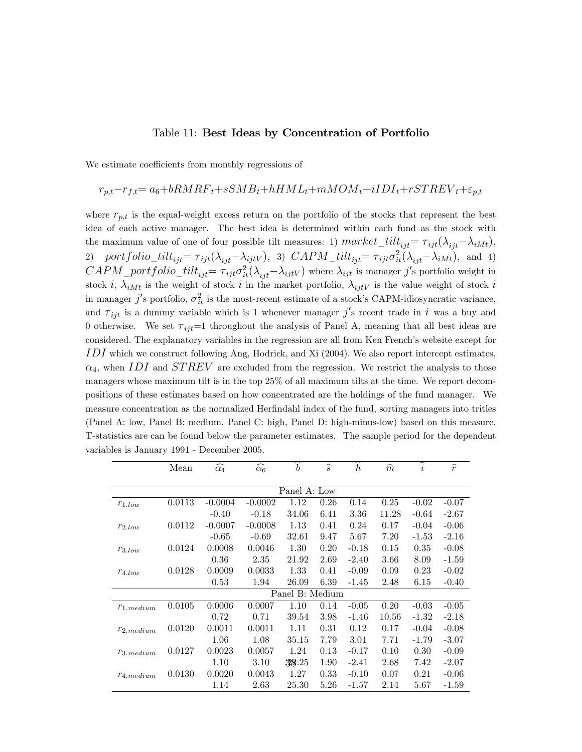Table 11: **Best Ideas by Concentration of Portfolio**

We estimate coefficients from monthly regressions of

$$r_{p,t} - r_{f,t} = a_6 + bRMRF_t + sSMB_t + hHML_t + mMOM_t + iIDI_t + rSTREV_t + \varepsilon_{p,t}$$

where $r_{p,t}$ is the equal-weight excess return on the portfolio of the stocks that represent the best idea of each active manager. The best idea is determined within each fund as the stock with the maximum value of one of four possible tilt measures: 1) $market\_tilt_{ijt} = \tau_{ijt}(\lambda_{ijt} - \lambda_{iMt})$, 2) $portfolio\_tilt_{ijt} = \tau_{ijt}(\lambda_{ijt} - \lambda_{ijtV})$, 3) $CAPM\_tilt_{ijt} = \tau_{ijt}\sigma^2_{it}(\lambda_{ijt} - \lambda_{iMt})$, and 4) $CAPM\_portfolio\_tilt_{ijt} = \tau_{ijt}\sigma^2_{it}(\lambda_{ijt} - \lambda_{ijtV})$ where $\lambda_{ijt}$ is manager $j'$s portfolio weight in stock $i$, $\lambda_{iMt}$ is the weight of stock $i$ in the market portfolio, $\lambda_{ijtV}$ is the value weight of stock $i$ in manager $j'$s portfolio, $\sigma^2_{it}$ is the most-recent estimate of a stock's CAPM-idiosyncratic variance, and $\tau_{ijt}$ is a dummy variable which is 1 whenever manager $j'$s recent trade in $i$ was a buy and 0 otherwise. We set $\tau_{ijt}$=1 throughout the analysis of Panel A, meaning that all best ideas are considered. The explanatory variables in the regression are all from Ken French's website except for $IDI$ which we construct following Ang, Hodrick, and Xi (2004). We also report intercept estimates, $\alpha_4$, when $IDI$ and $STREV$ are excluded from the regression. We restrict the analysis to those managers whose maximum tilt is in the top 25% of all maximum tilts at the time. We report decompositions of these estimates based on how concentrated are the holdings of the fund manager. We measure concentration as the normalized Herfindahl index of the fund, sorting managers into tritles (Panel A: low, Panel B: medium, Panel C: high, Panel D: high-minus-low) based on this measure. T-statistics are can be found below the parameter estimates. The sample period for the dependent variables is January 1991 - December 2005.

| | Mean | $\widehat{\alpha_4}$ | $\widehat{\alpha_6}$ | $\widehat{b}$ | $\widehat{s}$ | $\widehat{h}$ | $\widehat{m}$ | $\widehat{i}$ | $\widehat{r}$ |
|---|---|---|---|---|---|---|---|---|---|
| | | | | Panel A: Low | | | | | |
| $r_{1.low}$ | 0.0113 | -0.0004 | -0.0002 | 1.12 | 0.26 | 0.14 | 0.25 | -0.02 | -0.07 |
| | | -0.40 | -0.18 | 34.06 | 6.41 | 3.36 | 11.28 | -0.64 | -2.67 |
| $r_{2.low}$ | 0.0112 | -0.0007 | -0.0008 | 1.13 | 0.41 | 0.24 | 0.17 | -0.04 | -0.06 |
| | | -0.65 | -0.69 | 32.61 | 9.47 | 5.67 | 7.20 | -1.53 | -2.16 |
| $r_{3.low}$ | 0.0124 | 0.0008 | 0.0046 | 1.30 | 0.20 | -0.18 | 0.15 | 0.35 | -0.08 |
| | | 0.36 | 2.35 | 21.92 | 2.69 | -2.40 | 3.66 | 8.09 | -1.59 |
| $r_{4.low}$ | 0.0128 | 0.0009 | 0.0033 | 1.33 | 0.41 | -0.09 | 0.09 | 0.23 | -0.02 |
| | | 0.53 | 1.94 | 26.09 | 6.39 | -1.45 | 2.48 | 6.15 | -0.40 |
| | | | | Panel B: Medium | | | | | |
| $r_{1.medium}$ | 0.0105 | 0.0006 | 0.0007 | 1.10 | 0.14 | -0.05 | 0.20 | -0.03 | -0.05 |
| | | 0.72 | 0.71 | 39.54 | 3.98 | -1.46 | 10.56 | -1.32 | -2.18 |
| $r_{2.medium}$ | 0.0120 | 0.0011 | 0.0011 | 1.11 | 0.31 | 0.12 | 0.17 | -0.04 | -0.08 |
| | | 1.06 | 1.08 | 35.15 | 7.79 | 3.01 | 7.71 | -1.79 | -3.07 |
| $r_{3.medium}$ | 0.0127 | 0.0023 | 0.0057 | 1.24 | 0.13 | -0.17 | 0.10 | 0.30 | -0.09 |
| | | 1.10 | 3.10 | 23.25 | 1.90 | -2.41 | 2.68 | 7.42 | -2.07 |
| $r_{4.medium}$ | 0.0130 | 0.0020 | 0.0043 | 1.27 | 0.33 | -0.10 | 0.07 | 0.21 | -0.06 |
| | | 1.14 | 2.63 | 25.30 | 5.26 | -1.57 | 2.14 | 5.67 | -1.59 |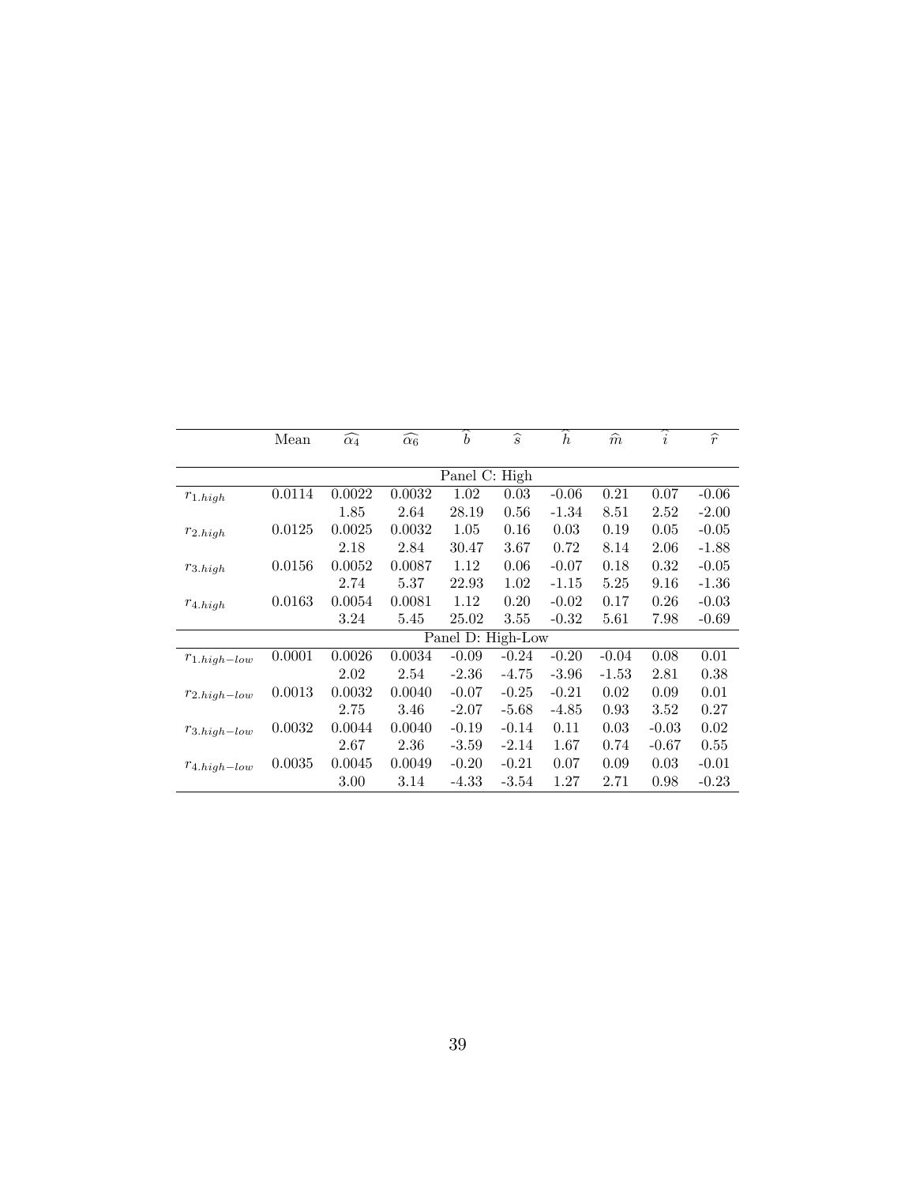| | Mean | $\widehat{\alpha_4}$ | $\widehat{\alpha_6}$ | $\widehat{b}$ | $\widehat{s}$ | $\widehat{h}$ | $\widehat{m}$ | $\widehat{i}$ | $\widehat{r}$ |
|---|---|---|---|---|---|---|---|---|---|
| | | | | Panel C: High | | | | | |
| $r_{1.high}$ | 0.0114 | 0.0022 | 0.0032 | 1.02 | 0.03 | -0.06 | 0.21 | 0.07 | -0.06 |
| | | 1.85 | 2.64 | 28.19 | 0.56 | -1.34 | 8.51 | 2.52 | -2.00 |
| $r_{2.high}$ | 0.0125 | 0.0025 | 0.0032 | 1.05 | 0.16 | 0.03 | 0.19 | 0.05 | -0.05 |
| | | 2.18 | 2.84 | 30.47 | 3.67 | 0.72 | 8.14 | 2.06 | -1.88 |
| $r_{3.high}$ | 0.0156 | 0.0052 | 0.0087 | 1.12 | 0.06 | -0.07 | 0.18 | 0.32 | -0.05 |
| | | 2.74 | 5.37 | 22.93 | 1.02 | -1.15 | 5.25 | 9.16 | -1.36 |
| $r_{4.high}$ | 0.0163 | 0.0054 | 0.0081 | 1.12 | 0.20 | -0.02 | 0.17 | 0.26 | -0.03 |
| | | 3.24 | 5.45 | 25.02 | 3.55 | -0.32 | 5.61 | 7.98 | -0.69 |
| | | | | Panel D: High-Low | | | | | |
| $r_{1.high-low}$ | 0.0001 | 0.0026 | 0.0034 | -0.09 | -0.24 | -0.20 | -0.04 | 0.08 | 0.01 |
| | | 2.02 | 2.54 | -2.36 | -4.75 | -3.96 | -1.53 | 2.81 | 0.38 |
| $r_{2.high-low}$ | 0.0013 | 0.0032 | 0.0040 | -0.07 | -0.25 | -0.21 | 0.02 | 0.09 | 0.01 |
| | | 2.75 | 3.46 | -2.07 | -5.68 | -4.85 | 0.93 | 3.52 | 0.27 |
| $r_{3.high-low}$ | 0.0032 | 0.0044 | 0.0040 | -0.19 | -0.14 | 0.11 | 0.03 | -0.03 | 0.02 |
| | | 2.67 | 2.36 | -3.59 | -2.14 | 1.67 | 0.74 | -0.67 | 0.55 |
| $r_{4.high-low}$ | 0.0035 | 0.0045 | 0.0049 | -0.20 | -0.21 | 0.07 | 0.09 | 0.03 | -0.01 |
| | | 3.00 | 3.14 | -4.33 | -3.54 | 1.27 | 2.71 | 0.98 | -0.23 |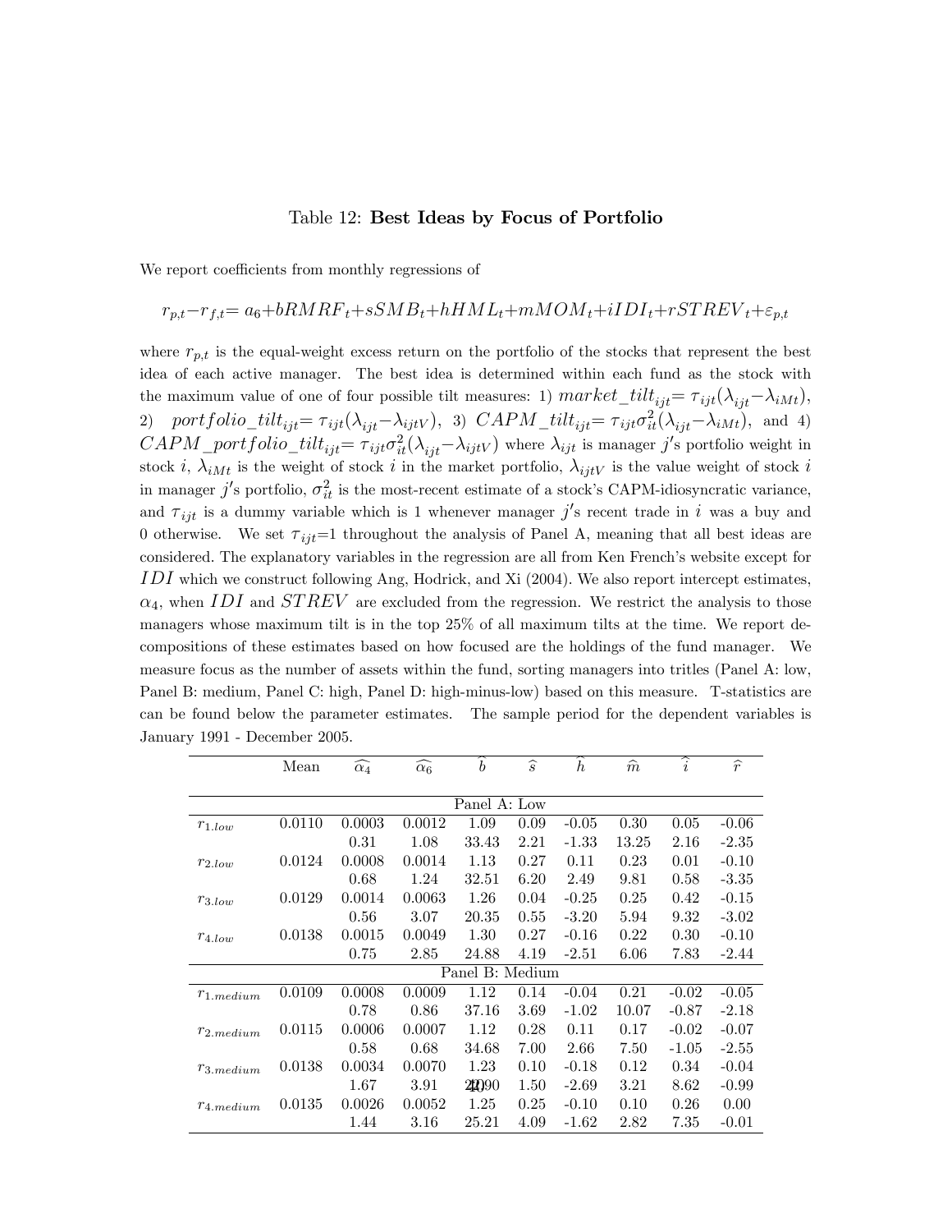Table 12: **Best Ideas by Focus of Portfolio**

We report coefficients from monthly regressions of

$$r_{p,t} - r_{f,t} = a_6 + bRMRF_t + sSMB_t + hHML_t + mMOM_t + iIDI_t + rSTREV_t + \varepsilon_{p,t}$$

where $r_{p,t}$ is the equal-weight excess return on the portfolio of the stocks that represent the best idea of each active manager. The best idea is determined within each fund as the stock with the maximum value of one of four possible tilt measures: 1) $market\_tilt_{ijt} = \tau_{ijt}(\lambda_{ijt} - \lambda_{iMt})$, 2) $portfolio\_tilt_{ijt} = \tau_{ijt}(\lambda_{ijt} - \lambda_{ijtV})$, 3) $CAPM\_tilt_{ijt} = \tau_{ijt}\sigma^2_{it}(\lambda_{ijt} - \lambda_{iMt})$, and 4) $CAPM\_portfolio\_tilt_{ijt} = \tau_{ijt}\sigma^2_{it}(\lambda_{ijt} - \lambda_{ijtV})$ where $\lambda_{ijt}$ is manager $j$'s portfolio weight in stock $i$, $\lambda_{iMt}$ is the weight of stock $i$ in the market portfolio, $\lambda_{ijtV}$ is the value weight of stock $i$ in manager $j$'s portfolio, $\sigma^2_{it}$ is the most-recent estimate of a stock's CAPM-idiosyncratic variance, and $\tau_{ijt}$ is a dummy variable which is 1 whenever manager $j$'s recent trade in $i$ was a buy and 0 otherwise. We set $\tau_{ijt}$=1 throughout the analysis of Panel A, meaning that all best ideas are considered. The explanatory variables in the regression are all from Ken French's website except for $IDI$ which we construct following Ang, Hodrick, and Xi (2004). We also report intercept estimates, $\alpha_4$, when $IDI$ and $STREV$ are excluded from the regression. We restrict the analysis to those managers whose maximum tilt is in the top 25% of all maximum tilts at the time. We report decompositions of these estimates based on how focused are the holdings of the fund manager. We measure focus as the number of assets within the fund, sorting managers into tritles (Panel A: low, Panel B: medium, Panel C: high, Panel D: high-minus-low) based on this measure. T-statistics are can be found below the parameter estimates. The sample period for the dependent variables is January 1991 - December 2005.

| | Mean | $\widehat{\alpha_4}$ | $\widehat{\alpha_6}$ | $\widehat{b}$ | $\widehat{s}$ | $\widehat{h}$ | $\widehat{m}$ | $\widehat{i}$ | $\widehat{r}$ |
|---|---|---|---|---|---|---|---|---|---|
| | | | | Panel A: Low | | | | | |
| $r_{1.low}$ | 0.0110 | 0.0003 | 0.0012 | 1.09 | 0.09 | -0.05 | 0.30 | 0.05 | -0.06 |
| | | 0.31 | 1.08 | 33.43 | 2.21 | -1.33 | 13.25 | 2.16 | -2.35 |
| $r_{2.low}$ | 0.0124 | 0.0008 | 0.0014 | 1.13 | 0.27 | 0.11 | 0.23 | 0.01 | -0.10 |
| | | 0.68 | 1.24 | 32.51 | 6.20 | 2.49 | 9.81 | 0.58 | -3.35 |
| $r_{3.low}$ | 0.0129 | 0.0014 | 0.0063 | 1.26 | 0.04 | -0.25 | 0.25 | 0.42 | -0.15 |
| | | 0.56 | 3.07 | 20.35 | 0.55 | -3.20 | 5.94 | 9.32 | -3.02 |
| $r_{4.low}$ | 0.0138 | 0.0015 | 0.0049 | 1.30 | 0.27 | -0.16 | 0.22 | 0.30 | -0.10 |
| | | 0.75 | 2.85 | 24.88 | 4.19 | -2.51 | 6.06 | 7.83 | -2.44 |
| | | | | Panel B: Medium | | | | | |
| $r_{1.medium}$ | 0.0109 | 0.0008 | 0.0009 | 1.12 | 0.14 | -0.04 | 0.21 | -0.02 | -0.05 |
| | | 0.78 | 0.86 | 37.16 | 3.69 | -1.02 | 10.07 | -0.87 | -2.18 |
| $r_{2.medium}$ | 0.0115 | 0.0006 | 0.0007 | 1.12 | 0.28 | 0.11 | 0.17 | -0.02 | -0.07 |
| | | 0.58 | 0.68 | 34.68 | 7.00 | 2.66 | 7.50 | -1.05 | -2.55 |
| $r_{3.medium}$ | 0.0138 | 0.0034 | 0.0070 | 1.23 | 0.10 | -0.18 | 0.12 | 0.34 | -0.04 |
| | | 1.67 | 3.91 | 22.90 | 1.50 | -2.69 | 3.21 | 8.62 | -0.99 |
| $r_{4.medium}$ | 0.0135 | 0.0026 | 0.0052 | 1.25 | 0.25 | -0.10 | 0.10 | 0.26 | 0.00 |
| | | 1.44 | 3.16 | 25.21 | 4.09 | -1.62 | 2.82 | 7.35 | -0.01 |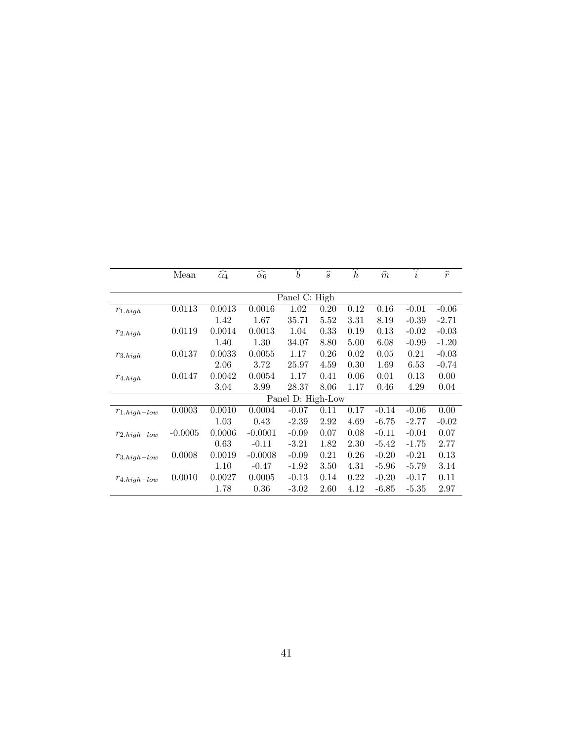| | Mean | $\widehat{\alpha_4}$ | $\widehat{\alpha_6}$ | $\widehat{b}$ | $\widehat{s}$ | $\widehat{h}$ | $\widehat{m}$ | $\widehat{i}$ | $\widehat{r}$ |
|---|---|---|---|---|---|---|---|---|---|
| | | | | Panel C: High | | | | | |
| $r_{1.high}$ | 0.0113 | 0.0013 | 0.0016 | 1.02 | 0.20 | 0.12 | 0.16 | -0.01 | -0.06 |
| | | 1.42 | 1.67 | 35.71 | 5.52 | 3.31 | 8.19 | -0.39 | -2.71 |
| $r_{2.high}$ | 0.0119 | 0.0014 | 0.0013 | 1.04 | 0.33 | 0.19 | 0.13 | -0.02 | -0.03 |
| | | 1.40 | 1.30 | 34.07 | 8.80 | 5.00 | 6.08 | -0.99 | -1.20 |
| $r_{3.high}$ | 0.0137 | 0.0033 | 0.0055 | 1.17 | 0.26 | 0.02 | 0.05 | 0.21 | -0.03 |
| | | 2.06 | 3.72 | 25.97 | 4.59 | 0.30 | 1.69 | 6.53 | -0.74 |
| $r_{4.high}$ | 0.0147 | 0.0042 | 0.0054 | 1.17 | 0.41 | 0.06 | 0.01 | 0.13 | 0.00 |
| | | 3.04 | 3.99 | 28.37 | 8.06 | 1.17 | 0.46 | 4.29 | 0.04 |
| | | | | Panel D: High-Low | | | | | |
| $r_{1.high-low}$ | 0.0003 | 0.0010 | 0.0004 | -0.07 | 0.11 | 0.17 | -0.14 | -0.06 | 0.00 |
| | | 1.03 | 0.43 | -2.39 | 2.92 | 4.69 | -6.75 | -2.77 | -0.02 |
| $r_{2.high-low}$ | -0.0005 | 0.0006 | -0.0001 | -0.09 | 0.07 | 0.08 | -0.11 | -0.04 | 0.07 |
| | | 0.63 | -0.11 | -3.21 | 1.82 | 2.30 | -5.42 | -1.75 | 2.77 |
| $r_{3.high-low}$ | 0.0008 | 0.0019 | -0.0008 | -0.09 | 0.21 | 0.26 | -0.20 | -0.21 | 0.13 |
| | | 1.10 | -0.47 | -1.92 | 3.50 | 4.31 | -5.96 | -5.79 | 3.14 |
| $r_{4.high-low}$ | 0.0010 | 0.0027 | 0.0005 | -0.13 | 0.14 | 0.22 | -0.20 | -0.17 | 0.11 |
| | | 1.78 | 0.36 | -3.02 | 2.60 | 4.12 | -6.85 | -5.35 | 2.97 |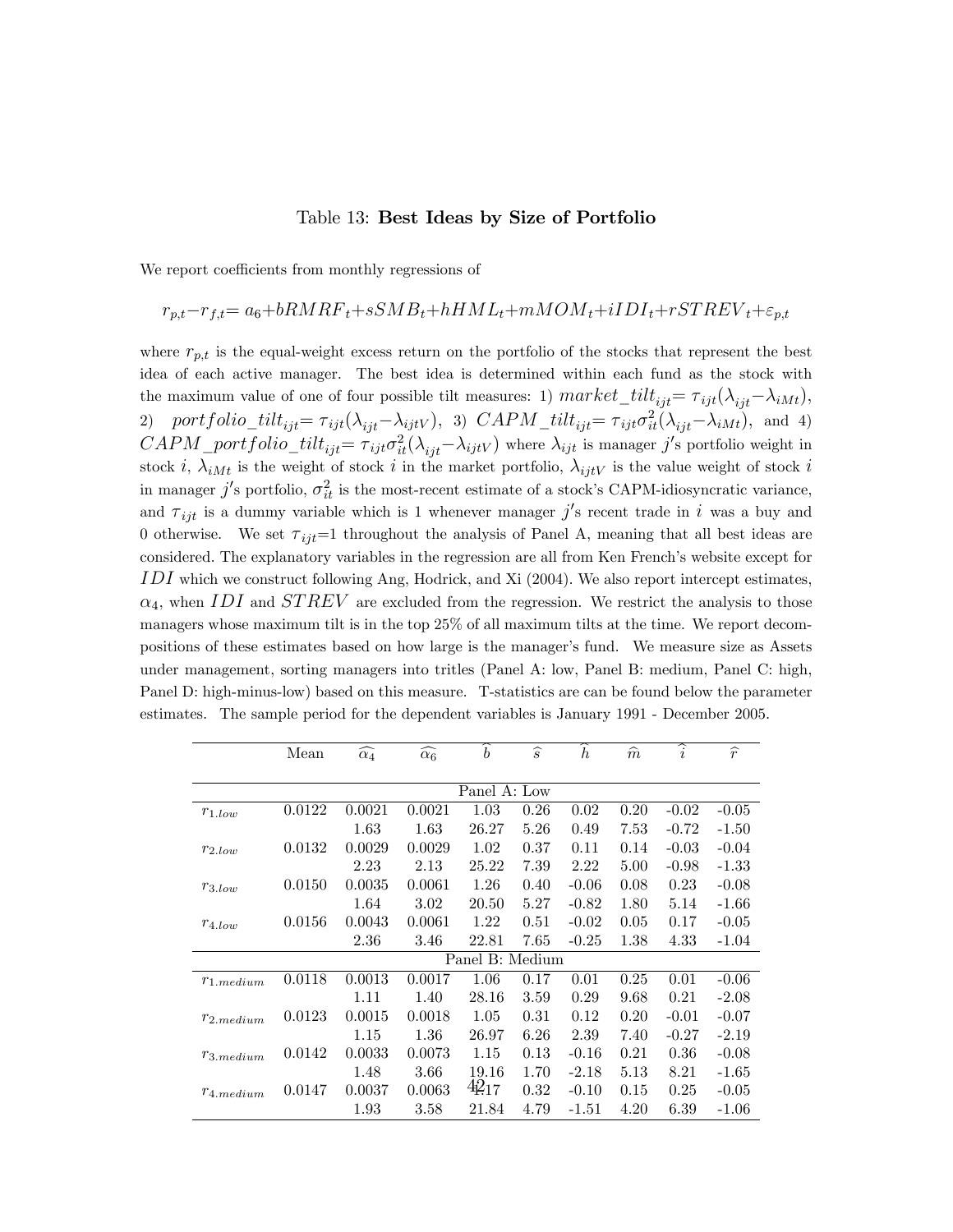Table 13: **Best Ideas by Size of Portfolio**

We report coefficients from monthly regressions of

$$r_{p,t} - r_{f,t} = a_6 + bRMRF_t + sSMB_t + hHML_t + mMOM_t + iIDI_t + rSTREV_t + \varepsilon_{p,t}$$

where $r_{p,t}$ is the equal-weight excess return on the portfolio of the stocks that represent the best idea of each active manager. The best idea is determined within each fund as the stock with the maximum value of one of four possible tilt measures: 1) $market\_tilt_{ijt} = \tau_{ijt}(\lambda_{ijt} - \lambda_{iMt})$, 2) $portfolio\_tilt_{ijt} = \tau_{ijt}(\lambda_{ijt} - \lambda_{ijtV})$, 3) $CAPM\_tilt_{ijt} = \tau_{ijt}\sigma_{it}^2(\lambda_{ijt} - \lambda_{iMt})$, and 4) $CAPM\_portfolio\_tilt_{ijt} = \tau_{ijt}\sigma_{it}^2(\lambda_{ijt} - \lambda_{ijtV})$ where $\lambda_{ijt}$ is manager $j$'s portfolio weight in stock $i$, $\lambda_{iMt}$ is the weight of stock $i$ in the market portfolio, $\lambda_{ijtV}$ is the value weight of stock $i$ in manager $j$'s portfolio, $\sigma_{it}^2$ is the most-recent estimate of a stock's CAPM-idiosyncratic variance, and $\tau_{ijt}$ is a dummy variable which is 1 whenever manager $j$'s recent trade in $i$ was a buy and 0 otherwise. We set $\tau_{ijt}$=1 throughout the analysis of Panel A, meaning that all best ideas are considered. The explanatory variables in the regression are all from Ken French's website except for $IDI$ which we construct following Ang, Hodrick, and Xi (2004). We also report intercept estimates, $\alpha_4$, when $IDI$ and $STREV$ are excluded from the regression. We restrict the analysis to those managers whose maximum tilt is in the top 25% of all maximum tilts at the time. We report decompositions of these estimates based on how large is the manager's fund. We measure size as Assets under management, sorting managers into tritles (Panel A: low, Panel B: medium, Panel C: high, Panel D: high-minus-low) based on this measure. T-statistics are can be found below the parameter estimates. The sample period for the dependent variables is January 1991 - December 2005.

| | Mean | $\widehat{\alpha_4}$ | $\widehat{\alpha_6}$ | $\widehat{b}$ | $\widehat{s}$ | $\widehat{h}$ | $\widehat{m}$ | $\widehat{i}$ | $\widehat{r}$ |
|---|---|---|---|---|---|---|---|---|---|
| | | | | Panel A: Low | | | | | |
| $r_{1.low}$ | 0.0122 | 0.0021 | 0.0021 | 1.03 | 0.26 | 0.02 | 0.20 | -0.02 | -0.05 |
| | | 1.63 | 1.63 | 26.27 | 5.26 | 0.49 | 7.53 | -0.72 | -1.50 |
| $r_{2.low}$ | 0.0132 | 0.0029 | 0.0029 | 1.02 | 0.37 | 0.11 | 0.14 | -0.03 | -0.04 |
| | | 2.23 | 2.13 | 25.22 | 7.39 | 2.22 | 5.00 | -0.98 | -1.33 |
| $r_{3.low}$ | 0.0150 | 0.0035 | 0.0061 | 1.26 | 0.40 | -0.06 | 0.08 | 0.23 | -0.08 |
| | | 1.64 | 3.02 | 20.50 | 5.27 | -0.82 | 1.80 | 5.14 | -1.66 |
| $r_{4.low}$ | 0.0156 | 0.0043 | 0.0061 | 1.22 | 0.51 | -0.02 | 0.05 | 0.17 | -0.05 |
| | | 2.36 | 3.46 | 22.81 | 7.65 | -0.25 | 1.38 | 4.33 | -1.04 |
| | | | | Panel B: Medium | | | | | |
| $r_{1.medium}$ | 0.0118 | 0.0013 | 0.0017 | 1.06 | 0.17 | 0.01 | 0.25 | 0.01 | -0.06 |
| | | 1.11 | 1.40 | 28.16 | 3.59 | 0.29 | 9.68 | 0.21 | -2.08 |
| $r_{2.medium}$ | 0.0123 | 0.0015 | 0.0018 | 1.05 | 0.31 | 0.12 | 0.20 | -0.01 | -0.07 |
| | | 1.15 | 1.36 | 26.97 | 6.26 | 2.39 | 7.40 | -0.27 | -2.19 |
| $r_{3.medium}$ | 0.0142 | 0.0033 | 0.0073 | 1.15 | 0.13 | -0.16 | 0.21 | 0.36 | -0.08 |
| | | 1.48 | 3.66 | 19.16 | 1.70 | -2.18 | 5.13 | 8.21 | -1.65 |
| $r_{4.medium}$ | 0.0147 | 0.0037 | 0.0063 | 1.17 | 0.32 | -0.10 | 0.15 | 0.25 | -0.05 |
| | | 1.93 | 3.58 | 21.84 | 4.79 | -1.51 | 4.20 | 6.39 | -1.06 |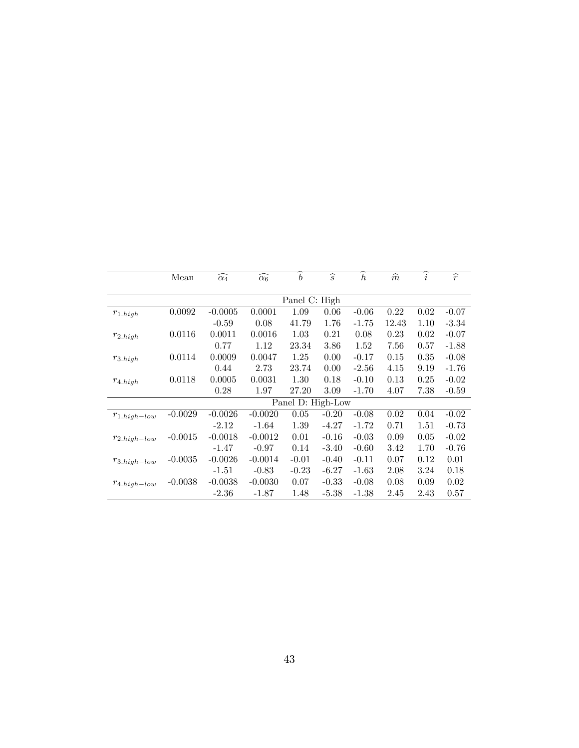| | Mean | $\widehat{\alpha_4}$ | $\widehat{\alpha_6}$ | $\widehat{b}$ | $\widehat{s}$ | $\widehat{h}$ | $\widehat{m}$ | $\widehat{i}$ | $\widehat{r}$ |
|---|---|---|---|---|---|---|---|---|---|
| | | | | Panel C: High | | | | | |
| $r_{1.high}$ | 0.0092 | -0.0005 | 0.0001 | 1.09 | 0.06 | -0.06 | 0.22 | 0.02 | -0.07 |
| | | -0.59 | 0.08 | 41.79 | 1.76 | -1.75 | 12.43 | 1.10 | -3.34 |
| $r_{2.high}$ | 0.0116 | 0.0011 | 0.0016 | 1.03 | 0.21 | 0.08 | 0.23 | 0.02 | -0.07 |
| | | 0.77 | 1.12 | 23.34 | 3.86 | 1.52 | 7.56 | 0.57 | -1.88 |
| $r_{3.high}$ | 0.0114 | 0.0009 | 0.0047 | 1.25 | 0.00 | -0.17 | 0.15 | 0.35 | -0.08 |
| | | 0.44 | 2.73 | 23.74 | 0.00 | -2.56 | 4.15 | 9.19 | -1.76 |
| $r_{4.high}$ | 0.0118 | 0.0005 | 0.0031 | 1.30 | 0.18 | -0.10 | 0.13 | 0.25 | -0.02 |
| | | 0.28 | 1.97 | 27.20 | 3.09 | -1.70 | 4.07 | 7.38 | -0.59 |
| | | | | Panel D: High-Low | | | | | |
| $r_{1.high-low}$ | -0.0029 | -0.0026 | -0.0020 | 0.05 | -0.20 | -0.08 | 0.02 | 0.04 | -0.02 |
| | | -2.12 | -1.64 | 1.39 | -4.27 | -1.72 | 0.71 | 1.51 | -0.73 |
| $r_{2.high-low}$ | -0.0015 | -0.0018 | -0.0012 | 0.01 | -0.16 | -0.03 | 0.09 | 0.05 | -0.02 |
| | | -1.47 | -0.97 | 0.14 | -3.40 | -0.60 | 3.42 | 1.70 | -0.76 |
| $r_{3.high-low}$ | -0.0035 | -0.0026 | -0.0014 | -0.01 | -0.40 | -0.11 | 0.07 | 0.12 | 0.01 |
| | | -1.51 | -0.83 | -0.23 | -6.27 | -1.63 | 2.08 | 3.24 | 0.18 |
| $r_{4.high-low}$ | -0.0038 | -0.0038 | -0.0030 | 0.07 | -0.33 | -0.08 | 0.08 | 0.09 | 0.02 |
| | | -2.36 | -1.87 | 1.48 | -5.38 | -1.38 | 2.45 | 2.43 | 0.57 |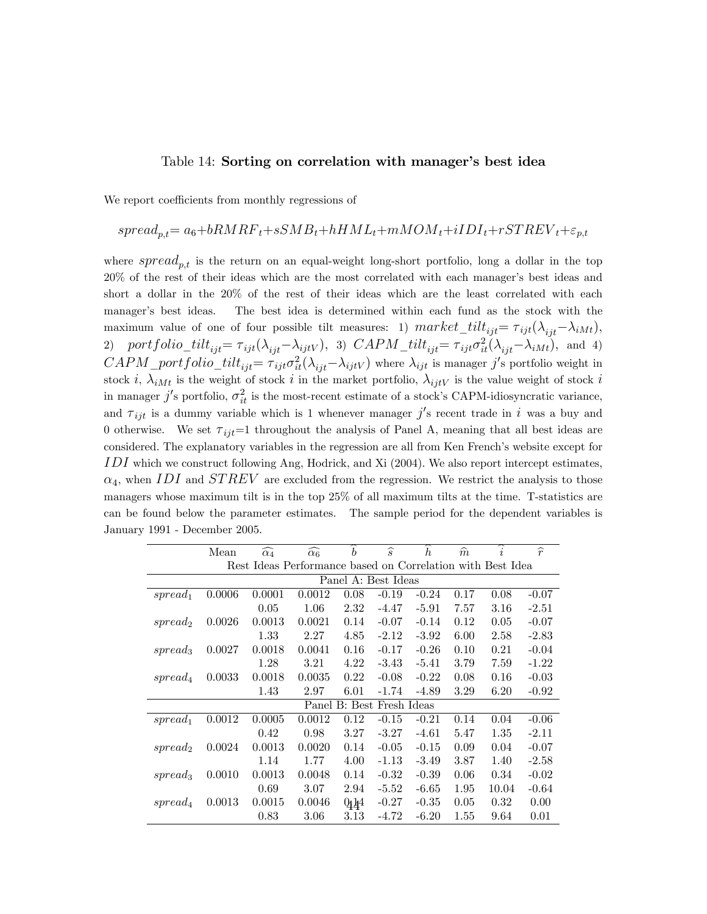Table 14: **Sorting on correlation with manager's best idea**

We report coefficients from monthly regressions of

$$spread_{p,t}= a_6+bRMRF_t+sSMB_t+hHML_t+mMOM_t+iIDI_t+rSTREV_t+\varepsilon_{p,t}$$

where $spread_{p,t}$ is the return on an equal-weight long-short portfolio, long a dollar in the top 20% of the rest of their ideas which are the most correlated with each manager's best ideas and short a dollar in the 20% of the rest of their ideas which are the least correlated with each manager's best ideas. The best idea is determined within each fund as the stock with the maximum value of one of four possible tilt measures: 1) $market\_tilt_{ijt}= \tau_{ijt}(\lambda_{ijt}-\lambda_{iMt})$, 2) $portfolio\_tilt_{ijt}= \tau_{ijt}(\lambda_{ijt}-\lambda_{ijtV})$, 3) $CAPM\_tilt_{ijt}= \tau_{ijt}\sigma^2_{it}(\lambda_{ijt}-\lambda_{iMt})$, and 4) $CAPM\_portfolio\_tilt_{ijt}= \tau_{ijt}\sigma^2_{it}(\lambda_{ijt}-\lambda_{ijtV})$ where $\lambda_{ijt}$ is manager $j'$s portfolio weight in stock $i$, $\lambda_{iMt}$ is the weight of stock $i$ in the market portfolio, $\lambda_{ijtV}$ is the value weight of stock $i$ in manager $j'$s portfolio, $\sigma^2_{it}$ is the most-recent estimate of a stock's CAPM-idiosyncratic variance, and $\tau_{ijt}$ is a dummy variable which is 1 whenever manager $j'$s recent trade in $i$ was a buy and 0 otherwise. We set $\tau_{ijt}$=1 throughout the analysis of Panel A, meaning that all best ideas are considered. The explanatory variables in the regression are all from Ken French's website except for $IDI$ which we construct following Ang, Hodrick, and Xi (2004). We also report intercept estimates, $\alpha_4$, when $IDI$ and $STREV$ are excluded from the regression. We restrict the analysis to those managers whose maximum tilt is in the top 25% of all maximum tilts at the time. T-statistics are can be found below the parameter estimates. The sample period for the dependent variables is January 1991 - December 2005.

| | Mean | $\widehat{\alpha_4}$ | $\widehat{\alpha_6}$ | $\widehat{b}$ | $\widehat{s}$ | $\widehat{h}$ | $\widehat{m}$ | $\widehat{i}$ | $\widehat{r}$ |
|---|---|---|---|---|---|---|---|---|---|
| | Rest Ideas Performance based on Correlation with Best Idea | | | | | | | | |
| | Panel A: Best Ideas | | | | | | | | |
| $spread_1$ | 0.0006 | 0.0001 | 0.0012 | 0.08 | -0.19 | -0.24 | 0.17 | 0.08 | -0.07 |
| | | 0.05 | 1.06 | 2.32 | -4.47 | -5.91 | 7.57 | 3.16 | -2.51 |
| $spread_2$ | 0.0026 | 0.0013 | 0.0021 | 0.14 | -0.07 | -0.14 | 0.12 | 0.05 | -0.07 |
| | | 1.33 | 2.27 | 4.85 | -2.12 | -3.92 | 6.00 | 2.58 | -2.83 |
| $spread_3$ | 0.0027 | 0.0018 | 0.0041 | 0.16 | -0.17 | -0.26 | 0.10 | 0.21 | -0.04 |
| | | 1.28 | 3.21 | 4.22 | -3.43 | -5.41 | 3.79 | 7.59 | -1.22 |
| $spread_4$ | 0.0033 | 0.0018 | 0.0035 | 0.22 | -0.08 | -0.22 | 0.08 | 0.16 | -0.03 |
| | | 1.43 | 2.97 | 6.01 | -1.74 | -4.89 | 3.29 | 6.20 | -0.92 |
| | Panel B: Best Fresh Ideas | | | | | | | | |
| $spread_1$ | 0.0012 | 0.0005 | 0.0012 | 0.12 | -0.15 | -0.21 | 0.14 | 0.04 | -0.06 |
| | | 0.42 | 0.98 | 3.27 | -3.27 | -4.61 | 5.47 | 1.35 | -2.11 |
| $spread_2$ | 0.0024 | 0.0013 | 0.0020 | 0.14 | -0.05 | -0.15 | 0.09 | 0.04 | -0.07 |
| | | 1.14 | 1.77 | 4.00 | -1.13 | -3.49 | 3.87 | 1.40 | -2.58 |
| $spread_3$ | 0.0010 | 0.0013 | 0.0048 | 0.14 | -0.32 | -0.39 | 0.06 | 0.34 | -0.02 |
| | | 0.69 | 3.07 | 2.94 | -5.52 | -6.65 | 1.95 | 10.04 | -0.64 |
| $spread_4$ | 0.0013 | 0.0015 | 0.0046 | 0.14 | -0.27 | -0.35 | 0.05 | 0.32 | 0.00 |
| | | 0.83 | 3.06 | 3.13 | -4.72 | -6.20 | 1.55 | 9.64 | 0.01 |